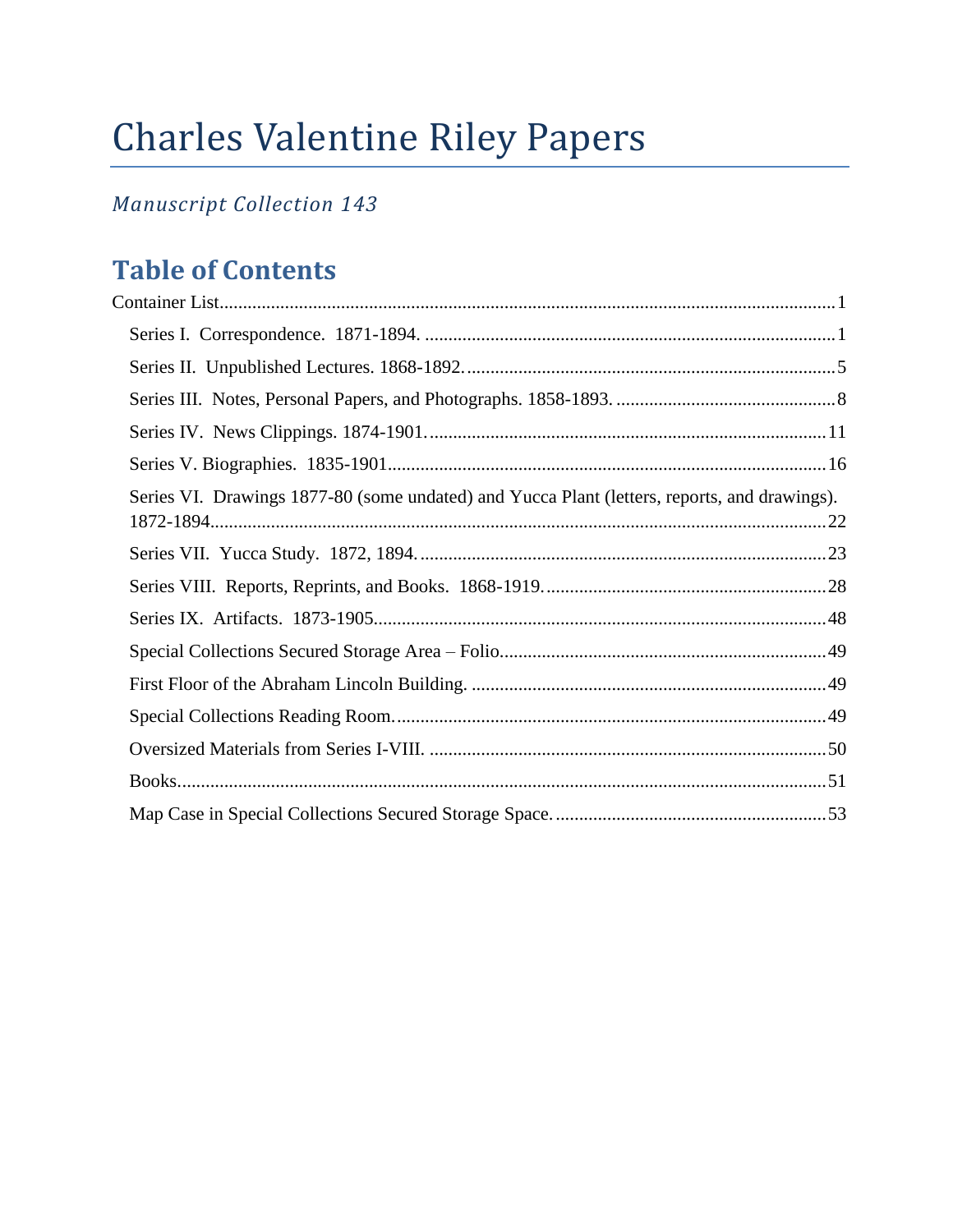# Charles Valentine Riley Papers

*Manuscript Collection 143*

## Table of Contents

Container List....................................................................................................................1

- Series I. Correspondence. 1871-1894. .......................................................................................1
- Series II. Unpublished Lectures. 1868-1892.................................................................................5
- Series III. Notes, Personal Papers, and Photographs. 1858-1893. ...............................................8
- Series IV. News Clippings. 1874-1901......................................................................................11
- Series V. Biographies. 1835-1901...........................................................................................16
- Series VI. Drawings 1877-80 (some undated) and Yucca Plant (letters, reports, and drawings). 1872-1894...................................................................................................................22
- Series VII. Yucca Study. 1872, 1894.......................................................................................23
- Series VIII. Reports, Reprints, and Books. 1868-1919............................................................28
- Series IX. Artifacts. 1873-1905...............................................................................................48
- Special Collections Secured Storage Area – Folio.....................................................................49
- First Floor of the Abraham Lincoln Building. ...........................................................................49
- Special Collections Reading Room...........................................................................................49
- Oversized Materials from Series I-VIII. ....................................................................................50
- Books.........................................................................................................................................51
- Map Case in Special Collections Secured Storage Space..........................................................53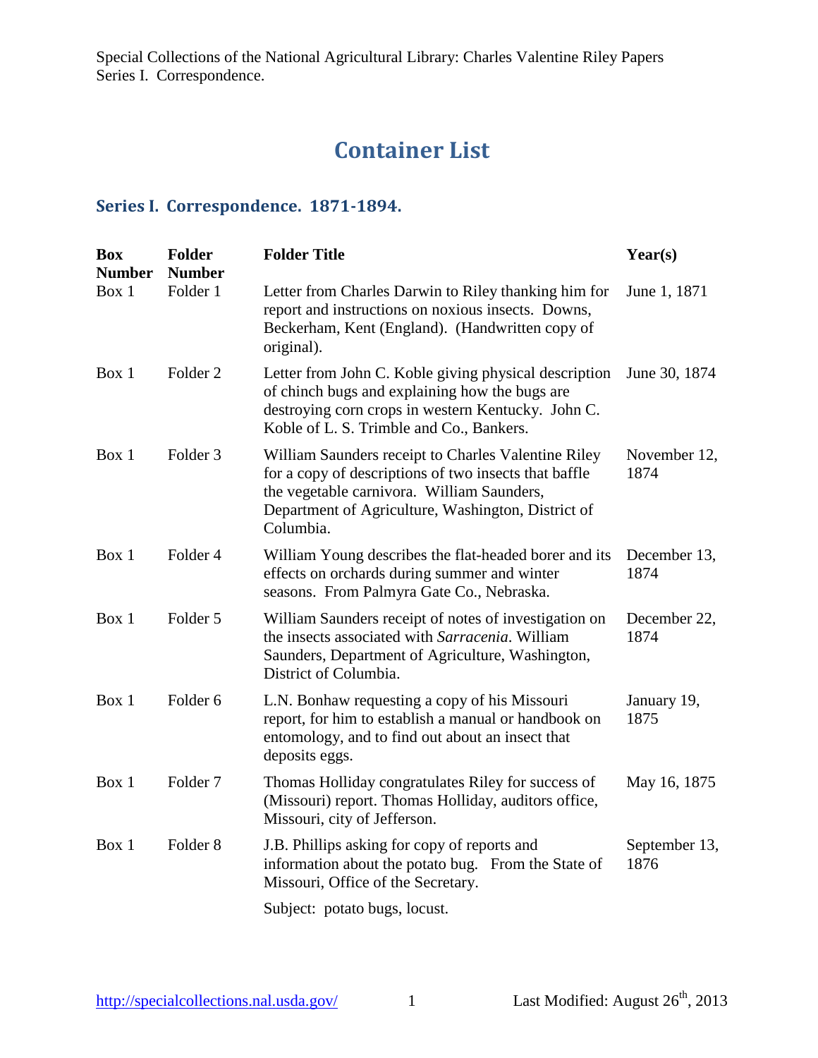# Container List

## Series I. Correspondence. 1871-1894.

| Box Number | Folder Number | Folder Title | Year(s) |
|---|---|---|---|
| Box 1 | Folder 1 | Letter from Charles Darwin to Riley thanking him for report and instructions on noxious insects. Downs, Beckerham, Kent (England). (Handwritten copy of original). | June 1, 1871 |
| Box 1 | Folder 2 | Letter from John C. Koble giving physical description of chinch bugs and explaining how the bugs are destroying corn crops in western Kentucky. John C. Koble of L. S. Trimble and Co., Bankers. | June 30, 1874 |
| Box 1 | Folder 3 | William Saunders receipt to Charles Valentine Riley for a copy of descriptions of two insects that baffle the vegetable carnivora. William Saunders, Department of Agriculture, Washington, District of Columbia. | November 12, 1874 |
| Box 1 | Folder 4 | William Young describes the flat-headed borer and its effects on orchards during summer and winter seasons. From Palmyra Gate Co., Nebraska. | December 13, 1874 |
| Box 1 | Folder 5 | William Saunders receipt of notes of investigation on the insects associated with *Sarracenia*. William Saunders, Department of Agriculture, Washington, District of Columbia. | December 22, 1874 |
| Box 1 | Folder 6 | L.N. Bonhaw requesting a copy of his Missouri report, for him to establish a manual or handbook on entomology, and to find out about an insect that deposits eggs. | January 19, 1875 |
| Box 1 | Folder 7 | Thomas Holliday congratulates Riley for success of (Missouri) report. Thomas Holliday, auditors office, Missouri, city of Jefferson. | May 16, 1875 |
| Box 1 | Folder 8 | J.B. Phillips asking for copy of reports and information about the potato bug. From the State of Missouri, Office of the Secretary.<br><br>Subject: potato bugs, locust. | September 13, 1876 |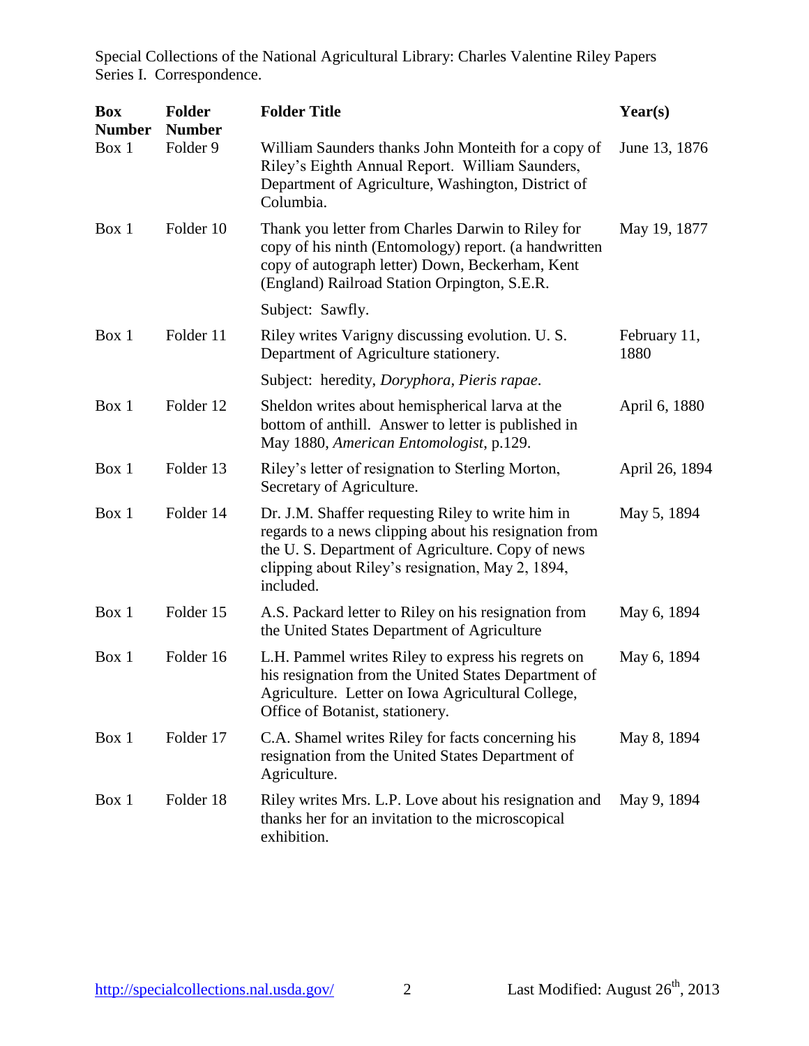| Box Number | Folder Number | Folder Title | Year(s) |
|---|---|---|---|
| Box 1 | Folder 9 | William Saunders thanks John Monteith for a copy of Riley's Eighth Annual Report. William Saunders, Department of Agriculture, Washington, District of Columbia. | June 13, 1876 |
| Box 1 | Folder 10 | Thank you letter from Charles Darwin to Riley for copy of his ninth (Entomology) report. (a handwritten copy of autograph letter) Down, Beckerham, Kent (England) Railroad Station Orpington, S.E.R. Subject: Sawfly. | May 19, 1877 |
| Box 1 | Folder 11 | Riley writes Varigny discussing evolution. U. S. Department of Agriculture stationery. Subject: heredity, *Doryphora*, *Pieris rapae*. | February 11, 1880 |
| Box 1 | Folder 12 | Sheldon writes about hemispherical larva at the bottom of anthill. Answer to letter is published in May 1880, *American Entomologist*, p.129. | April 6, 1880 |
| Box 1 | Folder 13 | Riley's letter of resignation to Sterling Morton, Secretary of Agriculture. | April 26, 1894 |
| Box 1 | Folder 14 | Dr. J.M. Shaffer requesting Riley to write him in regards to a news clipping about his resignation from the U. S. Department of Agriculture. Copy of news clipping about Riley's resignation, May 2, 1894, included. | May 5, 1894 |
| Box 1 | Folder 15 | A.S. Packard letter to Riley on his resignation from the United States Department of Agriculture | May 6, 1894 |
| Box 1 | Folder 16 | L.H. Pammel writes Riley to express his regrets on his resignation from the United States Department of Agriculture. Letter on Iowa Agricultural College, Office of Botanist, stationery. | May 6, 1894 |
| Box 1 | Folder 17 | C.A. Shamel writes Riley for facts concerning his resignation from the United States Department of Agriculture. | May 8, 1894 |
| Box 1 | Folder 18 | Riley writes Mrs. L.P. Love about his resignation and thanks her for an invitation to the microscopical exhibition. | May 9, 1894 |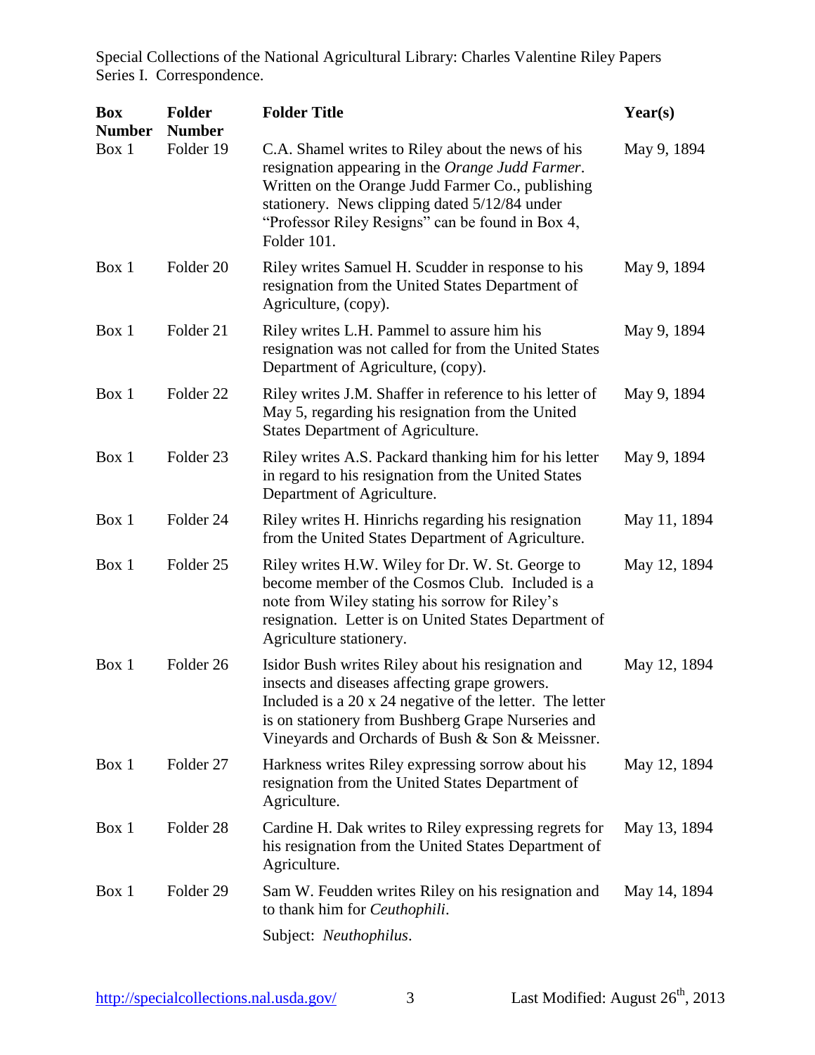| Box Number | Folder Number | Folder Title | Year(s) |
|---|---|---|---|
| Box 1 | Folder 19 | C.A. Shamel writes to Riley about the news of his resignation appearing in the *Orange Judd Farmer*. Written on the Orange Judd Farmer Co., publishing stationery. News clipping dated 5/12/84 under "Professor Riley Resigns" can be found in Box 4, Folder 101. | May 9, 1894 |
| Box 1 | Folder 20 | Riley writes Samuel H. Scudder in response to his resignation from the United States Department of Agriculture, (copy). | May 9, 1894 |
| Box 1 | Folder 21 | Riley writes L.H. Pammel to assure him his resignation was not called for from the United States Department of Agriculture, (copy). | May 9, 1894 |
| Box 1 | Folder 22 | Riley writes J.M. Shaffer in reference to his letter of May 5, regarding his resignation from the United States Department of Agriculture. | May 9, 1894 |
| Box 1 | Folder 23 | Riley writes A.S. Packard thanking him for his letter in regard to his resignation from the United States Department of Agriculture. | May 9, 1894 |
| Box 1 | Folder 24 | Riley writes H. Hinrichs regarding his resignation from the United States Department of Agriculture. | May 11, 1894 |
| Box 1 | Folder 25 | Riley writes H.W. Wiley for Dr. W. St. George to become member of the Cosmos Club. Included is a note from Wiley stating his sorrow for Riley's resignation. Letter is on United States Department of Agriculture stationery. | May 12, 1894 |
| Box 1 | Folder 26 | Isidor Bush writes Riley about his resignation and insects and diseases affecting grape growers. Included is a 20 x 24 negative of the letter. The letter is on stationery from Bushberg Grape Nurseries and Vineyards and Orchards of Bush & Son & Meissner. | May 12, 1894 |
| Box 1 | Folder 27 | Harkness writes Riley expressing sorrow about his resignation from the United States Department of Agriculture. | May 12, 1894 |
| Box 1 | Folder 28 | Cardine H. Dak writes to Riley expressing regrets for his resignation from the United States Department of Agriculture. | May 13, 1894 |
| Box 1 | Folder 29 | Sam W. Feudden writes Riley on his resignation and to thank him for *Ceuthophili*.<br><br>Subject: *Neuthophilus*. | May 14, 1894 |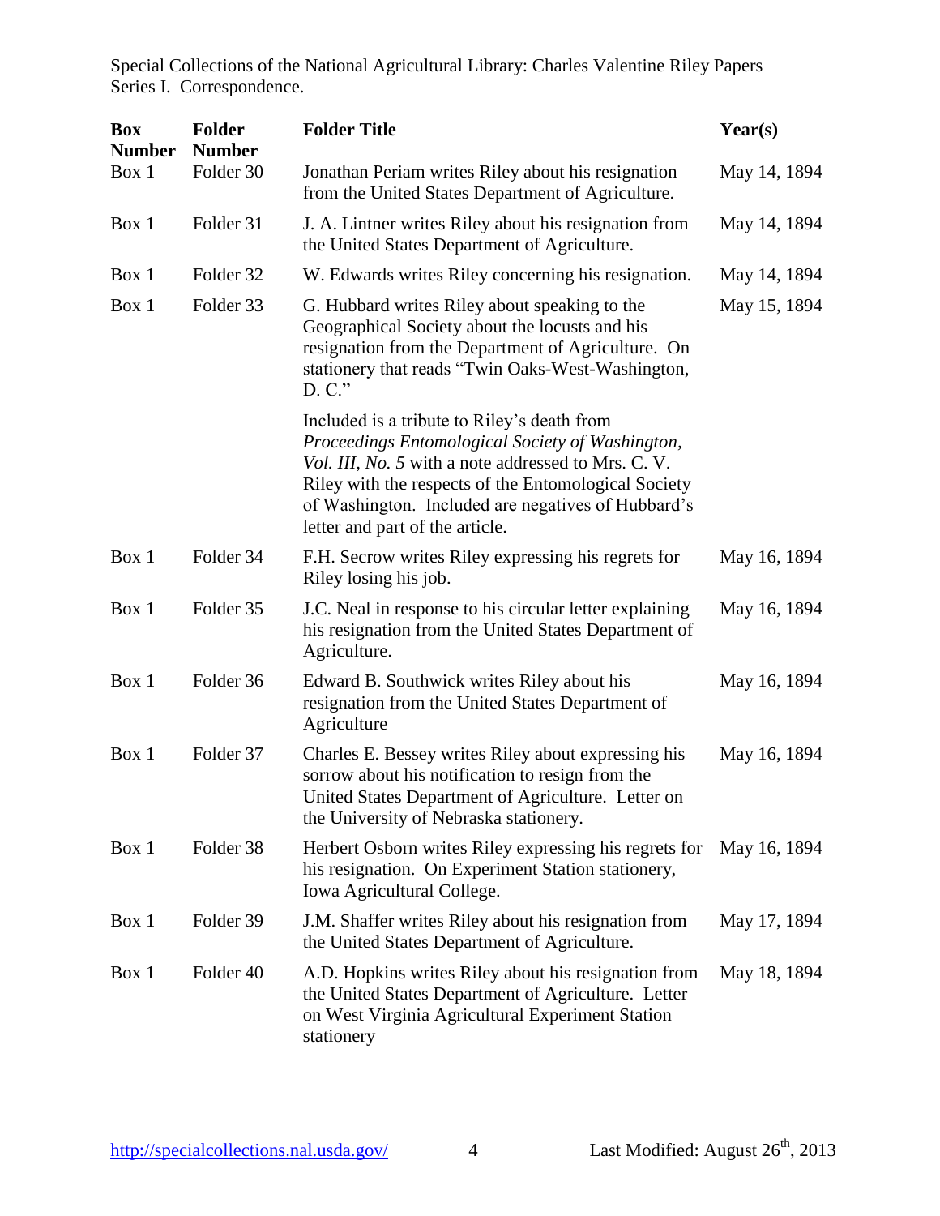Special Collections of the National Agricultural Library: Charles Valentine Riley Papers
Series I. Correspondence.

| Box Number | Folder Number | Folder Title | Year(s) |
|---|---|---|---|
| Box 1 | Folder 30 | Jonathan Periam writes Riley about his resignation from the United States Department of Agriculture. | May 14, 1894 |
| Box 1 | Folder 31 | J. A. Lintner writes Riley about his resignation from the United States Department of Agriculture. | May 14, 1894 |
| Box 1 | Folder 32 | W. Edwards writes Riley concerning his resignation. | May 14, 1894 |
| Box 1 | Folder 33 | G. Hubbard writes Riley about speaking to the Geographical Society about the locusts and his resignation from the Department of Agriculture. On stationery that reads "Twin Oaks-West-Washington, D. C."<br><br>Included is a tribute to Riley's death from *Proceedings Entomological Society of Washington, Vol. III, No. 5* with a note addressed to Mrs. C. V. Riley with the respects of the Entomological Society of Washington. Included are negatives of Hubbard's letter and part of the article. | May 15, 1894 |
| Box 1 | Folder 34 | F.H. Secrow writes Riley expressing his regrets for Riley losing his job. | May 16, 1894 |
| Box 1 | Folder 35 | J.C. Neal in response to his circular letter explaining his resignation from the United States Department of Agriculture. | May 16, 1894 |
| Box 1 | Folder 36 | Edward B. Southwick writes Riley about his resignation from the United States Department of Agriculture | May 16, 1894 |
| Box 1 | Folder 37 | Charles E. Bessey writes Riley about expressing his sorrow about his notification to resign from the United States Department of Agriculture. Letter on the University of Nebraska stationery. | May 16, 1894 |
| Box 1 | Folder 38 | Herbert Osborn writes Riley expressing his regrets for his resignation. On Experiment Station stationery, Iowa Agricultural College. | May 16, 1894 |
| Box 1 | Folder 39 | J.M. Shaffer writes Riley about his resignation from the United States Department of Agriculture. | May 17, 1894 |
| Box 1 | Folder 40 | A.D. Hopkins writes Riley about his resignation from the United States Department of Agriculture. Letter on West Virginia Agricultural Experiment Station stationery | May 18, 1894 |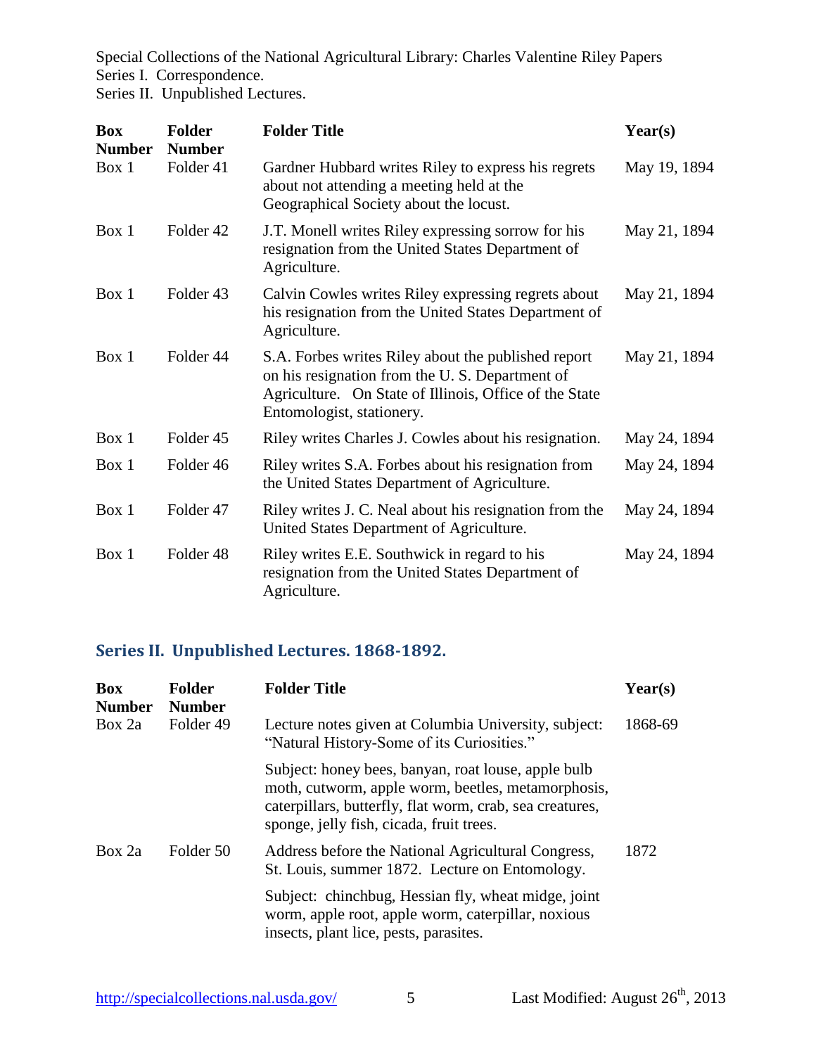| Box Number | Folder Number | Folder Title | Year(s) |
|---|---|---|---|
| Box 1 | Folder 41 | Gardner Hubbard writes Riley to express his regrets about not attending a meeting held at the Geographical Society about the locust. | May 19, 1894 |
| Box 1 | Folder 42 | J.T. Monell writes Riley expressing sorrow for his resignation from the United States Department of Agriculture. | May 21, 1894 |
| Box 1 | Folder 43 | Calvin Cowles writes Riley expressing regrets about his resignation from the United States Department of Agriculture. | May 21, 1894 |
| Box 1 | Folder 44 | S.A. Forbes writes Riley about the published report on his resignation from the U. S. Department of Agriculture. On State of Illinois, Office of the State Entomologist, stationery. | May 21, 1894 |
| Box 1 | Folder 45 | Riley writes Charles J. Cowles about his resignation. | May 24, 1894 |
| Box 1 | Folder 46 | Riley writes S.A. Forbes about his resignation from the United States Department of Agriculture. | May 24, 1894 |
| Box 1 | Folder 47 | Riley writes J. C. Neal about his resignation from the United States Department of Agriculture. | May 24, 1894 |
| Box 1 | Folder 48 | Riley writes E.E. Southwick in regard to his resignation from the United States Department of Agriculture. | May 24, 1894 |

## Series II. Unpublished Lectures. 1868-1892.

| Box Number | Folder Number | Folder Title | Year(s) |
|---|---|---|---|
| Box 2a | Folder 49 | Lecture notes given at Columbia University, subject: "Natural History-Some of its Curiosities." | 1868-69 |
| | | Subject: honey bees, banyan, roat louse, apple bulb moth, cutworm, apple worm, beetles, metamorphosis, caterpillars, butterfly, flat worm, crab, sea creatures, sponge, jelly fish, cicada, fruit trees. | |
| Box 2a | Folder 50 | Address before the National Agricultural Congress, St. Louis, summer 1872. Lecture on Entomology. | 1872 |
| | | Subject: chinchbug, Hessian fly, wheat midge, joint worm, apple root, apple worm, caterpillar, noxious insects, plant lice, pests, parasites. | |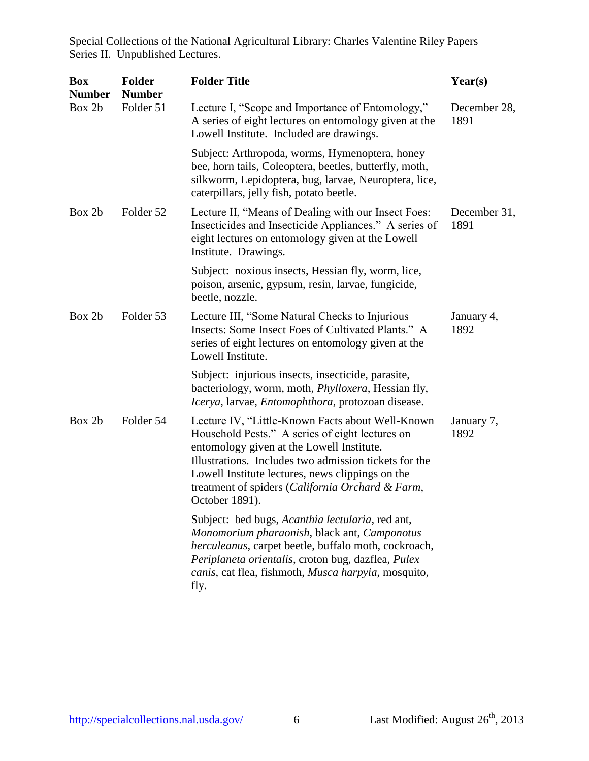| Box Number | Folder Number | Folder Title | Year(s) |
|---|---|---|---|
| Box 2b | Folder 51 | Lecture I, "Scope and Importance of Entomology," A series of eight lectures on entomology given at the Lowell Institute. Included are drawings. | December 28, 1891 |
| | | Subject: Arthropoda, worms, Hymenoptera, honey bee, horn tails, Coleoptera, beetles, butterfly, moth, silkworm, Lepidoptera, bug, larvae, Neuroptera, lice, caterpillars, jelly fish, potato beetle. | |
| Box 2b | Folder 52 | Lecture II, "Means of Dealing with our Insect Foes: Insecticides and Insecticide Appliances." A series of eight lectures on entomology given at the Lowell Institute. Drawings. | December 31, 1891 |
| | | Subject: noxious insects, Hessian fly, worm, lice, poison, arsenic, gypsum, resin, larvae, fungicide, beetle, nozzle. | |
| Box 2b | Folder 53 | Lecture III, "Some Natural Checks to Injurious Insects: Some Insect Foes of Cultivated Plants." A series of eight lectures on entomology given at the Lowell Institute. | January 4, 1892 |
| | | Subject: injurious insects, insecticide, parasite, bacteriology, worm, moth, *Phylloxera*, Hessian fly, *Icerya*, larvae, *Entomophthora*, protozoan disease. | |
| Box 2b | Folder 54 | Lecture IV, "Little-Known Facts about Well-Known Household Pests." A series of eight lectures on entomology given at the Lowell Institute. Illustrations. Includes two admission tickets for the Lowell Institute lectures, news clippings on the treatment of spiders (*California Orchard & Farm*, October 1891). | January 7, 1892 |
| | | Subject: bed bugs, *Acanthia lectularia*, red ant, *Monomorium pharaonish*, black ant, *Camponotus herculeanus*, carpet beetle, buffalo moth, cockroach, *Periplaneta orientalis*, croton bug, dazflea, *Pulex canis*, cat flea, fishmoth, *Musca harpyia*, mosquito, fly. | |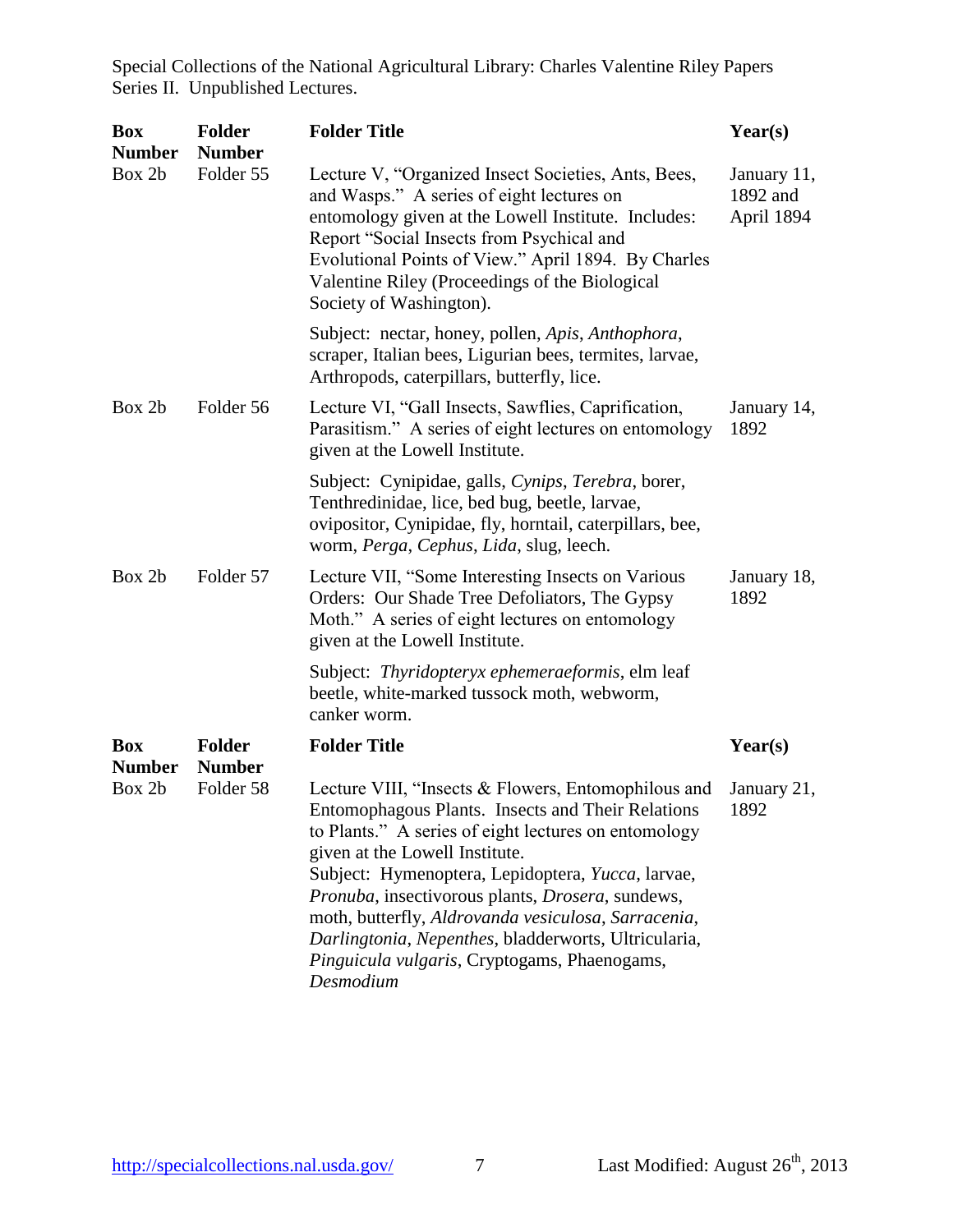| Box Number | Folder Number | Folder Title | Year(s) |
|---|---|---|---|
| Box 2b | Folder 55 | Lecture V, "Organized Insect Societies, Ants, Bees, and Wasps." A series of eight lectures on entomology given at the Lowell Institute. Includes: Report "Social Insects from Psychical and Evolutional Points of View." April 1894. By Charles Valentine Riley (Proceedings of the Biological Society of Washington).<br><br>Subject: nectar, honey, pollen, *Apis*, *Anthophora*, scraper, Italian bees, Ligurian bees, termites, larvae, Arthropods, caterpillars, butterfly, lice. | January 11, 1892 and April 1894 |
| Box 2b | Folder 56 | Lecture VI, "Gall Insects, Sawflies, Caprification, Parasitism." A series of eight lectures on entomology given at the Lowell Institute.<br><br>Subject: Cynipidae, galls, *Cynips*, *Terebra*, borer, Tenthredinidae, lice, bed bug, beetle, larvae, ovipositor, Cynipidae, fly, horntail, caterpillars, bee, worm, *Perga*, *Cephus*, *Lida*, slug, leech. | January 14, 1892 |
| Box 2b | Folder 57 | Lecture VII, "Some Interesting Insects on Various Orders: Our Shade Tree Defoliators, The Gypsy Moth." A series of eight lectures on entomology given at the Lowell Institute.<br><br>Subject: *Thyridopteryx ephemeraeformis*, elm leaf beetle, white-marked tussock moth, webworm, canker worm. | January 18, 1892 |
| Box 2b | Folder 58 | Lecture VIII, "Insects & Flowers, Entomophilous and Entomophagous Plants. Insects and Their Relations to Plants." A series of eight lectures on entomology given at the Lowell Institute.<br>Subject: Hymenoptera, Lepidoptera, *Yucca*, larvae, *Pronuba*, insectivorous plants, *Drosera*, sundews, moth, butterfly, *Aldrovanda vesiculosa*, *Sarracenia*, *Darlingtonia*, *Nepenthes*, bladderworts, Ultricularia, *Pinguicula vulgaris*, Cryptogams, Phaenogams, *Desmodium* | January 21, 1892 |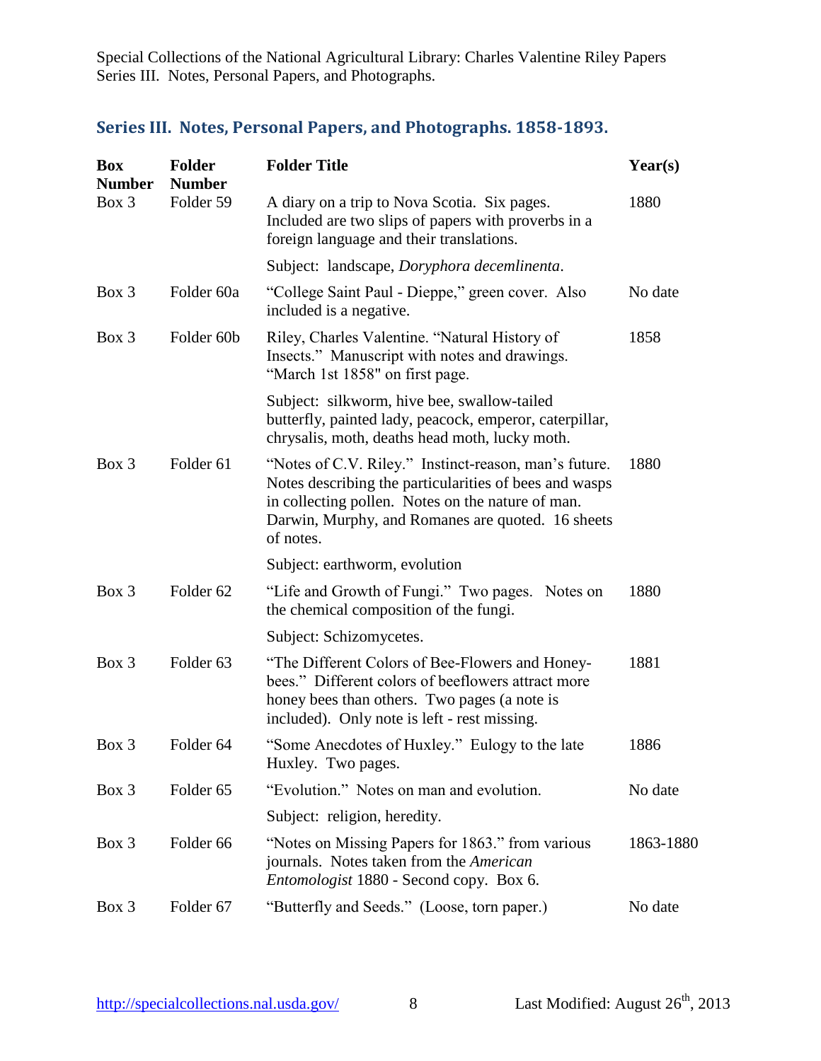## Series III. Notes, Personal Papers, and Photographs. 1858-1893.

| Box Number | Folder Number | Folder Title | Year(s) |
|---|---|---|---|
| Box 3 | Folder 59 | A diary on a trip to Nova Scotia. Six pages. Included are two slips of papers with proverbs in a foreign language and their translations. | 1880 |
| | | Subject: landscape, *Doryphora decemlinenta*. | |
| Box 3 | Folder 60a | "College Saint Paul - Dieppe," green cover. Also included is a negative. | No date |
| Box 3 | Folder 60b | Riley, Charles Valentine. "Natural History of Insects." Manuscript with notes and drawings. "March 1st 1858" on first page. | 1858 |
| | | Subject: silkworm, hive bee, swallow-tailed butterfly, painted lady, peacock, emperor, caterpillar, chrysalis, moth, deaths head moth, lucky moth. | |
| Box 3 | Folder 61 | "Notes of C.V. Riley." Instinct-reason, man's future. Notes describing the particularities of bees and wasps in collecting pollen. Notes on the nature of man. Darwin, Murphy, and Romanes are quoted. 16 sheets of notes. | 1880 |
| | | Subject: earthworm, evolution | |
| Box 3 | Folder 62 | "Life and Growth of Fungi." Two pages. Notes on the chemical composition of the fungi. | 1880 |
| | | Subject: Schizomycetes. | |
| Box 3 | Folder 63 | "The Different Colors of Bee-Flowers and Honey-bees." Different colors of beeflowers attract more honey bees than others. Two pages (a note is included). Only note is left - rest missing. | 1881 |
| Box 3 | Folder 64 | "Some Anecdotes of Huxley." Eulogy to the late Huxley. Two pages. | 1886 |
| Box 3 | Folder 65 | "Evolution." Notes on man and evolution. | No date |
| | | Subject: religion, heredity. | |
| Box 3 | Folder 66 | "Notes on Missing Papers for 1863." from various journals. Notes taken from the *American Entomologist* 1880 - Second copy. Box 6. | 1863-1880 |
| Box 3 | Folder 67 | "Butterfly and Seeds." (Loose, torn paper.) | No date |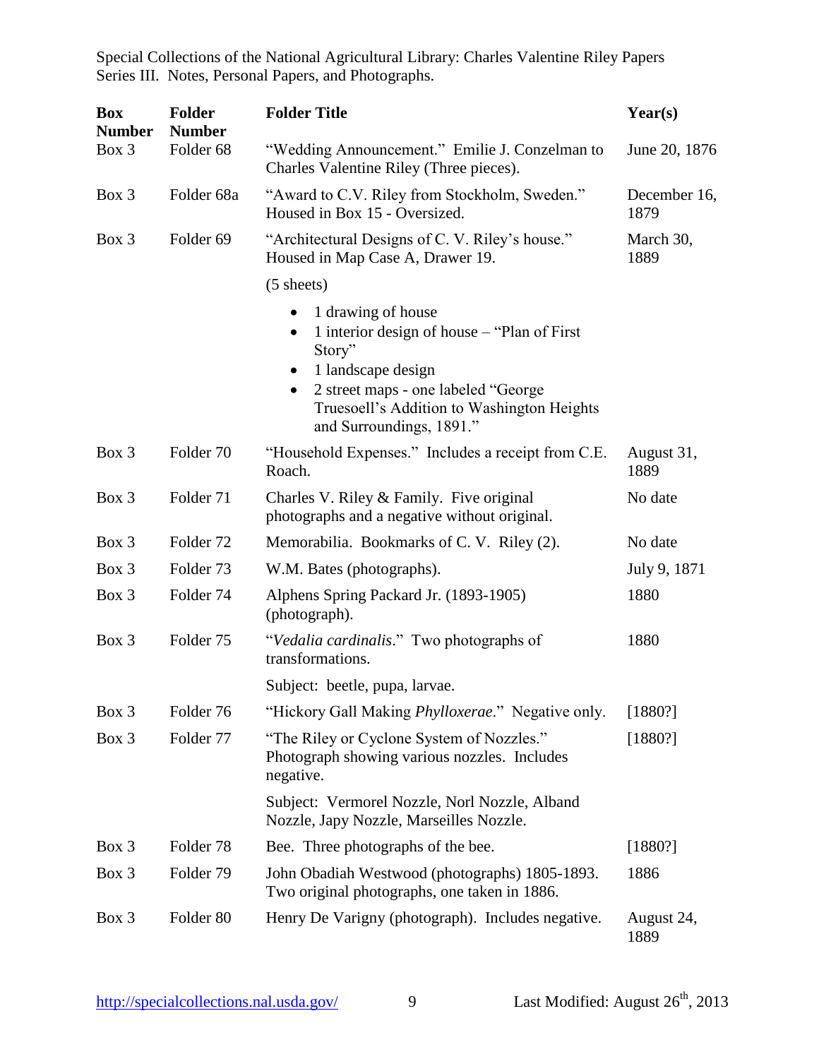| Box Number | Folder Number | Folder Title | Year(s) |
|---|---|---|---|
| Box 3 | Folder 68 | "Wedding Announcement." Emilie J. Conzelman to Charles Valentine Riley (Three pieces). | June 20, 1876 |
| Box 3 | Folder 68a | "Award to C.V. Riley from Stockholm, Sweden." Housed in Box 15 - Oversized. | December 16, 1879 |
| Box 3 | Folder 69 | "Architectural Designs of C. V. Riley's house." Housed in Map Case A, Drawer 19. (5 sheets) • 1 drawing of house • 1 interior design of house – "Plan of First Story" • 1 landscape design • 2 street maps - one labeled "George Truesoell's Addition to Washington Heights and Surroundings, 1891." | March 30, 1889 |
| Box 3 | Folder 70 | "Household Expenses." Includes a receipt from C.E. Roach. | August 31, 1889 |
| Box 3 | Folder 71 | Charles V. Riley & Family. Five original photographs and a negative without original. | No date |
| Box 3 | Folder 72 | Memorabilia. Bookmarks of C. V. Riley (2). | No date |
| Box 3 | Folder 73 | W.M. Bates (photographs). | July 9, 1871 |
| Box 3 | Folder 74 | Alphens Spring Packard Jr. (1893-1905) (photograph). | 1880 |
| Box 3 | Folder 75 | "*Vedalia cardinalis*." Two photographs of transformations. Subject: beetle, pupa, larvae. | 1880 |
| Box 3 | Folder 76 | "Hickory Gall Making *Phylloxerae*." Negative only. | [1880?] |
| Box 3 | Folder 77 | "The Riley or Cyclone System of Nozzles." Photograph showing various nozzles. Includes negative. Subject: Vermorel Nozzle, Norl Nozzle, Alband Nozzle, Japy Nozzle, Marseilles Nozzle. | [1880?] |
| Box 3 | Folder 78 | Bee. Three photographs of the bee. | [1880?] |
| Box 3 | Folder 79 | John Obadiah Westwood (photographs) 1805-1893. Two original photographs, one taken in 1886. | 1886 |
| Box 3 | Folder 80 | Henry De Varigny (photograph). Includes negative. | August 24, 1889 |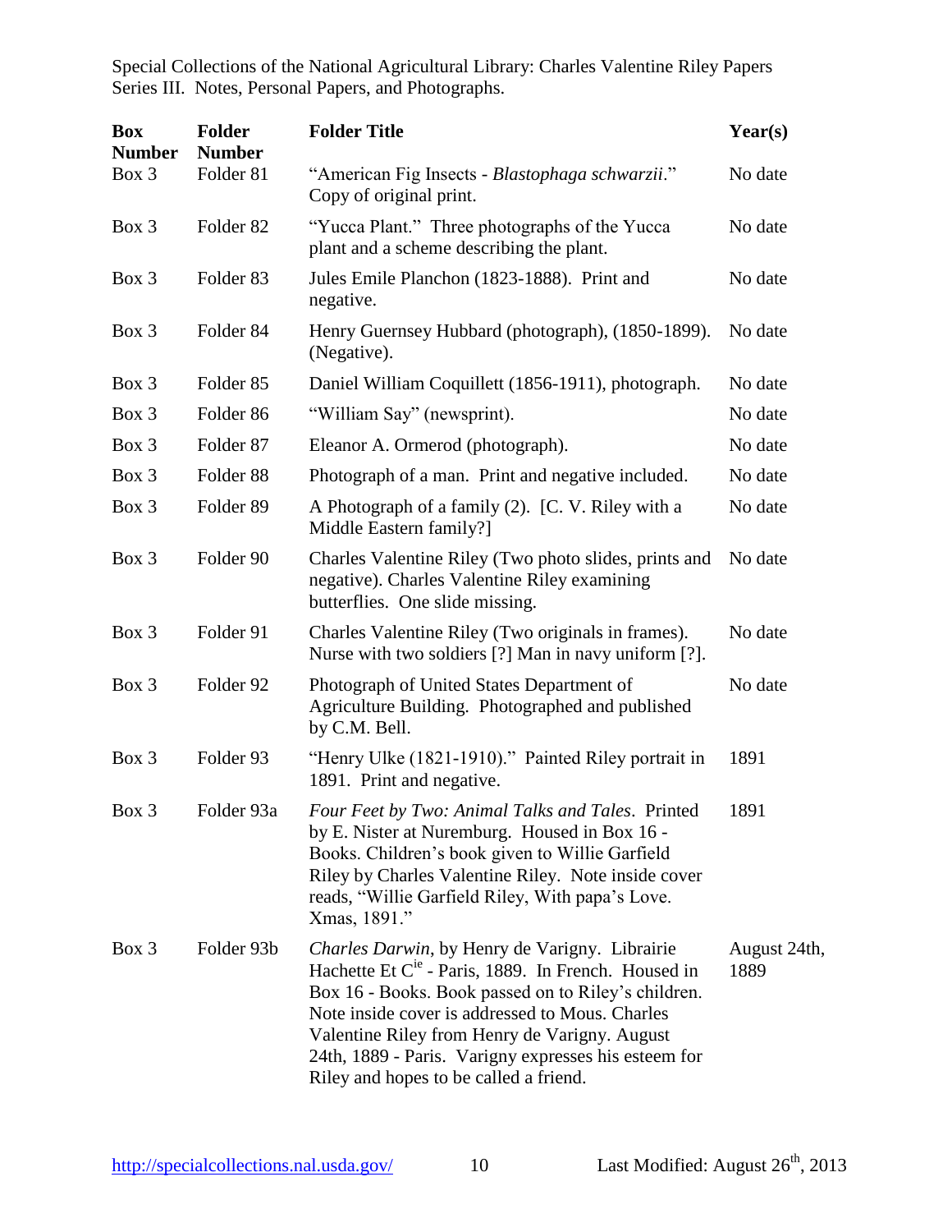| Box Number | Folder Number | Folder Title | Year(s) |
| --- | --- | --- | --- |
| Box 3 | Folder 81 | "American Fig Insects - *Blastophaga schwarzii*." Copy of original print. | No date |
| Box 3 | Folder 82 | "Yucca Plant." Three photographs of the Yucca plant and a scheme describing the plant. | No date |
| Box 3 | Folder 83 | Jules Emile Planchon (1823-1888). Print and negative. | No date |
| Box 3 | Folder 84 | Henry Guernsey Hubbard (photograph), (1850-1899). (Negative). | No date |
| Box 3 | Folder 85 | Daniel William Coquillett (1856-1911), photograph. | No date |
| Box 3 | Folder 86 | "William Say" (newsprint). | No date |
| Box 3 | Folder 87 | Eleanor A. Ormerod (photograph). | No date |
| Box 3 | Folder 88 | Photograph of a man. Print and negative included. | No date |
| Box 3 | Folder 89 | A Photograph of a family (2). [C. V. Riley with a Middle Eastern family?] | No date |
| Box 3 | Folder 90 | Charles Valentine Riley (Two photo slides, prints and negative). Charles Valentine Riley examining butterflies. One slide missing. | No date |
| Box 3 | Folder 91 | Charles Valentine Riley (Two originals in frames). Nurse with two soldiers [?] Man in navy uniform [?]. | No date |
| Box 3 | Folder 92 | Photograph of United States Department of Agriculture Building. Photographed and published by C.M. Bell. | No date |
| Box 3 | Folder 93 | "Henry Ulke (1821-1910)." Painted Riley portrait in 1891. Print and negative. | 1891 |
| Box 3 | Folder 93a | *Four Feet by Two: Animal Talks and Tales*. Printed by E. Nister at Nuremburg. Housed in Box 16 - Books. Children's book given to Willie Garfield Riley by Charles Valentine Riley. Note inside cover reads, "Willie Garfield Riley, With papa's Love. Xmas, 1891." | 1891 |
| Box 3 | Folder 93b | *Charles Darwin*, by Henry de Varigny. Librairie Hachette Et C[ie] - Paris, 1889. In French. Housed in Box 16 - Books. Book passed on to Riley's children. Note inside cover is addressed to Mous. Charles Valentine Riley from Henry de Varigny. August 24th, 1889 - Paris. Varigny expresses his esteem for Riley and hopes to be called a friend. | August 24th, 1889 |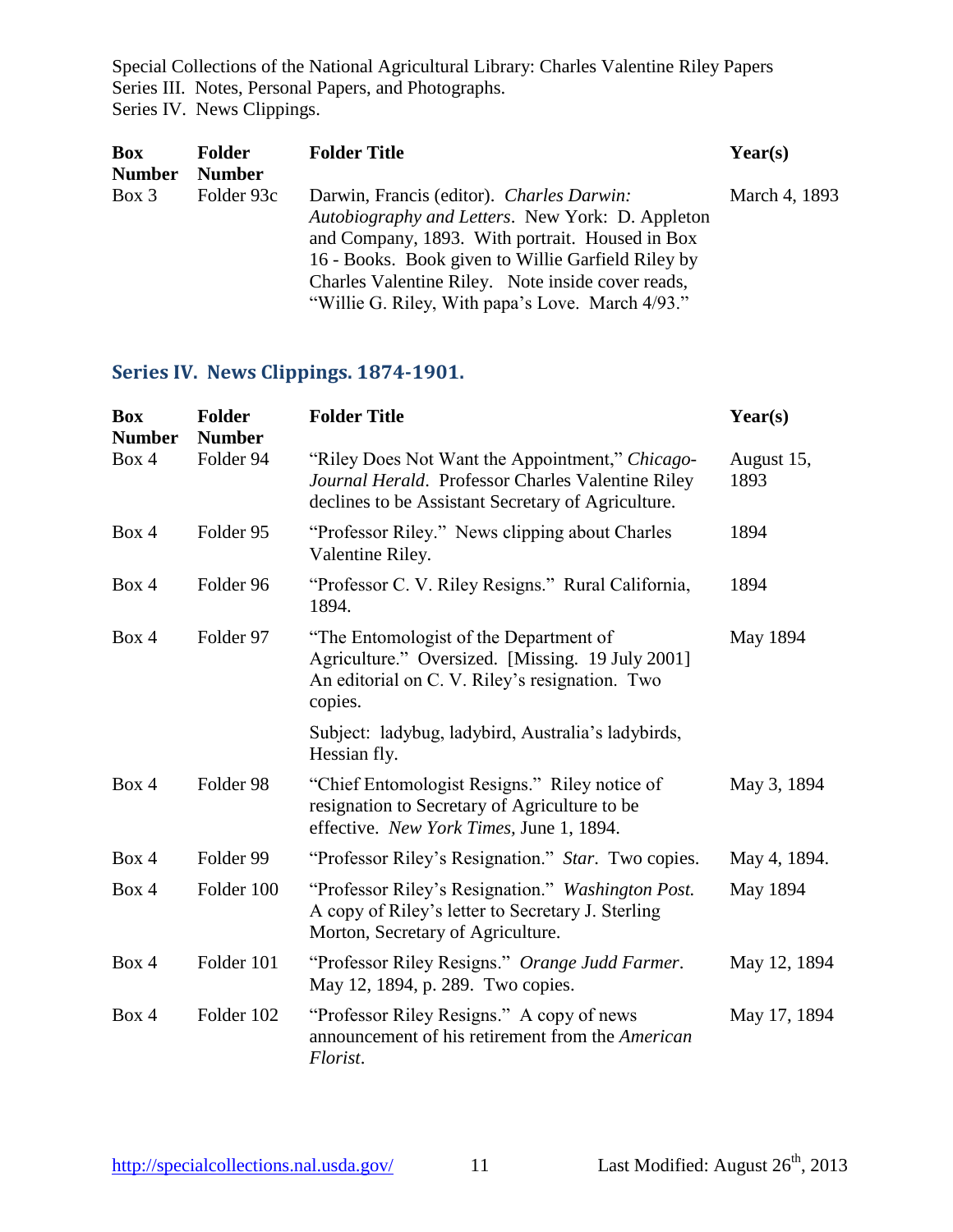| Box Number | Folder Number | Folder Title | Year(s) |
|---|---|---|---|
| Box 3 | Folder 93c | Darwin, Francis (editor). *Charles Darwin: Autobiography and Letters*. New York: D. Appleton and Company, 1893. With portrait. Housed in Box 16 - Books. Book given to Willie Garfield Riley by Charles Valentine Riley. Note inside cover reads, "Willie G. Riley, With papa's Love. March 4/93." | March 4, 1893 |

## Series IV. News Clippings. 1874-1901.

| Box Number | Folder Number | Folder Title | Year(s) |
|---|---|---|---|
| Box 4 | Folder 94 | "Riley Does Not Want the Appointment," *Chicago-Journal Herald*. Professor Charles Valentine Riley declines to be Assistant Secretary of Agriculture. | August 15, 1893 |
| Box 4 | Folder 95 | "Professor Riley." News clipping about Charles Valentine Riley. | 1894 |
| Box 4 | Folder 96 | "Professor C. V. Riley Resigns." Rural California, 1894. | 1894 |
| Box 4 | Folder 97 | "The Entomologist of the Department of Agriculture." Oversized. [Missing. 19 July 2001] An editorial on C. V. Riley's resignation. Two copies.<br><br>Subject: ladybug, ladybird, Australia's ladybirds, Hessian fly. | May 1894 |
| Box 4 | Folder 98 | "Chief Entomologist Resigns." Riley notice of resignation to Secretary of Agriculture to be effective. *New York Times*, June 1, 1894. | May 3, 1894 |
| Box 4 | Folder 99 | "Professor Riley's Resignation." *Star*. Two copies. | May 4, 1894. |
| Box 4 | Folder 100 | "Professor Riley's Resignation." *Washington Post.* A copy of Riley's letter to Secretary J. Sterling Morton, Secretary of Agriculture. | May 1894 |
| Box 4 | Folder 101 | "Professor Riley Resigns." *Orange Judd Farmer*. May 12, 1894, p. 289. Two copies. | May 12, 1894 |
| Box 4 | Folder 102 | "Professor Riley Resigns." A copy of news announcement of his retirement from the *American Florist*. | May 17, 1894 |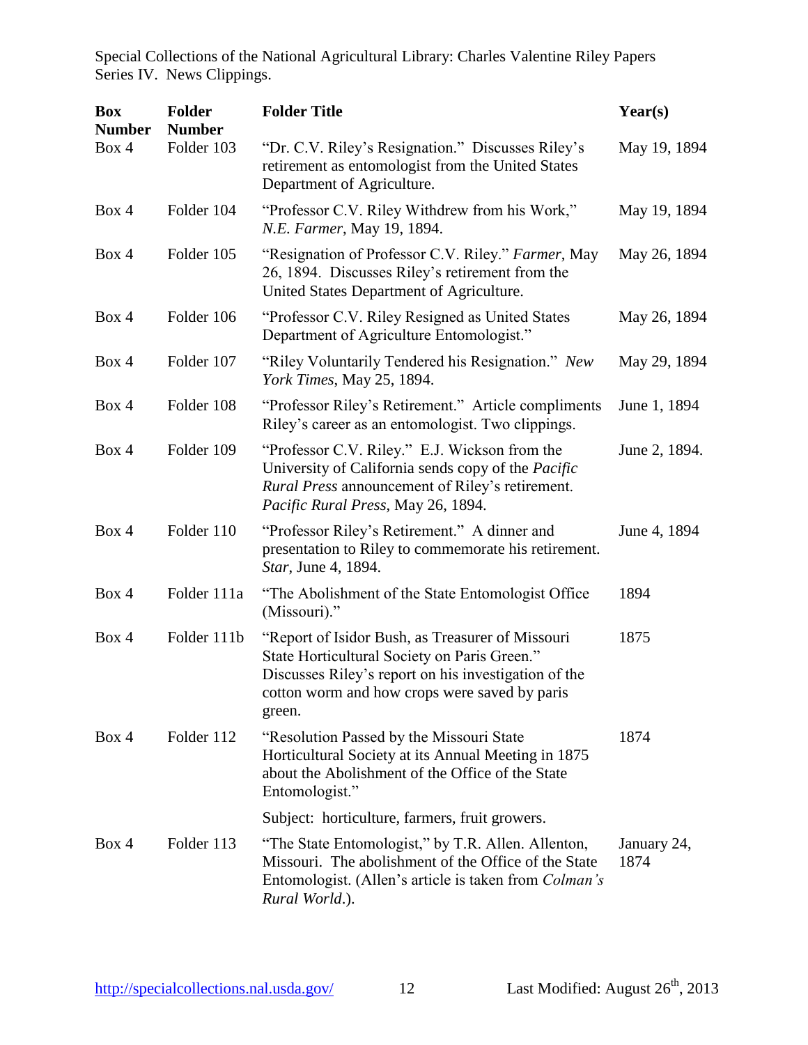Special Collections of the National Agricultural Library: Charles Valentine Riley Papers
Series IV. News Clippings.

| Box Number | Folder Number | Folder Title | Year(s) |
|---|---|---|---|
| Box 4 | Folder 103 | "Dr. C.V. Riley's Resignation." Discusses Riley's retirement as entomologist from the United States Department of Agriculture. | May 19, 1894 |
| Box 4 | Folder 104 | "Professor C.V. Riley Withdrew from his Work," *N.E. Farmer*, May 19, 1894. | May 19, 1894 |
| Box 4 | Folder 105 | "Resignation of Professor C.V. Riley." *Farmer*, May 26, 1894. Discusses Riley's retirement from the United States Department of Agriculture. | May 26, 1894 |
| Box 4 | Folder 106 | "Professor C.V. Riley Resigned as United States Department of Agriculture Entomologist." | May 26, 1894 |
| Box 4 | Folder 107 | "Riley Voluntarily Tendered his Resignation." *New York Times*, May 25, 1894. | May 29, 1894 |
| Box 4 | Folder 108 | "Professor Riley's Retirement." Article compliments Riley's career as an entomologist. Two clippings. | June 1, 1894 |
| Box 4 | Folder 109 | "Professor C.V. Riley." E.J. Wickson from the University of California sends copy of the *Pacific Rural Press* announcement of Riley's retirement. *Pacific Rural Press*, May 26, 1894. | June 2, 1894. |
| Box 4 | Folder 110 | "Professor Riley's Retirement." A dinner and presentation to Riley to commemorate his retirement. *Star*, June 4, 1894. | June 4, 1894 |
| Box 4 | Folder 111a | "The Abolishment of the State Entomologist Office (Missouri)." | 1894 |
| Box 4 | Folder 111b | "Report of Isidor Bush, as Treasurer of Missouri State Horticultural Society on Paris Green." Discusses Riley's report on his investigation of the cotton worm and how crops were saved by paris green. | 1875 |
| Box 4 | Folder 112 | "Resolution Passed by the Missouri State Horticultural Society at its Annual Meeting in 1875 about the Abolishment of the Office of the State Entomologist." | 1874 |
| | | Subject: horticulture, farmers, fruit growers. | |
| Box 4 | Folder 113 | "The State Entomologist," by T.R. Allen. Allenton, Missouri. The abolishment of the Office of the State Entomologist. (Allen's article is taken from *Colman's Rural World*.). | January 24, 1874 |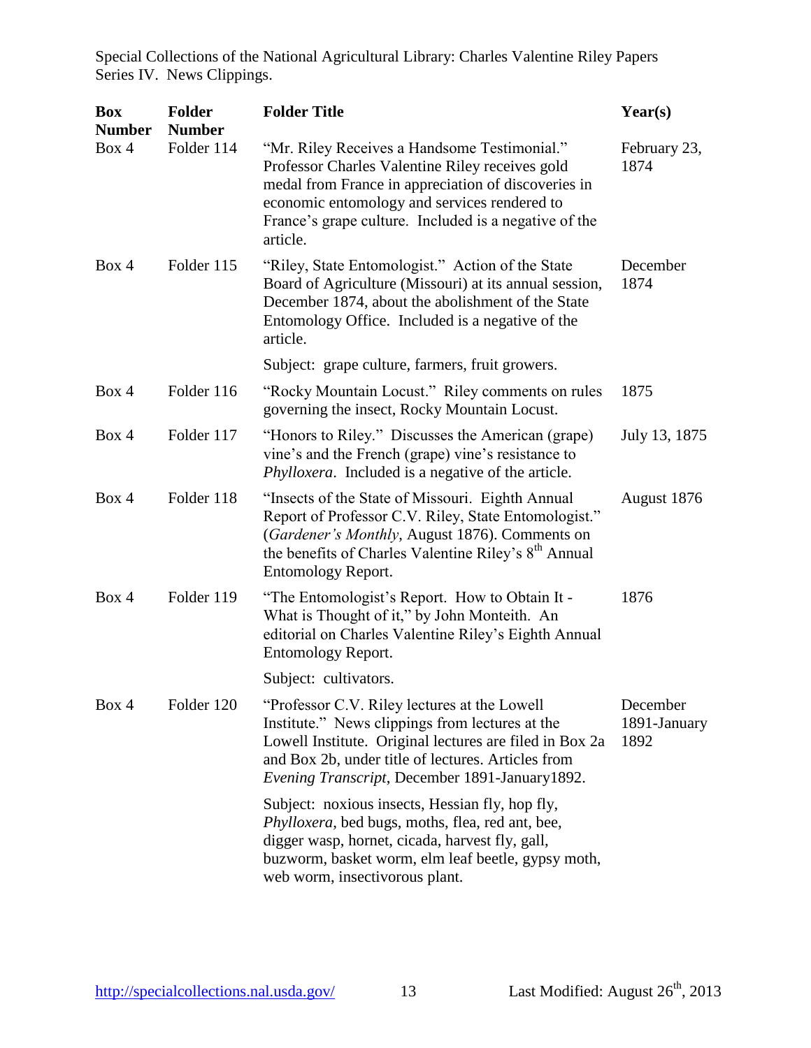| Box Number | Folder Number | Folder Title | Year(s) |
|---|---|---|---|
| Box 4 | Folder 114 | "Mr. Riley Receives a Handsome Testimonial." Professor Charles Valentine Riley receives gold medal from France in appreciation of discoveries in economic entomology and services rendered to France's grape culture. Included is a negative of the article. | February 23, 1874 |
| Box 4 | Folder 115 | "Riley, State Entomologist." Action of the State Board of Agriculture (Missouri) at its annual session, December 1874, about the abolishment of the State Entomology Office. Included is a negative of the article.<br><br>Subject: grape culture, farmers, fruit growers. | December 1874 |
| Box 4 | Folder 116 | "Rocky Mountain Locust." Riley comments on rules governing the insect, Rocky Mountain Locust. | 1875 |
| Box 4 | Folder 117 | "Honors to Riley." Discusses the American (grape) vine's and the French (grape) vine's resistance to *Phylloxera*. Included is a negative of the article. | July 13, 1875 |
| Box 4 | Folder 118 | "Insects of the State of Missouri. Eighth Annual Report of Professor C.V. Riley, State Entomologist." (*Gardener's Monthly*, August 1876). Comments on the benefits of Charles Valentine Riley's 8th Annual Entomology Report. | August 1876 |
| Box 4 | Folder 119 | "The Entomologist's Report. How to Obtain It - What is Thought of it," by John Monteith. An editorial on Charles Valentine Riley's Eighth Annual Entomology Report.<br><br>Subject: cultivators. | 1876 |
| Box 4 | Folder 120 | "Professor C.V. Riley lectures at the Lowell Institute." News clippings from lectures at the Lowell Institute. Original lectures are filed in Box 2a and Box 2b, under title of lectures. Articles from *Evening Transcript*, December 1891-January1892.<br><br>Subject: noxious insects, Hessian fly, hop fly, *Phylloxera*, bed bugs, moths, flea, red ant, bee, digger wasp, hornet, cicada, harvest fly, gall, buzworm, basket worm, elm leaf beetle, gypsy moth, web worm, insectivorous plant. | December 1891-January 1892 |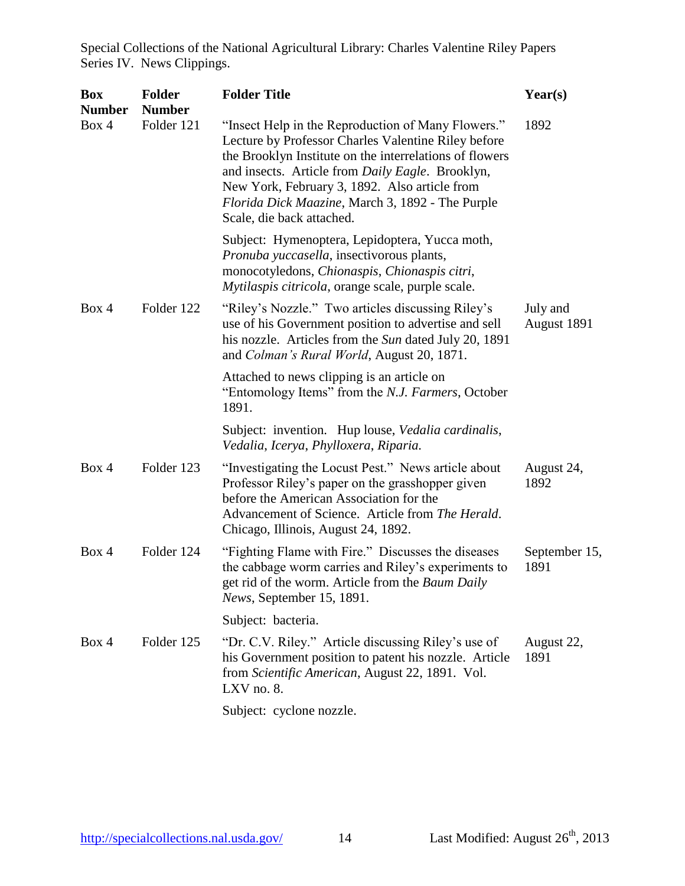Special Collections of the National Agricultural Library: Charles Valentine Riley Papers
Series IV. News Clippings.

| Box Number | Folder Number | Folder Title | Year(s) |
|---|---|---|---|
| Box 4 | Folder 121 | "Insect Help in the Reproduction of Many Flowers." Lecture by Professor Charles Valentine Riley before the Brooklyn Institute on the interrelations of flowers and insects. Article from *Daily Eagle*. Brooklyn, New York, February 3, 1892. Also article from *Florida Dick Maazine*, March 3, 1892 - The Purple Scale, die back attached.<br><br>Subject: Hymenoptera, Lepidoptera, Yucca moth, *Pronuba yuccasella*, insectivorous plants, monocotyledons, *Chionaspis*, *Chionaspis citri*, *Mytilaspis citricola*, orange scale, purple scale. | 1892 |
| Box 4 | Folder 122 | "Riley's Nozzle." Two articles discussing Riley's use of his Government position to advertise and sell his nozzle. Articles from the *Sun* dated July 20, 1891 and *Colman's Rural World*, August 20, 1871.<br><br>Attached to news clipping is an article on "Entomology Items" from the *N.J. Farmers*, October 1891.<br><br>Subject: invention. Hup louse, *Vedalia cardinalis*, *Vedalia*, *Icerya*, *Phylloxera*, *Riparia.* | July and August 1891 |
| Box 4 | Folder 123 | "Investigating the Locust Pest." News article about Professor Riley's paper on the grasshopper given before the American Association for the Advancement of Science. Article from *The Herald*. Chicago, Illinois, August 24, 1892. | August 24, 1892 |
| Box 4 | Folder 124 | "Fighting Flame with Fire." Discusses the diseases the cabbage worm carries and Riley's experiments to get rid of the worm. Article from the *Baum Daily News*, September 15, 1891.<br><br>Subject: bacteria. | September 15, 1891 |
| Box 4 | Folder 125 | "Dr. C.V. Riley." Article discussing Riley's use of his Government position to patent his nozzle. Article from *Scientific American*, August 22, 1891. Vol. LXV no. 8.<br><br>Subject: cyclone nozzle. | August 22, 1891 |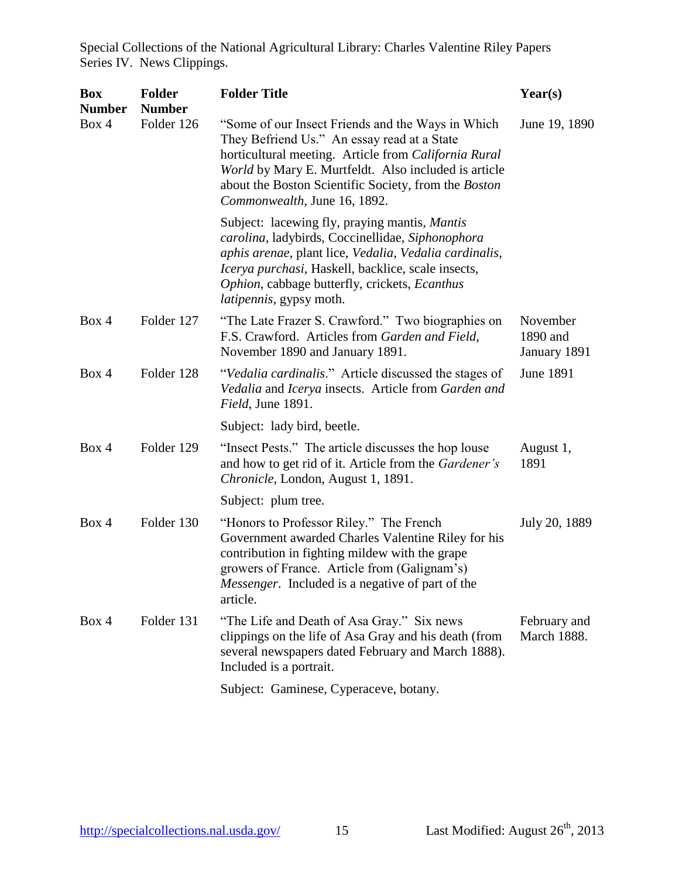| Box Number | Folder Number | Folder Title | Year(s) |
|---|---|---|---|
| Box 4 | Folder 126 | "Some of our Insect Friends and the Ways in Which They Befriend Us." An essay read at a State horticultural meeting. Article from *California Rural World* by Mary E. Murtfeldt. Also included is article about the Boston Scientific Society, from the *Boston Commonwealth*, June 16, 1892.<br><br>Subject: lacewing fly, praying mantis, *Mantis carolina*, ladybirds, Coccinellidae, *Siphonophora aphis arenae*, plant lice, *Vedalia*, *Vedalia cardinalis*, *Icerya purchasi*, Haskell, backlice, scale insects, *Ophion*, cabbage butterfly, crickets, *Ecanthus latipennis*, gypsy moth. | June 19, 1890 |
| Box 4 | Folder 127 | "The Late Frazer S. Crawford." Two biographies on F.S. Crawford. Articles from *Garden and Field*, November 1890 and January 1891. | November 1890 and January 1891 |
| Box 4 | Folder 128 | "*Vedalia cardinalis*." Article discussed the stages of *Vedalia* and *Icerya* insects. Article from *Garden and Field*, June 1891.<br><br>Subject: lady bird, beetle. | June 1891 |
| Box 4 | Folder 129 | "Insect Pests." The article discusses the hop louse and how to get rid of it. Article from the *Gardener's Chronicle*, London, August 1, 1891.<br><br>Subject: plum tree. | August 1, 1891 |
| Box 4 | Folder 130 | "Honors to Professor Riley." The French Government awarded Charles Valentine Riley for his contribution in fighting mildew with the grape growers of France. Article from (Galignam's) *Messenger*. Included is a negative of part of the article. | July 20, 1889 |
| Box 4 | Folder 131 | "The Life and Death of Asa Gray." Six news clippings on the life of Asa Gray and his death (from several newspapers dated February and March 1888). Included is a portrait.<br><br>Subject: Gaminese, Cyperaceve, botany. | February and March 1888. |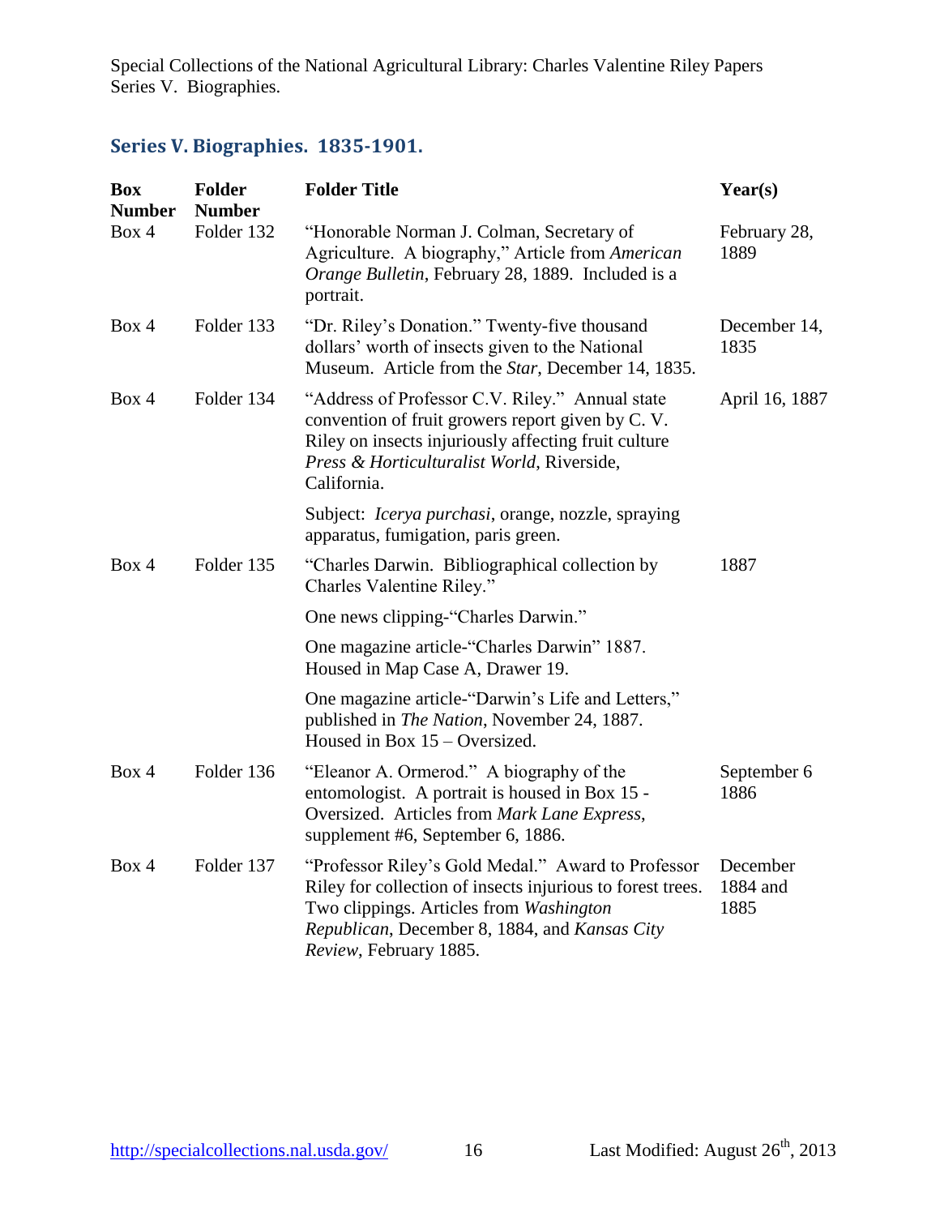## Series V. Biographies. 1835-1901.

| Box Number | Folder Number | Folder Title | Year(s) |
|---|---|---|---|
| Box 4 | Folder 132 | "Honorable Norman J. Colman, Secretary of Agriculture. A biography," Article from *American Orange Bulletin*, February 28, 1889. Included is a portrait. | February 28, 1889 |
| Box 4 | Folder 133 | "Dr. Riley's Donation." Twenty-five thousand dollars' worth of insects given to the National Museum. Article from the *Star*, December 14, 1835. | December 14, 1835 |
| Box 4 | Folder 134 | "Address of Professor C.V. Riley." Annual state convention of fruit growers report given by C. V. Riley on insects injuriously affecting fruit culture *Press & Horticulturalist World*, Riverside, California.<br><br>Subject: *Icerya purchasi*, orange, nozzle, spraying apparatus, fumigation, paris green. | April 16, 1887 |
| Box 4 | Folder 135 | "Charles Darwin. Bibliographical collection by Charles Valentine Riley."<br><br>One news clipping-"Charles Darwin."<br><br>One magazine article-"Charles Darwin" 1887. Housed in Map Case A, Drawer 19.<br><br>One magazine article-"Darwin's Life and Letters," published in *The Nation*, November 24, 1887. Housed in Box 15 – Oversized. | 1887 |
| Box 4 | Folder 136 | "Eleanor A. Ormerod." A biography of the entomologist. A portrait is housed in Box 15 - Oversized. Articles from *Mark Lane Express*, supplement #6, September 6, 1886. | September 6 1886 |
| Box 4 | Folder 137 | "Professor Riley's Gold Medal." Award to Professor Riley for collection of insects injurious to forest trees. Two clippings. Articles from *Washington Republican*, December 8, 1884, and *Kansas City Review*, February 1885. | December 1884 and 1885 |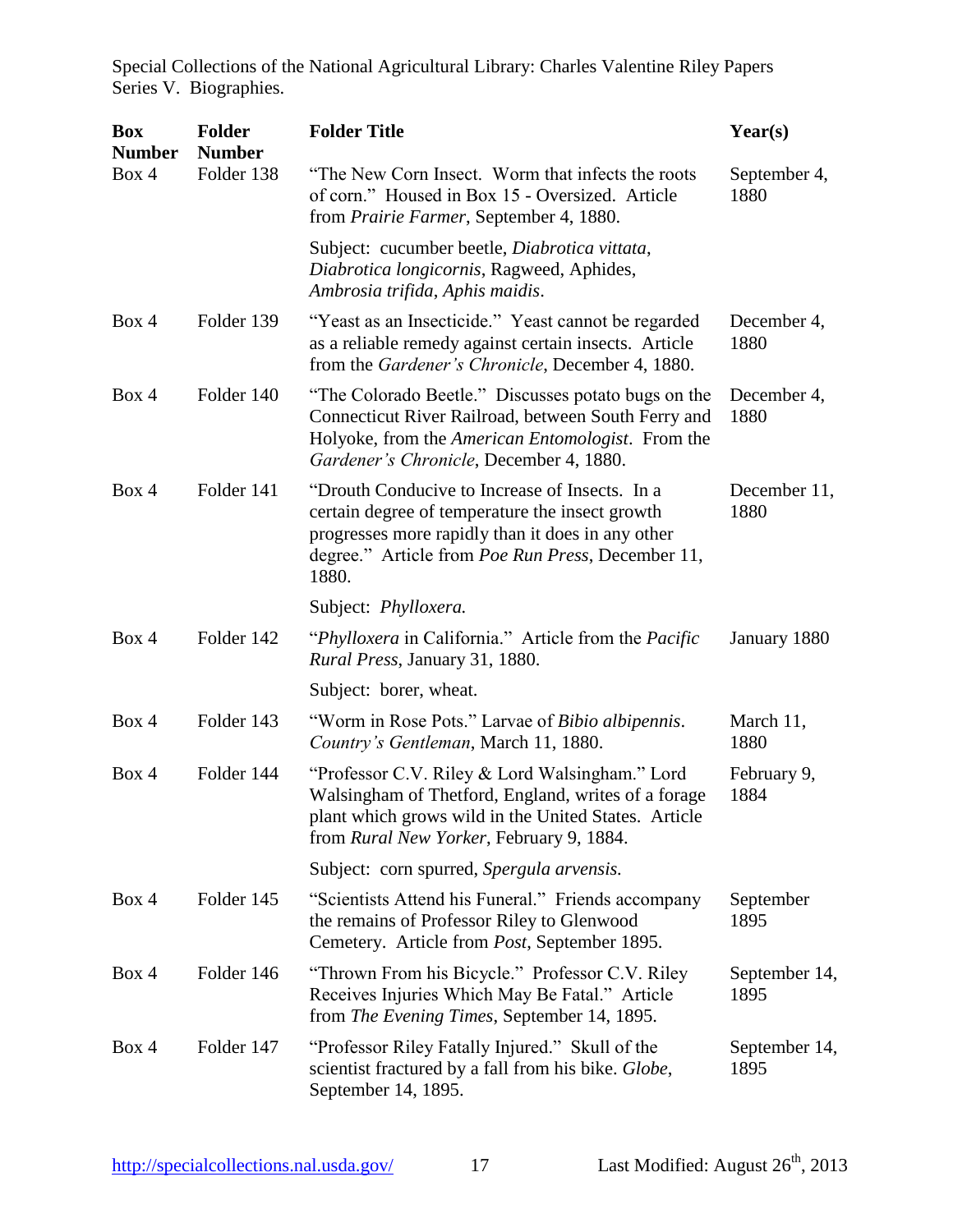| Box Number | Folder Number | Folder Title | Year(s) |
|---|---|---|---|
| Box 4 | Folder 138 | "The New Corn Insect. Worm that infects the roots of corn." Housed in Box 15 - Oversized. Article from *Prairie Farmer*, September 4, 1880.<br><br>Subject: cucumber beetle, *Diabrotica vittata*, *Diabrotica longicornis*, Ragweed, Aphides, *Ambrosia trifida*, *Aphis maidis*. | September 4, 1880 |
| Box 4 | Folder 139 | "Yeast as an Insecticide." Yeast cannot be regarded as a reliable remedy against certain insects. Article from the *Gardener's Chronicle*, December 4, 1880. | December 4, 1880 |
| Box 4 | Folder 140 | "The Colorado Beetle." Discusses potato bugs on the Connecticut River Railroad, between South Ferry and Holyoke, from the *American Entomologist*. From the *Gardener's Chronicle*, December 4, 1880. | December 4, 1880 |
| Box 4 | Folder 141 | "Drouth Conducive to Increase of Insects. In a certain degree of temperature the insect growth progresses more rapidly than it does in any other degree." Article from *Poe Run Press*, December 11, 1880.<br><br>Subject: *Phylloxera.* | December 11, 1880 |
| Box 4 | Folder 142 | "*Phylloxera* in California." Article from the *Pacific Rural Press*, January 31, 1880.<br><br>Subject: borer, wheat. | January 1880 |
| Box 4 | Folder 143 | "Worm in Rose Pots." Larvae of *Bibio albipennis*. *Country's Gentleman*, March 11, 1880. | March 11, 1880 |
| Box 4 | Folder 144 | "Professor C.V. Riley & Lord Walsingham." Lord Walsingham of Thetford, England, writes of a forage plant which grows wild in the United States. Article from *Rural New Yorker*, February 9, 1884.<br><br>Subject: corn spurred, *Spergula arvensis.* | February 9, 1884 |
| Box 4 | Folder 145 | "Scientists Attend his Funeral." Friends accompany the remains of Professor Riley to Glenwood Cemetery. Article from *Post*, September 1895. | September 1895 |
| Box 4 | Folder 146 | "Thrown From his Bicycle." Professor C.V. Riley Receives Injuries Which May Be Fatal." Article from *The Evening Times*, September 14, 1895. | September 14, 1895 |
| Box 4 | Folder 147 | "Professor Riley Fatally Injured." Skull of the scientist fractured by a fall from his bike. *Globe*, September 14, 1895. | September 14, 1895 |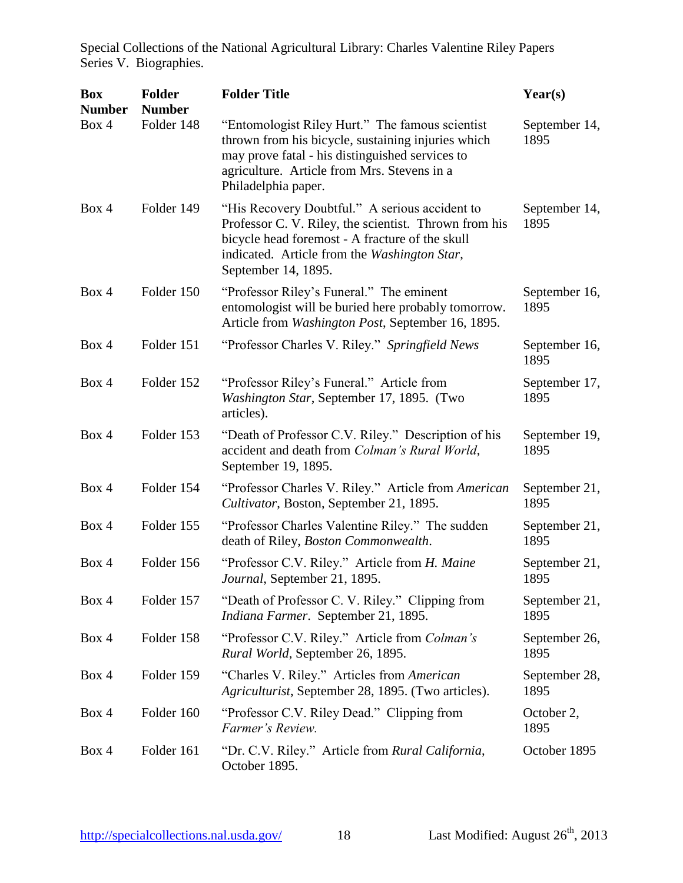Special Collections of the National Agricultural Library: Charles Valentine Riley Papers
Series V. Biographies.

| Box Number | Folder Number | Folder Title | Year(s) |
|---|---|---|---|
| Box 4 | Folder 148 | "Entomologist Riley Hurt." The famous scientist thrown from his bicycle, sustaining injuries which may prove fatal - his distinguished services to agriculture. Article from Mrs. Stevens in a Philadelphia paper. | September 14, 1895 |
| Box 4 | Folder 149 | "His Recovery Doubtful." A serious accident to Professor C. V. Riley, the scientist. Thrown from his bicycle head foremost - A fracture of the skull indicated. Article from the *Washington Star*, September 14, 1895. | September 14, 1895 |
| Box 4 | Folder 150 | "Professor Riley's Funeral." The eminent entomologist will be buried here probably tomorrow. Article from *Washington Post*, September 16, 1895. | September 16, 1895 |
| Box 4 | Folder 151 | "Professor Charles V. Riley." *Springfield News* | September 16, 1895 |
| Box 4 | Folder 152 | "Professor Riley's Funeral." Article from *Washington Star*, September 17, 1895. (Two articles). | September 17, 1895 |
| Box 4 | Folder 153 | "Death of Professor C.V. Riley." Description of his accident and death from *Colman's Rural World*, September 19, 1895. | September 19, 1895 |
| Box 4 | Folder 154 | "Professor Charles V. Riley." Article from *American Cultivator*, Boston, September 21, 1895. | September 21, 1895 |
| Box 4 | Folder 155 | "Professor Charles Valentine Riley." The sudden death of Riley, *Boston Commonwealth*. | September 21, 1895 |
| Box 4 | Folder 156 | "Professor C.V. Riley." Article from *H. Maine Journal*, September 21, 1895. | September 21, 1895 |
| Box 4 | Folder 157 | "Death of Professor C. V. Riley." Clipping from *Indiana Farmer*. September 21, 1895. | September 21, 1895 |
| Box 4 | Folder 158 | "Professor C.V. Riley." Article from *Colman's Rural World*, September 26, 1895. | September 26, 1895 |
| Box 4 | Folder 159 | "Charles V. Riley." Articles from *American Agriculturist*, September 28, 1895. (Two articles). | September 28, 1895 |
| Box 4 | Folder 160 | "Professor C.V. Riley Dead." Clipping from *Farmer's Review.* | October 2, 1895 |
| Box 4 | Folder 161 | "Dr. C.V. Riley." Article from *Rural California*, October 1895. | October 1895 |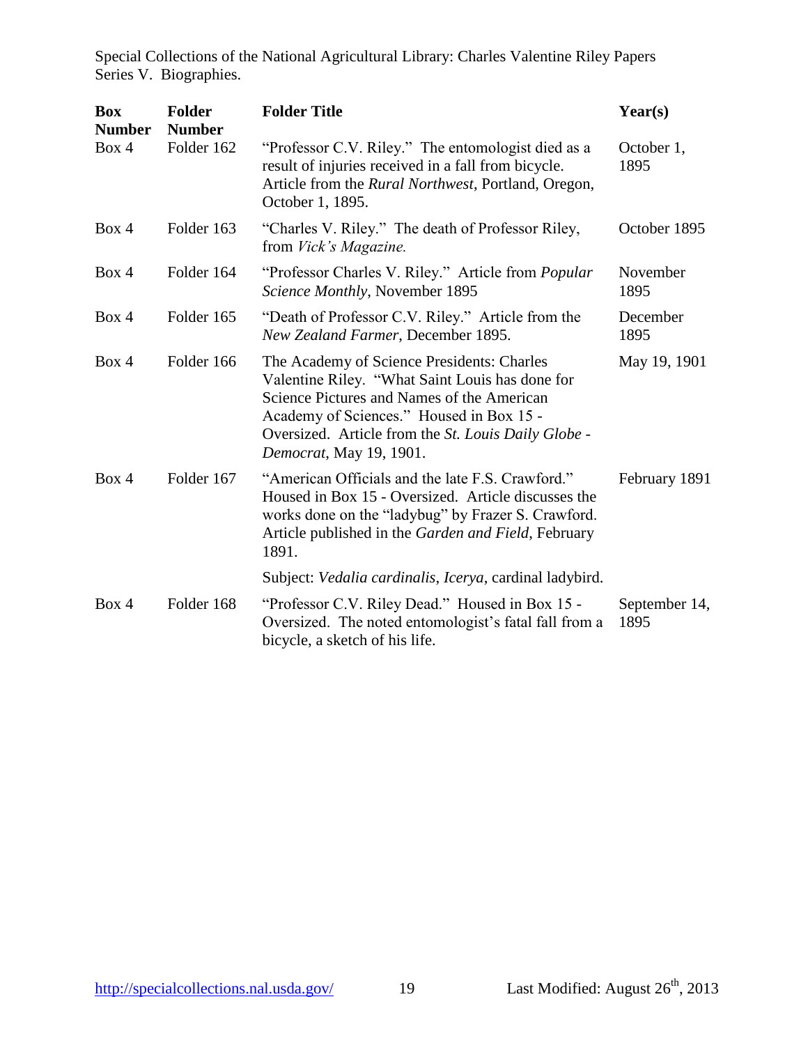| Box Number | Folder Number | Folder Title | Year(s) |
|---|---|---|---|
| Box 4 | Folder 162 | "Professor C.V. Riley." The entomologist died as a result of injuries received in a fall from bicycle. Article from the *Rural Northwest*, Portland, Oregon, October 1, 1895. | October 1, 1895 |
| Box 4 | Folder 163 | "Charles V. Riley." The death of Professor Riley, from *Vick's Magazine.* | October 1895 |
| Box 4 | Folder 164 | "Professor Charles V. Riley." Article from *Popular Science Monthly*, November 1895 | November 1895 |
| Box 4 | Folder 165 | "Death of Professor C.V. Riley." Article from the *New Zealand Farmer*, December 1895. | December 1895 |
| Box 4 | Folder 166 | The Academy of Science Presidents: Charles Valentine Riley. "What Saint Louis has done for Science Pictures and Names of the American Academy of Sciences." Housed in Box 15 - Oversized. Article from the *St. Louis Daily Globe - Democrat*, May 19, 1901. | May 19, 1901 |
| Box 4 | Folder 167 | "American Officials and the late F.S. Crawford." Housed in Box 15 - Oversized. Article discusses the works done on the "ladybug" by Frazer S. Crawford. Article published in the *Garden and Field*, February 1891. Subject: *Vedalia cardinalis*, *Icerya*, cardinal ladybird. | February 1891 |
| Box 4 | Folder 168 | "Professor C.V. Riley Dead." Housed in Box 15 - Oversized. The noted entomologist's fatal fall from a bicycle, a sketch of his life. | September 14, 1895 |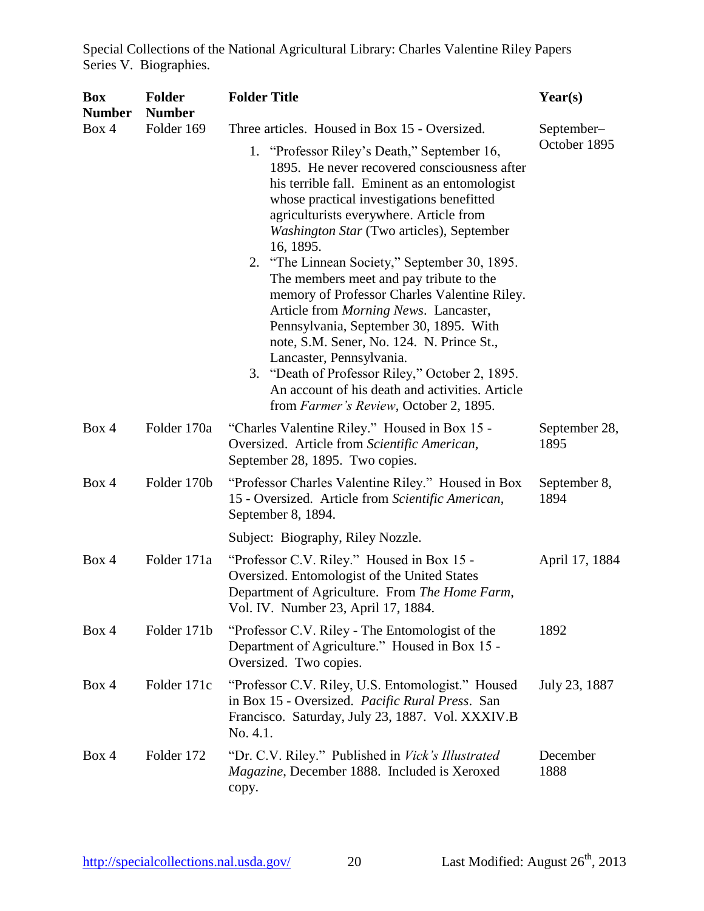| Box Number | Folder Number | Folder Title | Year(s) |
|---|---|---|---|
| Box 4 | Folder 169 | Three articles. Housed in Box 15 - Oversized.<br>1. "Professor Riley's Death," September 16, 1895. He never recovered consciousness after his terrible fall. Eminent as an entomologist whose practical investigations benefitted agriculturists everywhere. Article from *Washington Star* (Two articles), September 16, 1895.<br>2. "The Linnean Society," September 30, 1895. The members meet and pay tribute to the memory of Professor Charles Valentine Riley. Article from *Morning News*. Lancaster, Pennsylvania, September 30, 1895. With note, S.M. Sener, No. 124. N. Prince St., Lancaster, Pennsylvania.<br>3. "Death of Professor Riley," October 2, 1895. An account of his death and activities. Article from *Farmer's Review*, October 2, 1895. | September–October 1895 |
| Box 4 | Folder 170a | "Charles Valentine Riley." Housed in Box 15 - Oversized. Article from *Scientific American*, September 28, 1895. Two copies. | September 28, 1895 |
| Box 4 | Folder 170b | "Professor Charles Valentine Riley." Housed in Box 15 - Oversized. Article from *Scientific American*, September 8, 1894.<br><br>Subject: Biography, Riley Nozzle. | September 8, 1894 |
| Box 4 | Folder 171a | "Professor C.V. Riley." Housed in Box 15 - Oversized. Entomologist of the United States Department of Agriculture. From *The Home Farm*, Vol. IV. Number 23, April 17, 1884. | April 17, 1884 |
| Box 4 | Folder 171b | "Professor C.V. Riley - The Entomologist of the Department of Agriculture." Housed in Box 15 - Oversized. Two copies. | 1892 |
| Box 4 | Folder 171c | "Professor C.V. Riley, U.S. Entomologist." Housed in Box 15 - Oversized. *Pacific Rural Press*. San Francisco. Saturday, July 23, 1887. Vol. XXXIV.B No. 4.1. | July 23, 1887 |
| Box 4 | Folder 172 | "Dr. C.V. Riley." Published in *Vick's Illustrated Magazine*, December 1888. Included is Xeroxed copy. | December 1888 |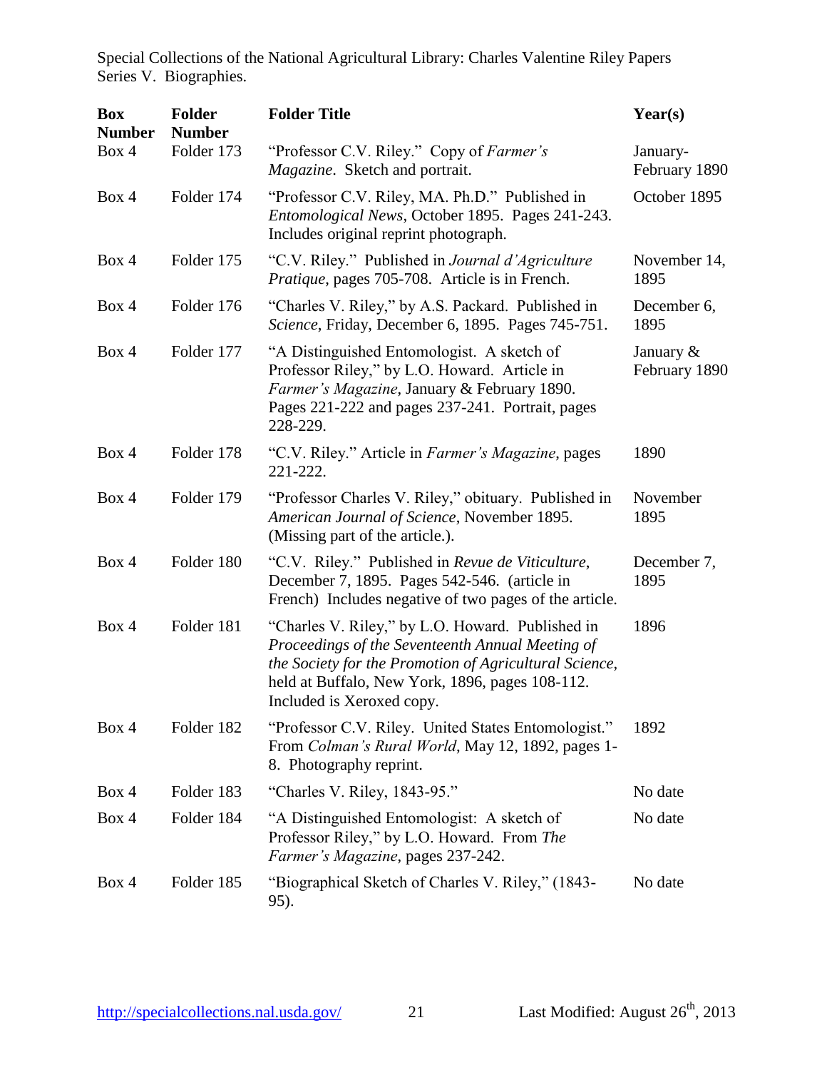Special Collections of the National Agricultural Library: Charles Valentine Riley Papers
Series V. Biographies.

| Box Number | Folder Number | Folder Title | Year(s) |
|---|---|---|---|
| Box 4 | Folder 173 | "Professor C.V. Riley." Copy of *Farmer's Magazine*. Sketch and portrait. | January-February 1890 |
| Box 4 | Folder 174 | "Professor C.V. Riley, MA. Ph.D." Published in *Entomological News*, October 1895. Pages 241-243. Includes original reprint photograph. | October 1895 |
| Box 4 | Folder 175 | "C.V. Riley." Published in *Journal d'Agriculture Pratique*, pages 705-708. Article is in French. | November 14, 1895 |
| Box 4 | Folder 176 | "Charles V. Riley," by A.S. Packard. Published in *Science*, Friday, December 6, 1895. Pages 745-751. | December 6, 1895 |
| Box 4 | Folder 177 | "A Distinguished Entomologist. A sketch of Professor Riley," by L.O. Howard. Article in *Farmer's Magazine*, January & February 1890. Pages 221-222 and pages 237-241. Portrait, pages 228-229. | January & February 1890 |
| Box 4 | Folder 178 | "C.V. Riley." Article in *Farmer's Magazine*, pages 221-222. | 1890 |
| Box 4 | Folder 179 | "Professor Charles V. Riley," obituary. Published in *American Journal of Science*, November 1895. (Missing part of the article.). | November 1895 |
| Box 4 | Folder 180 | "C.V. Riley." Published in *Revue de Viticulture*, December 7, 1895. Pages 542-546. (article in French) Includes negative of two pages of the article. | December 7, 1895 |
| Box 4 | Folder 181 | "Charles V. Riley," by L.O. Howard. Published in *Proceedings of the Seventeenth Annual Meeting of the Society for the Promotion of Agricultural Science*, held at Buffalo, New York, 1896, pages 108-112. Included is Xeroxed copy. | 1896 |
| Box 4 | Folder 182 | "Professor C.V. Riley. United States Entomologist." From *Colman's Rural World*, May 12, 1892, pages 1-8. Photography reprint. | 1892 |
| Box 4 | Folder 183 | "Charles V. Riley, 1843-95." | No date |
| Box 4 | Folder 184 | "A Distinguished Entomologist: A sketch of Professor Riley," by L.O. Howard. From *The Farmer's Magazine*, pages 237-242. | No date |
| Box 4 | Folder 185 | "Biographical Sketch of Charles V. Riley," (1843-95). | No date |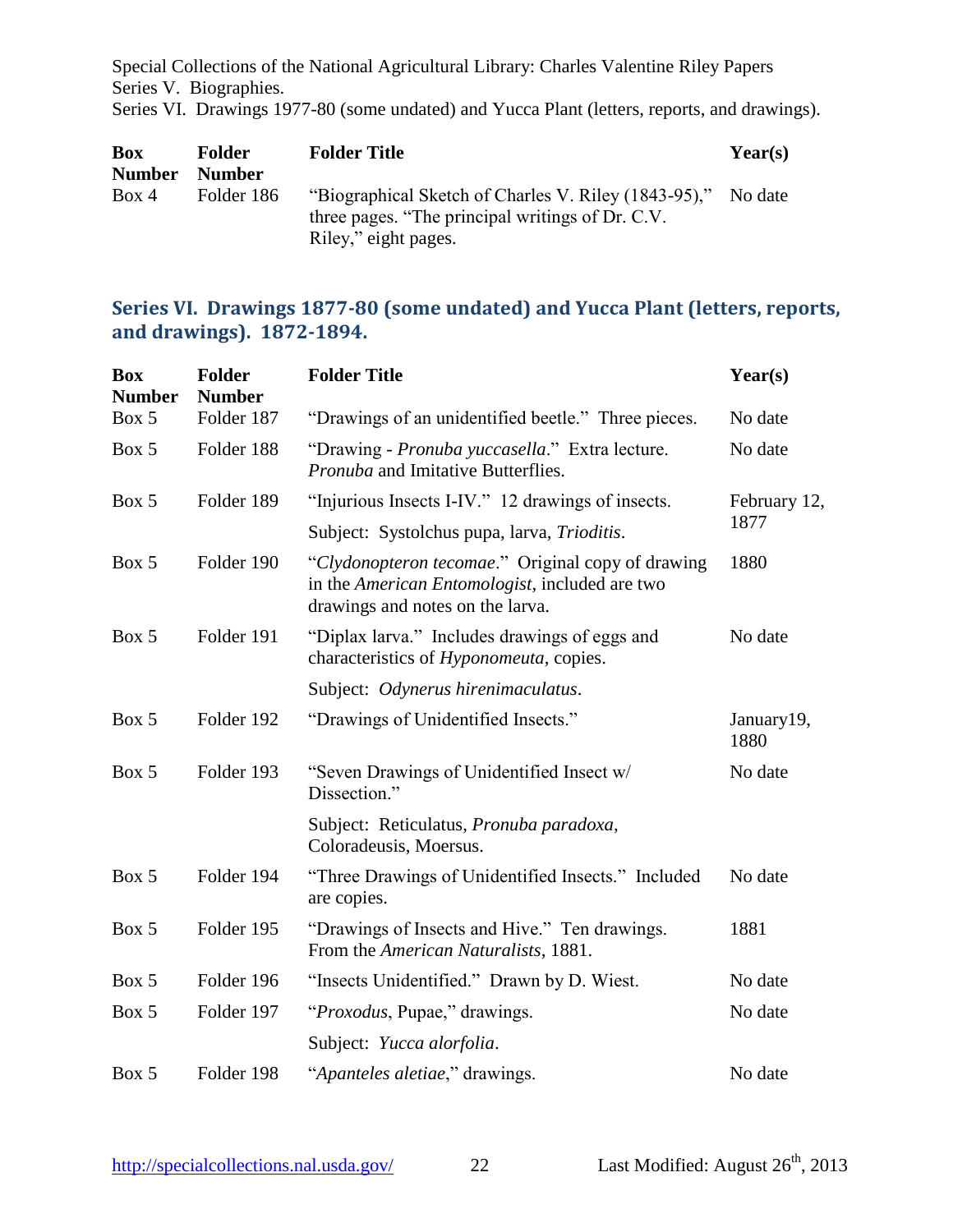Special Collections of the National Agricultural Library: Charles Valentine Riley Papers
Series V. Biographies.
Series VI. Drawings 1977-80 (some undated) and Yucca Plant (letters, reports, and drawings).

| Box Number | Folder Number | Folder Title | Year(s) |
|---|---|---|---|
| Box 4 | Folder 186 | "Biographical Sketch of Charles V. Riley (1843-95)," three pages. "The principal writings of Dr. C.V. Riley," eight pages. | No date |

## Series VI. Drawings 1877-80 (some undated) and Yucca Plant (letters, reports, and drawings). 1872-1894.

| Box Number | Folder Number | Folder Title | Year(s) |
|---|---|---|---|
| Box 5 | Folder 187 | "Drawings of an unidentified beetle." Three pieces. | No date |
| Box 5 | Folder 188 | "Drawing - *Pronuba yuccasella*." Extra lecture. *Pronuba* and Imitative Butterflies. | No date |
| Box 5 | Folder 189 | "Injurious Insects I-IV." 12 drawings of insects.<br>Subject: Systolchus pupa, larva, *Trioditis*. | February 12, 1877 |
| Box 5 | Folder 190 | "*Clydonopteron tecomae*." Original copy of drawing in the *American Entomologist*, included are two drawings and notes on the larva. | 1880 |
| Box 5 | Folder 191 | "Diplax larva." Includes drawings of eggs and characteristics of *Hyponomeuta*, copies.<br>Subject: *Odynerus hirenimaculatus*. | No date |
| Box 5 | Folder 192 | "Drawings of Unidentified Insects." | January19, 1880 |
| Box 5 | Folder 193 | "Seven Drawings of Unidentified Insect w/ Dissection."<br>Subject: Reticulatus, *Pronuba paradoxa*, Coloradeusis, Moersus. | No date |
| Box 5 | Folder 194 | "Three Drawings of Unidentified Insects." Included are copies. | No date |
| Box 5 | Folder 195 | "Drawings of Insects and Hive." Ten drawings. From the *American Naturalists*, 1881. | 1881 |
| Box 5 | Folder 196 | "Insects Unidentified." Drawn by D. Wiest. | No date |
| Box 5 | Folder 197 | "*Proxodus*, Pupae," drawings.<br>Subject: *Yucca alorfolia*. | No date |
| Box 5 | Folder 198 | "*Apanteles aletiae*," drawings. | No date |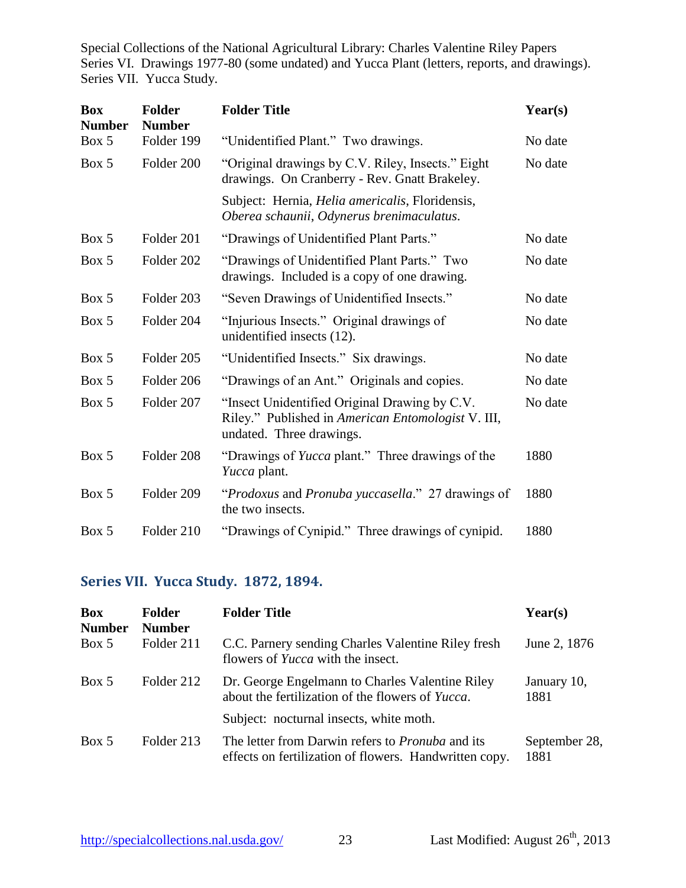| Box Number | Folder Number | Folder Title | Year(s) |
|---|---|---|---|
| Box 5 | Folder 199 | "Unidentified Plant." Two drawings. | No date |
| Box 5 | Folder 200 | "Original drawings by C.V. Riley, Insects." Eight drawings. On Cranberry - Rev. Gnatt Brakeley. | No date |
| | | Subject: Hernia, *Helia americalis*, Floridensis, *Oberea schaunii*, *Odynerus brenimaculatus*. | |
| Box 5 | Folder 201 | "Drawings of Unidentified Plant Parts." | No date |
| Box 5 | Folder 202 | "Drawings of Unidentified Plant Parts." Two drawings. Included is a copy of one drawing. | No date |
| Box 5 | Folder 203 | "Seven Drawings of Unidentified Insects." | No date |
| Box 5 | Folder 204 | "Injurious Insects." Original drawings of unidentified insects (12). | No date |
| Box 5 | Folder 205 | "Unidentified Insects." Six drawings. | No date |
| Box 5 | Folder 206 | "Drawings of an Ant." Originals and copies. | No date |
| Box 5 | Folder 207 | "Insect Unidentified Original Drawing by C.V. Riley." Published in *American Entomologist* V. III, undated. Three drawings. | No date |
| Box 5 | Folder 208 | "Drawings of *Yucca* plant." Three drawings of the *Yucca* plant. | 1880 |
| Box 5 | Folder 209 | "*Prodoxus* and *Pronuba yuccasella*." 27 drawings of the two insects. | 1880 |
| Box 5 | Folder 210 | "Drawings of Cynipid." Three drawings of cynipid. | 1880 |

## Series VII. Yucca Study. 1872, 1894.

| Box Number | Folder Number | Folder Title | Year(s) |
|---|---|---|---|
| Box 5 | Folder 211 | C.C. Parnery sending Charles Valentine Riley fresh flowers of *Yucca* with the insect. | June 2, 1876 |
| Box 5 | Folder 212 | Dr. George Engelmann to Charles Valentine Riley about the fertilization of the flowers of *Yucca*. | January 10, 1881 |
| | | Subject: nocturnal insects, white moth. | |
| Box 5 | Folder 213 | The letter from Darwin refers to *Pronuba* and its effects on fertilization of flowers. Handwritten copy. | September 28, 1881 |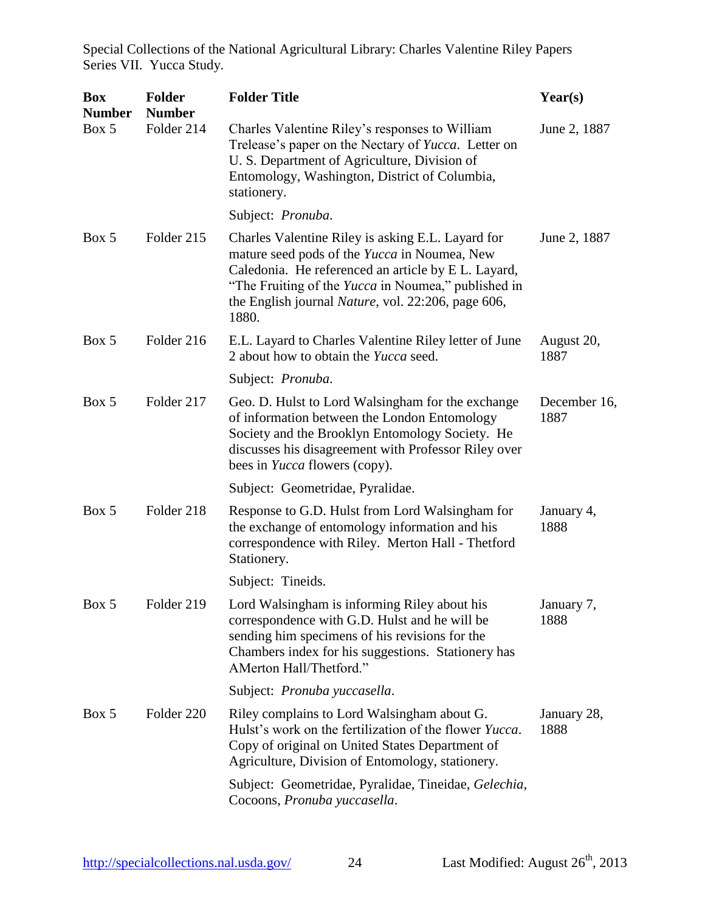Special Collections of the National Agricultural Library: Charles Valentine Riley Papers
Series VII. Yucca Study.

| Box Number | Folder Number | Folder Title | Year(s) |
|---|---|---|---|
| Box 5 | Folder 214 | Charles Valentine Riley's responses to William Trelease's paper on the Nectary of *Yucca*. Letter on U. S. Department of Agriculture, Division of Entomology, Washington, District of Columbia, stationery.<br><br>Subject: *Pronuba*. | June 2, 1887 |
| Box 5 | Folder 215 | Charles Valentine Riley is asking E.L. Layard for mature seed pods of the *Yucca* in Noumea, New Caledonia. He referenced an article by E L. Layard, "The Fruiting of the *Yucca* in Noumea," published in the English journal *Nature*, vol. 22:206, page 606, 1880. | June 2, 1887 |
| Box 5 | Folder 216 | E.L. Layard to Charles Valentine Riley letter of June 2 about how to obtain the *Yucca* seed.<br><br>Subject: *Pronuba*. | August 20, 1887 |
| Box 5 | Folder 217 | Geo. D. Hulst to Lord Walsingham for the exchange of information between the London Entomology Society and the Brooklyn Entomology Society. He discusses his disagreement with Professor Riley over bees in *Yucca* flowers (copy).<br><br>Subject: Geometridae, Pyralidae. | December 16, 1887 |
| Box 5 | Folder 218 | Response to G.D. Hulst from Lord Walsingham for the exchange of entomology information and his correspondence with Riley. Merton Hall - Thetford Stationery.<br><br>Subject: Tineids. | January 4, 1888 |
| Box 5 | Folder 219 | Lord Walsingham is informing Riley about his correspondence with G.D. Hulst and he will be sending him specimens of his revisions for the Chambers index for his suggestions. Stationery has AMerton Hall/Thetford."<br><br>Subject: *Pronuba yuccasella*. | January 7, 1888 |
| Box 5 | Folder 220 | Riley complains to Lord Walsingham about G. Hulst's work on the fertilization of the flower *Yucca*. Copy of original on United States Department of Agriculture, Division of Entomology, stationery.<br><br>Subject: Geometridae, Pyralidae, Tineidae, *Gelechia*, Cocoons, *Pronuba yuccasella*. | January 28, 1888 |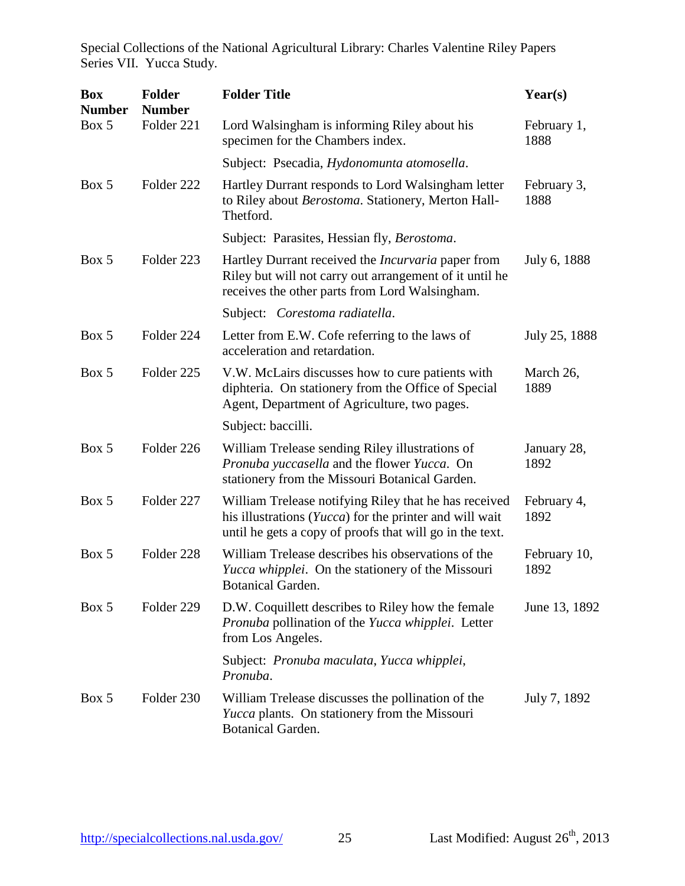Special Collections of the National Agricultural Library: Charles Valentine Riley Papers
Series VII. Yucca Study.

| Box Number | Folder Number | Folder Title | Year(s) |
|---|---|---|---|
| Box 5 | Folder 221 | Lord Walsingham is informing Riley about his specimen for the Chambers index.<br><br>Subject: Psecadia, *Hydonomunta atomosella*. | February 1, 1888 |
| Box 5 | Folder 222 | Hartley Durrant responds to Lord Walsingham letter to Riley about *Berostoma*. Stationery, Merton Hall-Thetford.<br><br>Subject: Parasites, Hessian fly, *Berostoma*. | February 3, 1888 |
| Box 5 | Folder 223 | Hartley Durrant received the *Incurvaria* paper from Riley but will not carry out arrangement of it until he receives the other parts from Lord Walsingham.<br><br>Subject: *Corestoma radiatella*. | July 6, 1888 |
| Box 5 | Folder 224 | Letter from E.W. Cofe referring to the laws of acceleration and retardation. | July 25, 1888 |
| Box 5 | Folder 225 | V.W. McLairs discusses how to cure patients with diphteria. On stationery from the Office of Special Agent, Department of Agriculture, two pages.<br><br>Subject: baccilli. | March 26, 1889 |
| Box 5 | Folder 226 | William Trelease sending Riley illustrations of *Pronuba yuccasella* and the flower *Yucca*. On stationery from the Missouri Botanical Garden. | January 28, 1892 |
| Box 5 | Folder 227 | William Trelease notifying Riley that he has received his illustrations (*Yucca*) for the printer and will wait until he gets a copy of proofs that will go in the text. | February 4, 1892 |
| Box 5 | Folder 228 | William Trelease describes his observations of the *Yucca whipplei*. On the stationery of the Missouri Botanical Garden. | February 10, 1892 |
| Box 5 | Folder 229 | D.W. Coquillett describes to Riley how the female *Pronuba* pollination of the *Yucca whipplei*. Letter from Los Angeles.<br><br>Subject: *Pronuba maculata*, *Yucca whipplei*, *Pronuba*. | June 13, 1892 |
| Box 5 | Folder 230 | William Trelease discusses the pollination of the *Yucca* plants. On stationery from the Missouri Botanical Garden. | July 7, 1892 |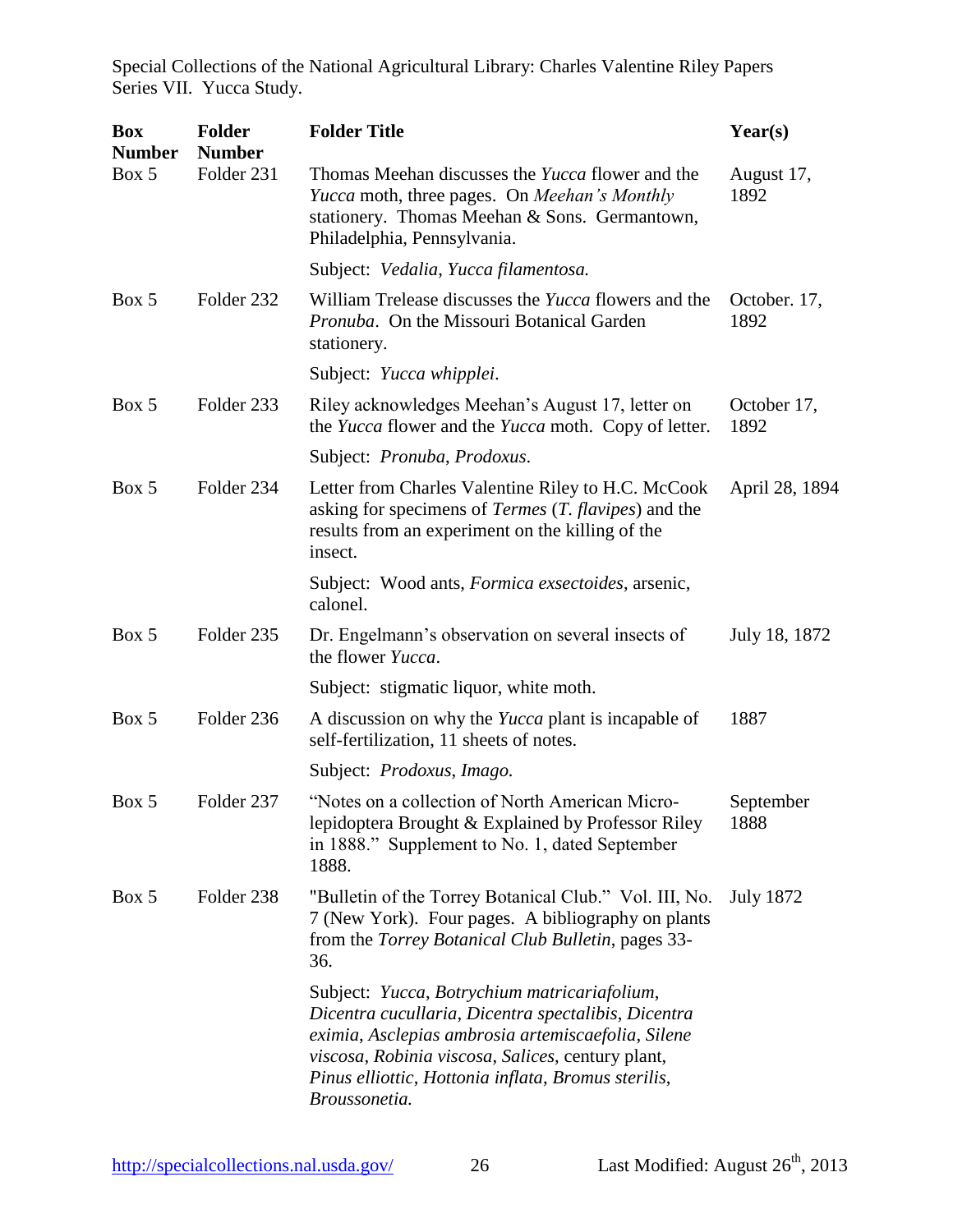| Box Number | Folder Number | Folder Title | Year(s) |
|---|---|---|---|
| Box 5 | Folder 231 | Thomas Meehan discusses the *Yucca* flower and the *Yucca* moth, three pages. On *Meehan's Monthly* stationery. Thomas Meehan & Sons. Germantown, Philadelphia, Pennsylvania.<br><br>Subject: *Vedalia*, *Yucca filamentosa.* | August 17, 1892 |
| Box 5 | Folder 232 | William Trelease discusses the *Yucca* flowers and the *Pronuba*. On the Missouri Botanical Garden stationery.<br><br>Subject: *Yucca whipplei*. | October. 17, 1892 |
| Box 5 | Folder 233 | Riley acknowledges Meehan's August 17, letter on the *Yucca* flower and the *Yucca* moth. Copy of letter.<br><br>Subject: *Pronuba*, *Prodoxus*. | October 17, 1892 |
| Box 5 | Folder 234 | Letter from Charles Valentine Riley to H.C. McCook asking for specimens of *Termes* (*T. flavipes*) and the results from an experiment on the killing of the insect.<br><br>Subject: Wood ants, *Formica exsectoides*, arsenic, calonel. | April 28, 1894 |
| Box 5 | Folder 235 | Dr. Engelmann's observation on several insects of the flower *Yucca*.<br><br>Subject: stigmatic liquor, white moth. | July 18, 1872 |
| Box 5 | Folder 236 | A discussion on why the *Yucca* plant is incapable of self-fertilization, 11 sheets of notes.<br><br>Subject: *Prodoxus*, *Imago.* | 1887 |
| Box 5 | Folder 237 | "Notes on a collection of North American Micro-lepidoptera Brought & Explained by Professor Riley in 1888." Supplement to No. 1, dated September 1888. | September 1888 |
| Box 5 | Folder 238 | "Bulletin of the Torrey Botanical Club." Vol. III, No. 7 (New York). Four pages. A bibliography on plants from the *Torrey Botanical Club Bulletin*, pages 33-36.<br><br>Subject: *Yucca*, *Botrychium matricariafolium*, *Dicentra cucullaria*, *Dicentra spectalibis*, *Dicentra eximia*, *Asclepias ambrosia artemiscaefolia*, *Silene viscosa*, *Robinia viscosa*, *Salices*, century plant, *Pinus elliottic*, *Hottonia inflata*, *Bromus sterilis*, *Broussonetia.* | July 1872 |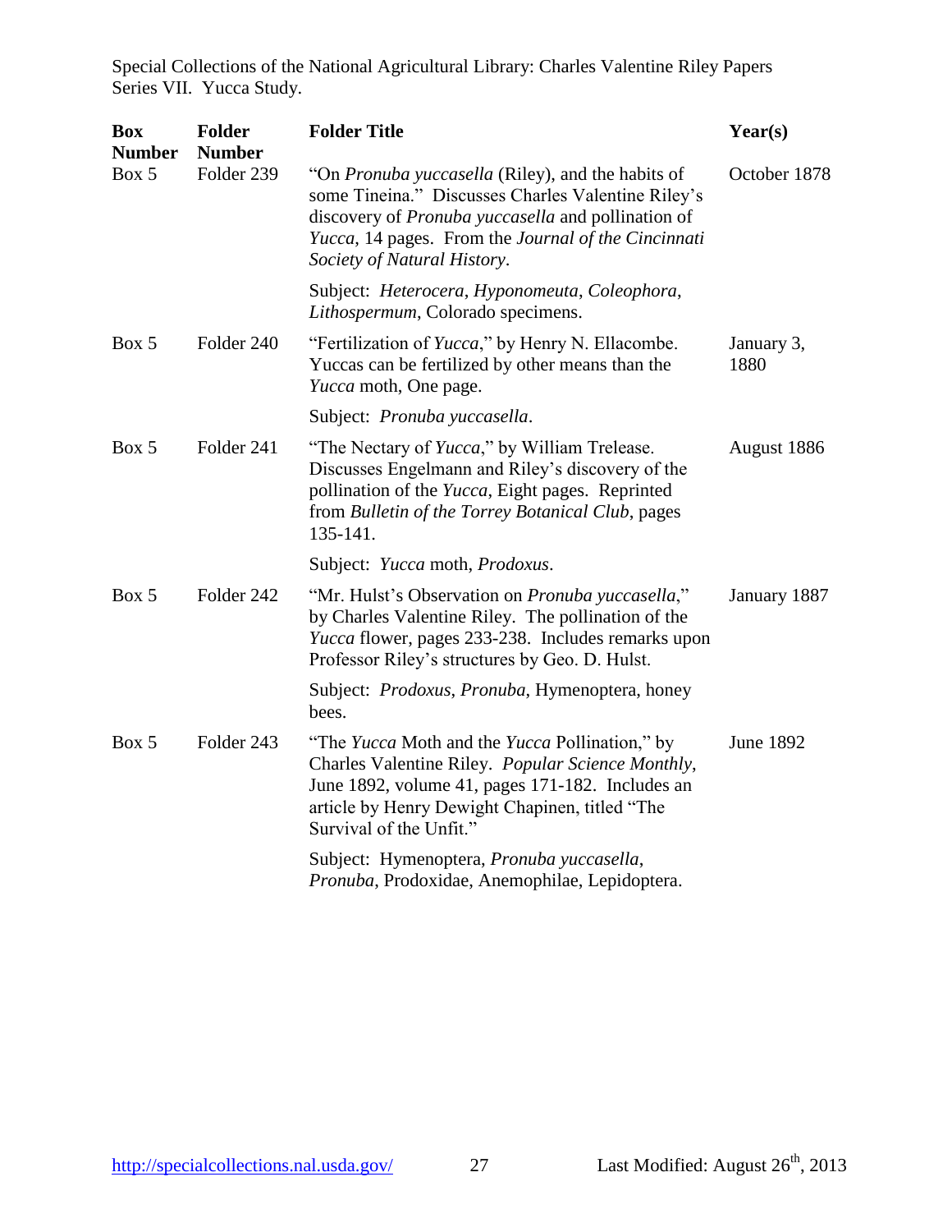Special Collections of the National Agricultural Library: Charles Valentine Riley Papers
Series VII. Yucca Study.

| Box Number | Folder Number | Folder Title | Year(s) |
|---|---|---|---|
| Box 5 | Folder 239 | "On *Pronuba yuccasella* (Riley), and the habits of some Tineina." Discusses Charles Valentine Riley's discovery of *Pronuba yuccasella* and pollination of *Yucca*, 14 pages. From the *Journal of the Cincinnati Society of Natural History*. | October 1878 |
| | | Subject: *Heterocera*, *Hyponomeuta*, *Coleophora*, *Lithospermum*, Colorado specimens. | |
| Box 5 | Folder 240 | "Fertilization of *Yucca*," by Henry N. Ellacombe. Yuccas can be fertilized by other means than the *Yucca* moth, One page. | January 3, 1880 |
| | | Subject: *Pronuba yuccasella*. | |
| Box 5 | Folder 241 | "The Nectary of *Yucca*," by William Trelease. Discusses Engelmann and Riley's discovery of the pollination of the *Yucca*, Eight pages. Reprinted from *Bulletin of the Torrey Botanical Club*, pages 135-141. | August 1886 |
| | | Subject: *Yucca* moth, *Prodoxus*. | |
| Box 5 | Folder 242 | "Mr. Hulst's Observation on *Pronuba yuccasella*," by Charles Valentine Riley. The pollination of the *Yucca* flower, pages 233-238. Includes remarks upon Professor Riley's structures by Geo. D. Hulst. | January 1887 |
| | | Subject: *Prodoxus*, *Pronuba*, Hymenoptera, honey bees. | |
| Box 5 | Folder 243 | "The *Yucca* Moth and the *Yucca* Pollination," by Charles Valentine Riley. *Popular Science Monthly*, June 1892, volume 41, pages 171-182. Includes an article by Henry Dewight Chapinen, titled "The Survival of the Unfit." | June 1892 |
| | | Subject: Hymenoptera, *Pronuba yuccasella*, *Pronuba*, Prodoxidae, Anemophilae, Lepidoptera. | |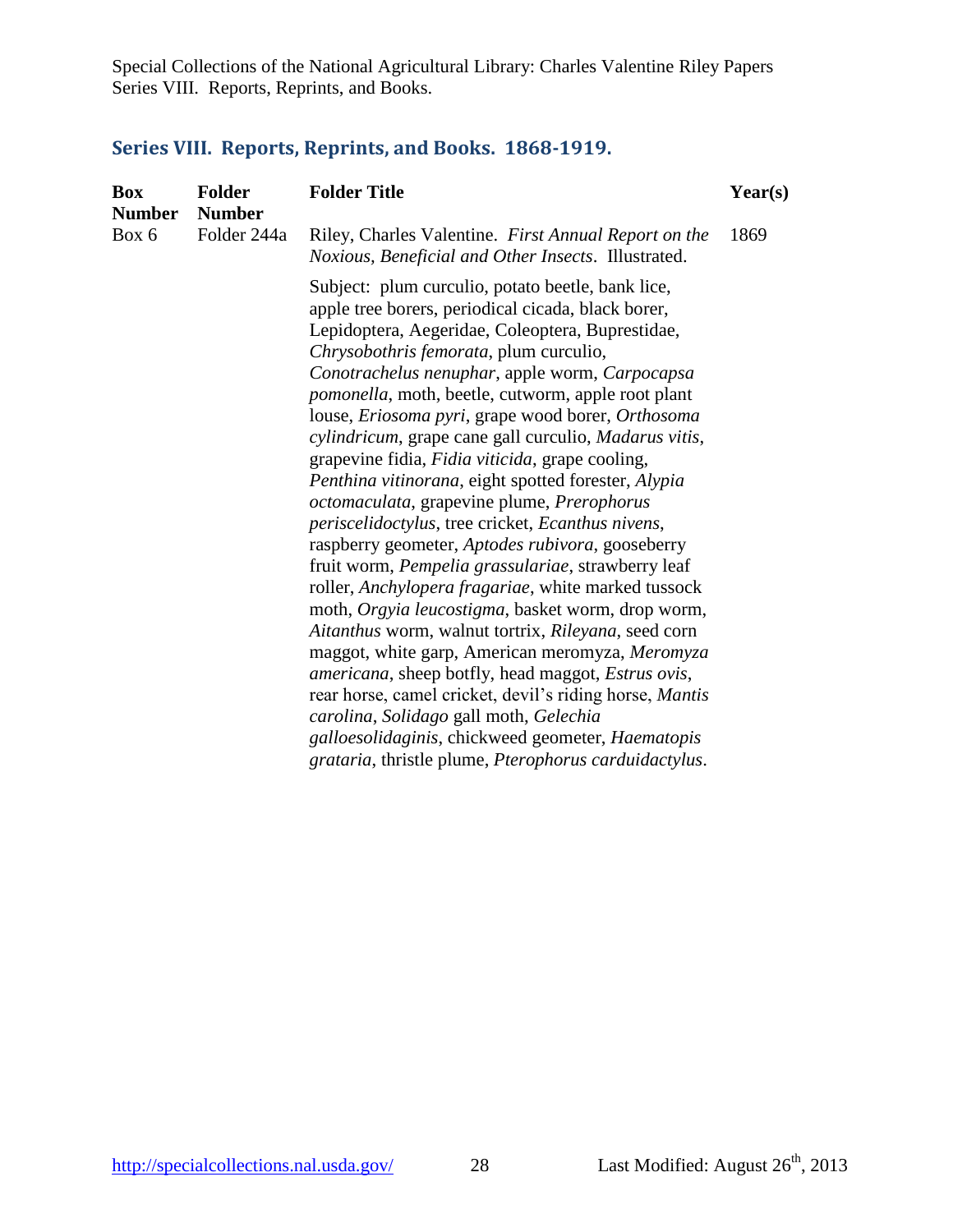## Series VIII. Reports, Reprints, and Books. 1868-1919.

| Box Number | Folder Number | Folder Title | Year(s) |
|---|---|---|---|
| Box 6 | Folder 244a | Riley, Charles Valentine. *First Annual Report on the Noxious, Beneficial and Other Insects*. Illustrated. | 1869 |
| | | Subject: plum curculio, potato beetle, bank lice, apple tree borers, periodical cicada, black borer, Lepidoptera, Aegeridae, Coleoptera, Buprestidae, *Chrysobothris femorata*, plum curculio, *Conotrachelus nenuphar*, apple worm, *Carpocapsa pomonella*, moth, beetle, cutworm, apple root plant louse, *Eriosoma pyri*, grape wood borer, *Orthosoma cylindricum*, grape cane gall curculio, *Madarus vitis*, grapevine fidia, *Fidia viticida*, grape cooling, *Penthina vitinorana*, eight spotted forester, *Alypia octomaculata*, grapevine plume, *Prerophorus periscelidoctylus*, tree cricket, *Ecanthus nivens*, raspberry geometer, *Aptodes rubivora*, gooseberry fruit worm, *Pempelia grassulariae*, strawberry leaf roller, *Anchylopera fragariae*, white marked tussock moth, *Orgyia leucostigma*, basket worm, drop worm, *Aitanthus* worm, walnut tortrix, *Rileyana*, seed corn maggot, white garp, American meromyza, *Meromyza americana*, sheep botfly, head maggot, *Estrus ovis*, rear horse, camel cricket, devil's riding horse, *Mantis carolina*, *Solidago* gall moth, *Gelechia galloesolidaginis*, chickweed geometer, *Haematopis grataria*, thristle plume, *Pterophorus carduidactylus*. | |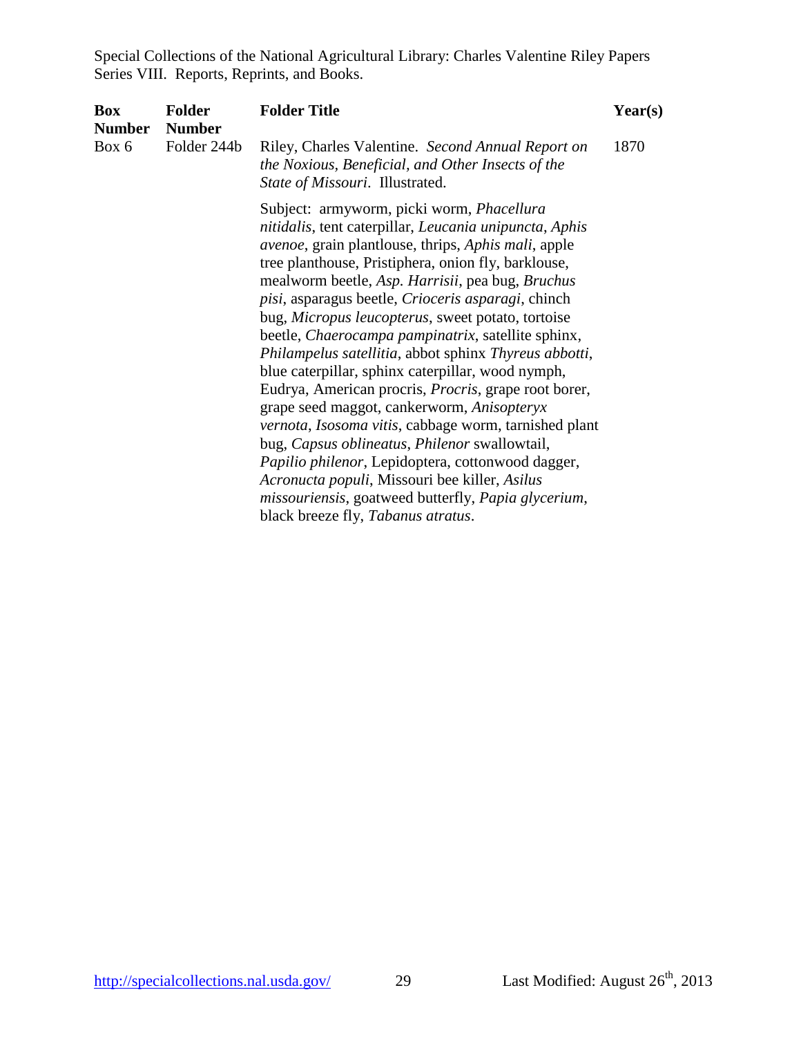| Box Number | Folder Number | Folder Title | Year(s) |
|---|---|---|---|
| Box 6 | Folder 244b | Riley, Charles Valentine. *Second Annual Report on the Noxious, Beneficial, and Other Insects of the State of Missouri*. Illustrated. | 1870 |
| | | Subject: armyworm, picki worm, *Phacellura nitidalis*, tent caterpillar, *Leucania unipuncta*, *Aphis avenoe*, grain plantlouse, thrips, *Aphis mali*, apple tree planthouse, Pristiphera, onion fly, barklouse, mealworm beetle, *Asp. Harrisii*, pea bug, *Bruchus pisi*, asparagus beetle, *Crioceris asparagi*, chinch bug, *Micropus leucopterus*, sweet potato, tortoise beetle, *Chaerocampa pampinatrix*, satellite sphinx, *Philampelus satellitia*, abbot sphinx *Thyreus abbotti*, blue caterpillar, sphinx caterpillar, wood nymph, Eudrya, American procris, *Procris*, grape root borer, grape seed maggot, cankerworm, *Anisopteryx vernota*, *Isosoma vitis*, cabbage worm, tarnished plant bug, *Capsus oblineatus*, *Philenor* swallowtail, *Papilio philenor*, Lepidoptera, cottonwood dagger, *Acronucta populi*, Missouri bee killer, *Asilus missouriensis*, goatweed butterfly, *Papia glycerium*, black breeze fly, *Tabanus atratus*. | |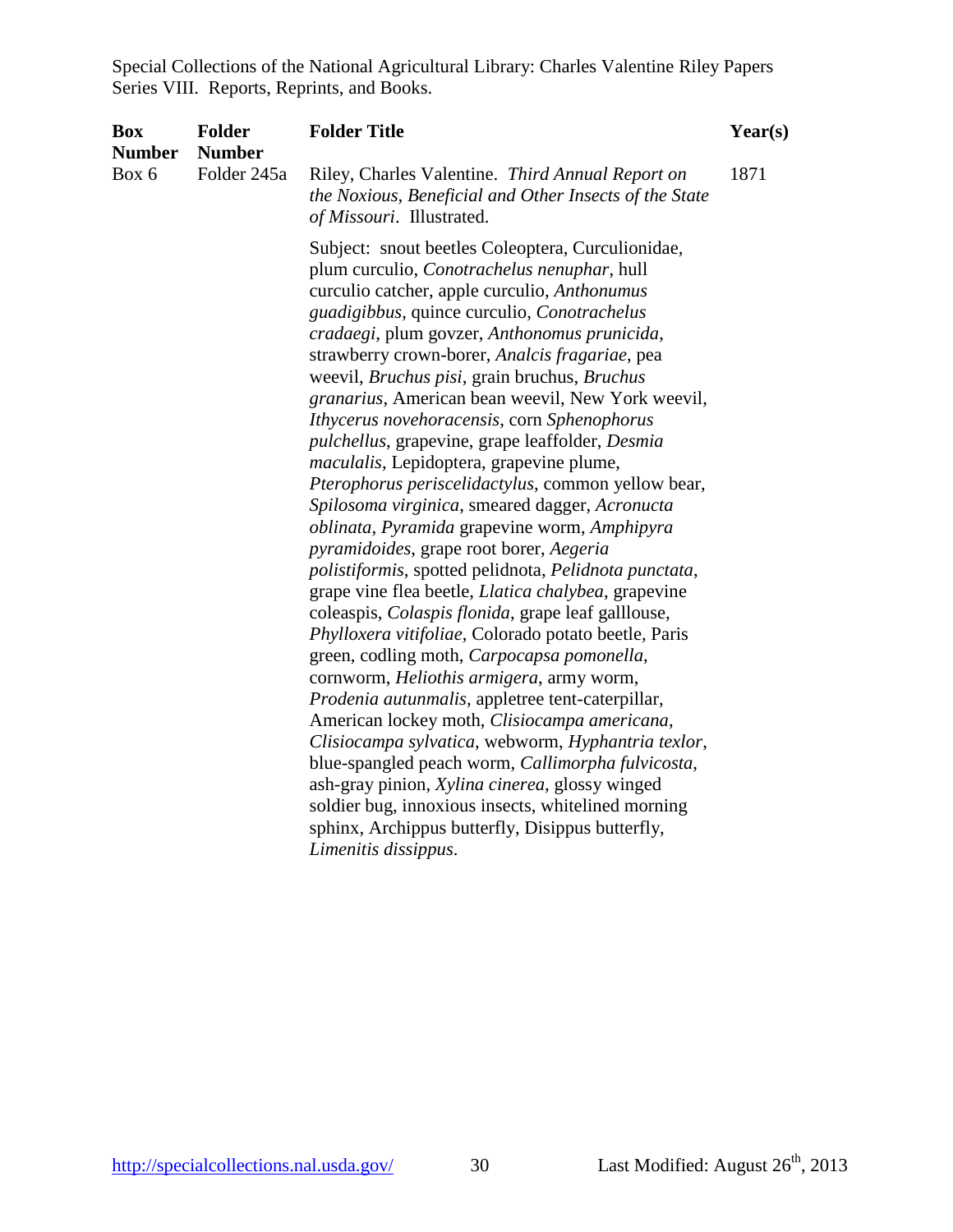Special Collections of the National Agricultural Library: Charles Valentine Riley Papers
Series VIII. Reports, Reprints, and Books.

| Box Number | Folder Number | Folder Title | Year(s) |
|---|---|---|---|
| Box 6 | Folder 245a | Riley, Charles Valentine. *Third Annual Report on the Noxious, Beneficial and Other Insects of the State of Missouri*. Illustrated.<br><br>Subject: snout beetles Coleoptera, Curculionidae, plum curculio, *Conotrachelus nenuphar*, hull curculio catcher, apple curculio, *Anthonumus guadigibbus*, quince curculio, *Conotrachelus cradaegi*, plum govzer, *Anthonomus prunicida*, strawberry crown-borer, *Analcis fragariae*, pea weevil, *Bruchus pisi*, grain bruchus, *Bruchus granarius*, American bean weevil, New York weevil, *Ithycerus novehoracensis*, corn *Sphenophorus pulchellus*, grapevine, grape leaffolder, *Desmia maculalis*, Lepidoptera, grapevine plume, *Pterophorus periscelidactylus*, common yellow bear, *Spilosoma virginica*, smeared dagger, *Acronucta oblinata*, *Pyramida* grapevine worm, *Amphipyra pyramidoides*, grape root borer, *Aegeria polistiformis*, spotted pelidnota, *Pelidnota punctata*, grape vine flea beetle, *Llatica chalybea*, grapevine coleaspis, *Colaspis flonida*, grape leaf galllouse, *Phylloxera vitifoliae*, Colorado potato beetle, Paris green, codling moth, *Carpocapsa pomonella*, cornworm, *Heliothis armigera*, army worm, *Prodenia autunmalis*, appletree tent-caterpillar, American lockey moth, *Clisiocampa americana*, *Clisiocampa sylvatica*, webworm, *Hyphantria texlor*, blue-spangled peach worm, *Callimorpha fulvicosta*, ash-gray pinion, *Xylina cinerea*, glossy winged soldier bug, innoxious insects, whitelined morning sphinx, Archippus butterfly, Disippus butterfly, *Limenitis dissippus*. | 1871 |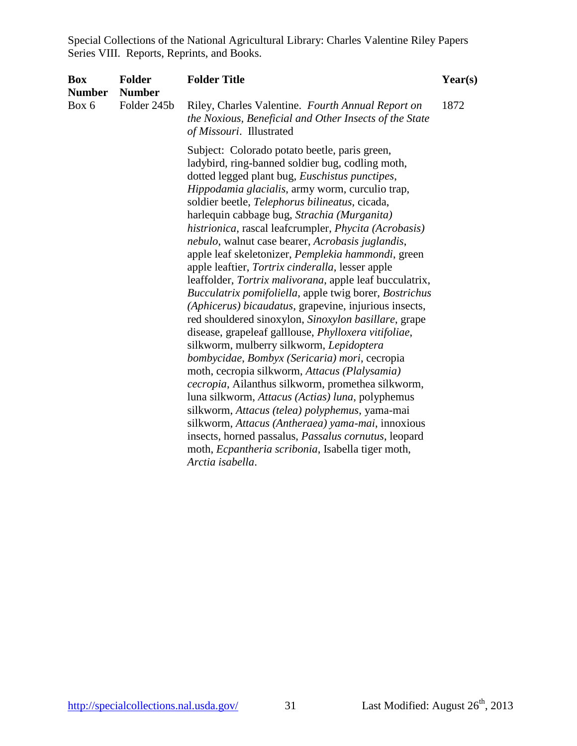Special Collections of the National Agricultural Library: Charles Valentine Riley Papers
Series VIII. Reports, Reprints, and Books.

| Box Number | Folder Number | Folder Title | Year(s) |
|---|---|---|---|
| Box 6 | Folder 245b | Riley, Charles Valentine. *Fourth Annual Report on the Noxious, Beneficial and Other Insects of the State of Missouri*. Illustrated<br><br>Subject: Colorado potato beetle, paris green, ladybird, ring-banned soldier bug, codling moth, dotted legged plant bug, *Euschistus punctipes*, *Hippodamia glacialis*, army worm, curculio trap, soldier beetle, *Telephorus bilineatus*, cicada, harlequin cabbage bug, *Strachia (Murganita) histrionica*, rascal leafcrumpler, *Phycita (Acrobasis) nebulo*, walnut case bearer, *Acrobasis juglandis*, apple leaf skeletonizer, *Pemplekia hammondi*, green apple leaftier, *Tortrix cinderalla*, lesser apple leaffolder, *Tortrix malivorana*, apple leaf bucculatrix, *Bucculatrix pomifoliella*, apple twig borer, *Bostrichus (Aphicerus) bicaudatus*, grapevine, injurious insects, red shouldered sinoxylon, *Sinoxylon basillare*, grape disease, grapeleaf galllouse, *Phylloxera vitifoliae*, silkworm, mulberry silkworm, *Lepidoptera bombycidae*, *Bombyx (Sericaria) mori*, cecropia moth, cecropia silkworm, *Attacus (Plalysamia) cecropia*, Ailanthus silkworm, promethea silkworm, luna silkworm, *Attacus (Actias) luna*, polyphemus silkworm, *Attacus (telea) polyphemus*, yama-mai silkworm, *Attacus (Antheraea) yama-mai*, innoxious insects, horned passalus, *Passalus cornutus*, leopard moth, *Ecpantheria scribonia*, Isabella tiger moth, *Arctia isabella*. | 1872 |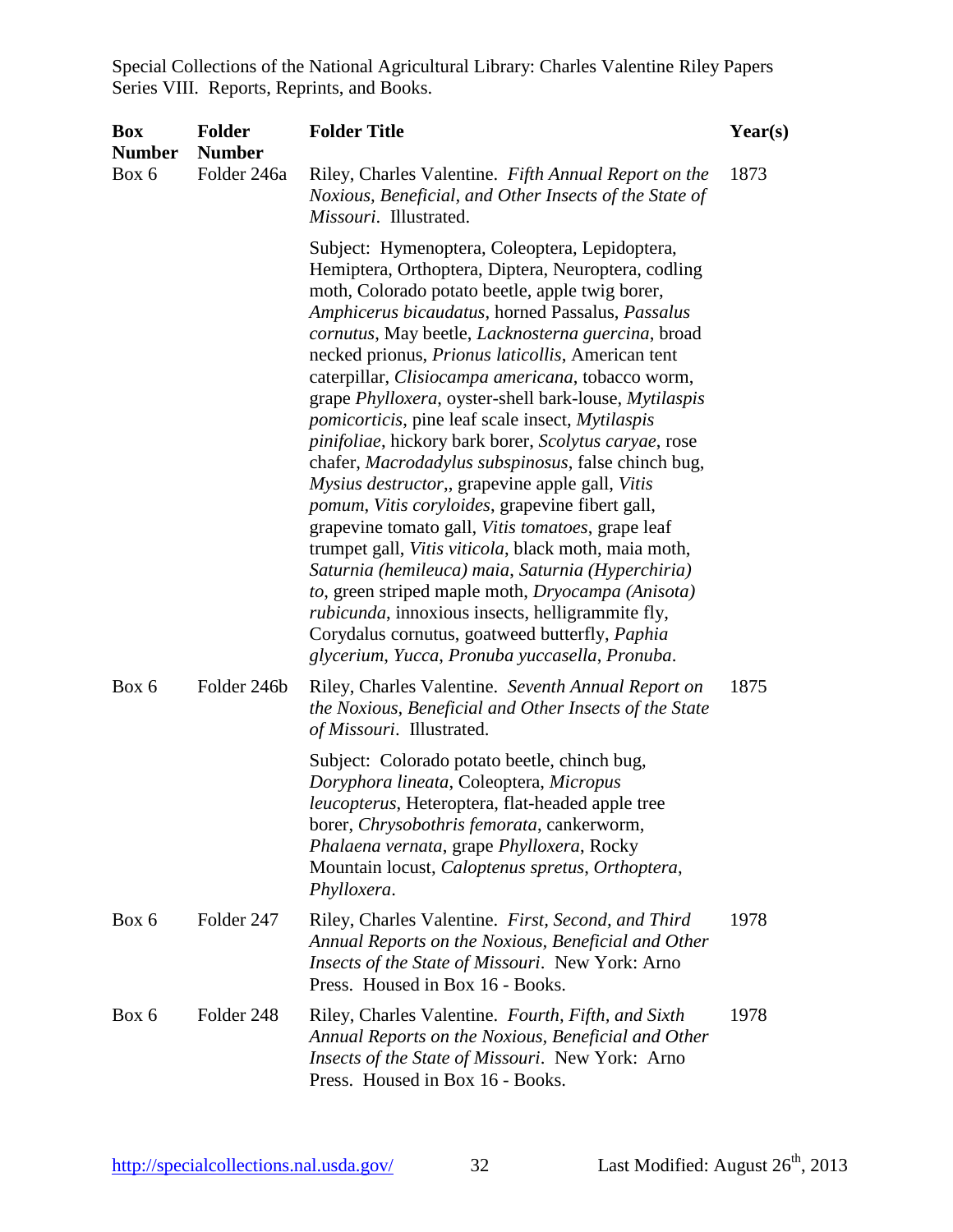Special Collections of the National Agricultural Library: Charles Valentine Riley Papers
Series VIII. Reports, Reprints, and Books.

| Box Number | Folder Number | Folder Title | Year(s) |
|---|---|---|---|
| Box 6 | Folder 246a | Riley, Charles Valentine. *Fifth Annual Report on the Noxious, Beneficial, and Other Insects of the State of Missouri*. Illustrated.<br><br>Subject: Hymenoptera, Coleoptera, Lepidoptera, Hemiptera, Orthoptera, Diptera, Neuroptera, codling moth, Colorado potato beetle, apple twig borer, *Amphicerus bicaudatus*, horned Passalus, *Passalus cornutus*, May beetle, *Lacknosterna guercina*, broad necked prionus, *Prionus laticollis*, American tent caterpillar, *Clisiocampa americana*, tobacco worm, grape *Phylloxera*, oyster-shell bark-louse, *Mytilaspis pomicorticis*, pine leaf scale insect, *Mytilaspis pinifoliae*, hickory bark borer, *Scolytus caryae*, rose chafer, *Macrodadylus subspinosus*, false chinch bug, *Mysius destructor*,, grapevine apple gall, *Vitis pomum*, *Vitis coryloides*, grapevine fibert gall, grapevine tomato gall, *Vitis tomatoes*, grape leaf trumpet gall, *Vitis viticola*, black moth, maia moth, *Saturnia (hemileuca) maia*, *Saturnia (Hyperchiria) to*, green striped maple moth, *Dryocampa (Anisota) rubicunda*, innoxious insects, helligrammite fly, Corydalus cornutus, goatweed butterfly, *Paphia glycerium*, *Yucca*, *Pronuba yuccasella*, *Pronuba*. | 1873 |
| Box 6 | Folder 246b | Riley, Charles Valentine. *Seventh Annual Report on the Noxious, Beneficial and Other Insects of the State of Missouri*. Illustrated.<br><br>Subject: Colorado potato beetle, chinch bug, *Doryphora lineata*, Coleoptera, *Micropus leucopterus*, Heteroptera, flat-headed apple tree borer, *Chrysobothris femorata*, cankerworm, *Phalaena vernata*, grape *Phylloxera*, Rocky Mountain locust, *Caloptenus spretus*, *Orthoptera*, *Phylloxera*. | 1875 |
| Box 6 | Folder 247 | Riley, Charles Valentine. *First, Second, and Third Annual Reports on the Noxious, Beneficial and Other Insects of the State of Missouri*. New York: Arno Press. Housed in Box 16 - Books. | 1978 |
| Box 6 | Folder 248 | Riley, Charles Valentine. *Fourth, Fifth, and Sixth Annual Reports on the Noxious, Beneficial and Other Insects of the State of Missouri*. New York: Arno Press. Housed in Box 16 - Books. | 1978 |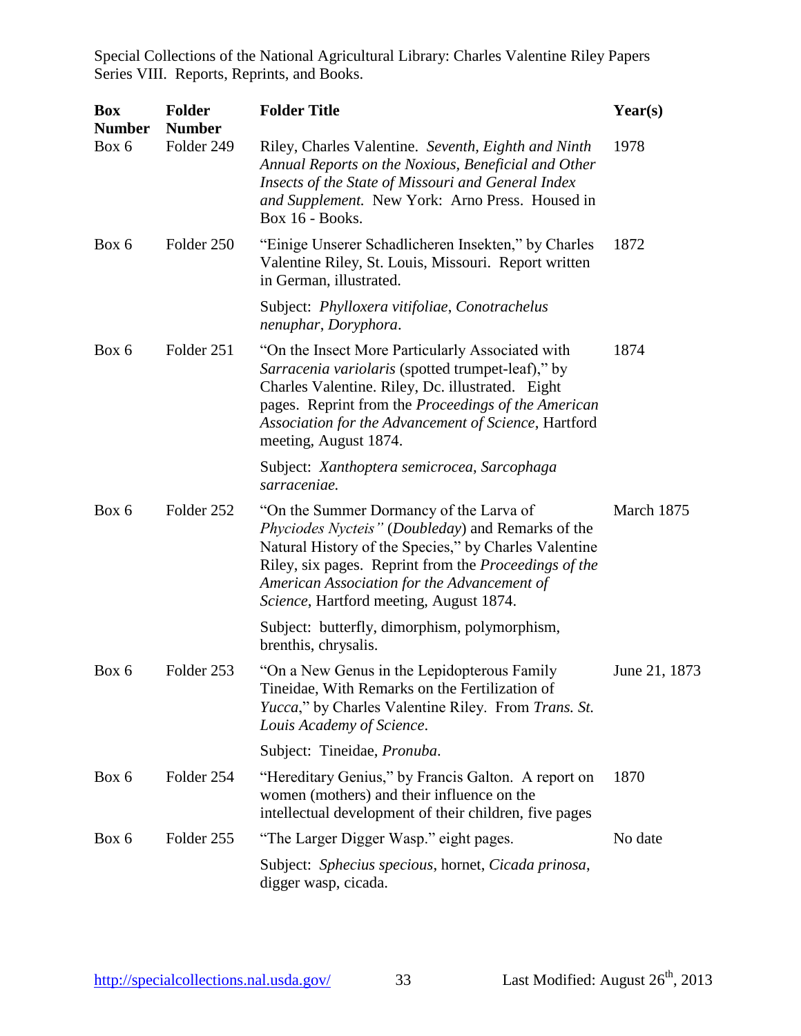Special Collections of the National Agricultural Library: Charles Valentine Riley Papers
Series VIII. Reports, Reprints, and Books.

| Box Number | Folder Number | Folder Title | Year(s) |
|---|---|---|---|
| Box 6 | Folder 249 | Riley, Charles Valentine. *Seventh, Eighth and Ninth Annual Reports on the Noxious, Beneficial and Other Insects of the State of Missouri and General Index and Supplement.* New York: Arno Press. Housed in Box 16 - Books. | 1978 |
| Box 6 | Folder 250 | "Einige Unserer Schadlicheren Insekten," by Charles Valentine Riley, St. Louis, Missouri. Report written in German, illustrated.<br><br>Subject: *Phylloxera vitifoliae*, *Conotrachelus nenuphar*, *Doryphora*. | 1872 |
| Box 6 | Folder 251 | "On the Insect More Particularly Associated with *Sarracenia variolaris* (spotted trumpet-leaf)," by Charles Valentine. Riley, Dc. illustrated. Eight pages. Reprint from the *Proceedings of the American Association for the Advancement of Science*, Hartford meeting, August 1874.<br><br>Subject: *Xanthoptera semicrocea*, *Sarcophaga sarraceniae.* | 1874 |
| Box 6 | Folder 252 | "On the Summer Dormancy of the Larva of *Phyciodes Nycteis"* (*Doubleday*) and Remarks of the Natural History of the Species," by Charles Valentine Riley, six pages. Reprint from the *Proceedings of the American Association for the Advancement of Science*, Hartford meeting, August 1874.<br><br>Subject: butterfly, dimorphism, polymorphism, brenthis, chrysalis. | March 1875 |
| Box 6 | Folder 253 | "On a New Genus in the Lepidopterous Family Tineidae, With Remarks on the Fertilization of *Yucca*," by Charles Valentine Riley. From *Trans. St. Louis Academy of Science*.<br><br>Subject: Tineidae, *Pronuba*. | June 21, 1873 |
| Box 6 | Folder 254 | "Hereditary Genius," by Francis Galton. A report on women (mothers) and their influence on the intellectual development of their children, five pages | 1870 |
| Box 6 | Folder 255 | "The Larger Digger Wasp." eight pages.<br><br>Subject: *Sphecius specious*, hornet, *Cicada prinosa*, digger wasp, cicada. | No date |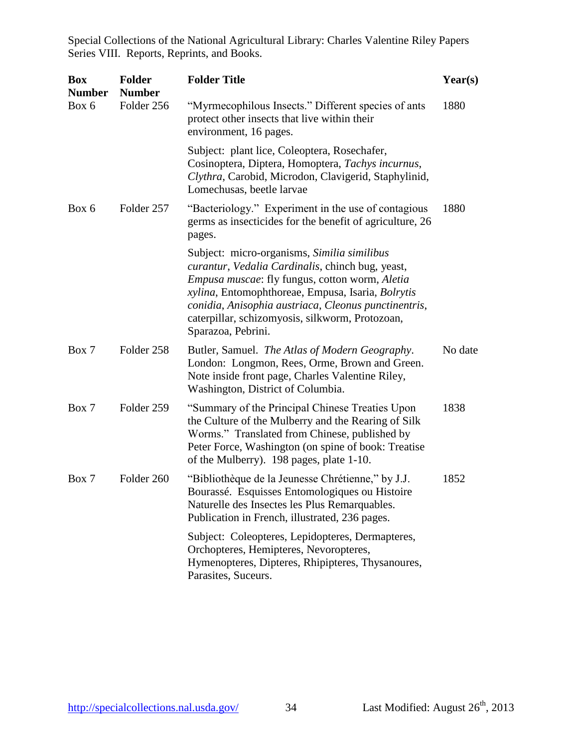Special Collections of the National Agricultural Library: Charles Valentine Riley Papers
Series VIII. Reports, Reprints, and Books.

| Box Number | Folder Number | Folder Title | Year(s) |
|---|---|---|---|
| Box 6 | Folder 256 | "Myrmecophilous Insects." Different species of ants protect other insects that live within their environment, 16 pages.<br><br>Subject: plant lice, Coleoptera, Rosechafer, Cosinoptera, Diptera, Homoptera, *Tachys incurnus*, *Clythra*, Carobid, Microdon, Clavigerid, Staphylinid, Lomechusas, beetle larvae | 1880 |
| Box 6 | Folder 257 | "Bacteriology." Experiment in the use of contagious germs as insecticides for the benefit of agriculture, 26 pages.<br><br>Subject: micro-organisms, *Similia similibus curantur*, *Vedalia Cardinalis*, chinch bug, yeast, *Empusa muscae*: fly fungus, cotton worm, *Aletia xylina*, Entomophthoreae, Empusa, Isaria, *Bolrytis conidia*, *Anisophia austriaca*, *Cleonus punctinentris*, caterpillar, schizomyosis, silkworm, Protozoan, Sparazoa, Pebrini. | 1880 |
| Box 7 | Folder 258 | Butler, Samuel. *The Atlas of Modern Geography*. London: Longmon, Rees, Orme, Brown and Green. Note inside front page, Charles Valentine Riley, Washington, District of Columbia. | No date |
| Box 7 | Folder 259 | "Summary of the Principal Chinese Treaties Upon the Culture of the Mulberry and the Rearing of Silk Worms." Translated from Chinese, published by Peter Force, Washington (on spine of book: Treatise of the Mulberry). 198 pages, plate 1-10. | 1838 |
| Box 7 | Folder 260 | "Bibliothèque de la Jeunesse Chrétienne," by J.J. Bourassé. Esquisses Entomologiques ou Histoire Naturelle des Insectes les Plus Remarquables. Publication in French, illustrated, 236 pages.<br><br>Subject: Coleopteres, Lepidopteres, Dermapteres, Orchopteres, Hemipteres, Nevoropteres, Hymenopteres, Dipteres, Rhipipteres, Thysanoures, Parasites, Suceurs. | 1852 |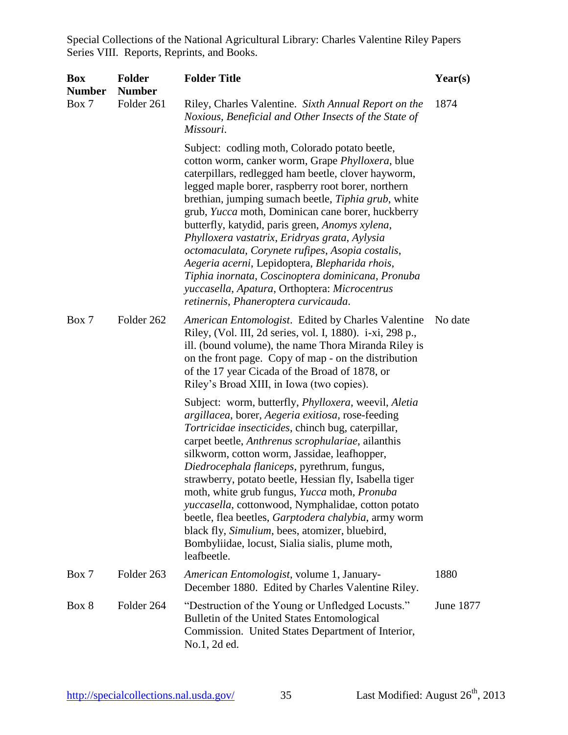| Box Number | Folder Number | Folder Title | Year(s) |
|---|---|---|---|
| Box 7 | Folder 261 | Riley, Charles Valentine. *Sixth Annual Report on the Noxious, Beneficial and Other Insects of the State of Missouri*.<br><br>Subject: codling moth, Colorado potato beetle, cotton worm, canker worm, Grape *Phylloxera*, blue caterpillars, redlegged ham beetle, clover hayworm, legged maple borer, raspberry root borer, northern brethian, jumping sumach beetle, *Tiphia grub*, white grub, *Yucca* moth, Dominican cane borer, huckberry butterfly, katydid, paris green, *Anomys xylena*, *Phylloxera vastatrix*, *Eridryas grata*, *Aylysia octomaculata*, *Corynete rufipes*, *Asopia costalis*, *Aegeria acerni*, Lepidoptera, *Blepharida rhois*, *Tiphia inornata*, *Coscinoptera dominicana*, *Pronuba yuccasella*, *Apatura*, Orthoptera: *Microcentrus retinernis*, *Phaneroptera curvicauda*. | 1874 |
| Box 7 | Folder 262 | *American Entomologist*. Edited by Charles Valentine Riley, (Vol. III, 2d series, vol. I, 1880). i-xi, 298 p., ill. (bound volume), the name Thora Miranda Riley is on the front page. Copy of map - on the distribution of the 17 year Cicada of the Broad of 1878, or Riley's Broad XIII, in Iowa (two copies).<br><br>Subject: worm, butterfly, *Phylloxera*, weevil, *Aletia argillacea*, borer, *Aegeria exitiosa*, rose-feeding *Tortricidae insecticides*, chinch bug, caterpillar, carpet beetle, *Anthrenus scrophulariae*, ailanthis silkworm, cotton worm, Jassidae, leafhopper, *Diedrocephala flaniceps*, pyrethrum, fungus, strawberry, potato beetle, Hessian fly, Isabella tiger moth, white grub fungus, *Yucca* moth, *Pronuba yuccasella*, cottonwood, Nymphalidae, cotton potato beetle, flea beetles, *Garptodera chalybia*, army worm black fly, *Simulium*, bees, atomizer, bluebird, Bombyliidae, locust, Sialia sialis, plume moth, leafbeetle. | No date |
| Box 7 | Folder 263 | *American Entomologist*, volume 1, January-December 1880. Edited by Charles Valentine Riley. | 1880 |
| Box 8 | Folder 264 | "Destruction of the Young or Unfledged Locusts." Bulletin of the United States Entomological Commission. United States Department of Interior, No.1, 2d ed. | June 1877 |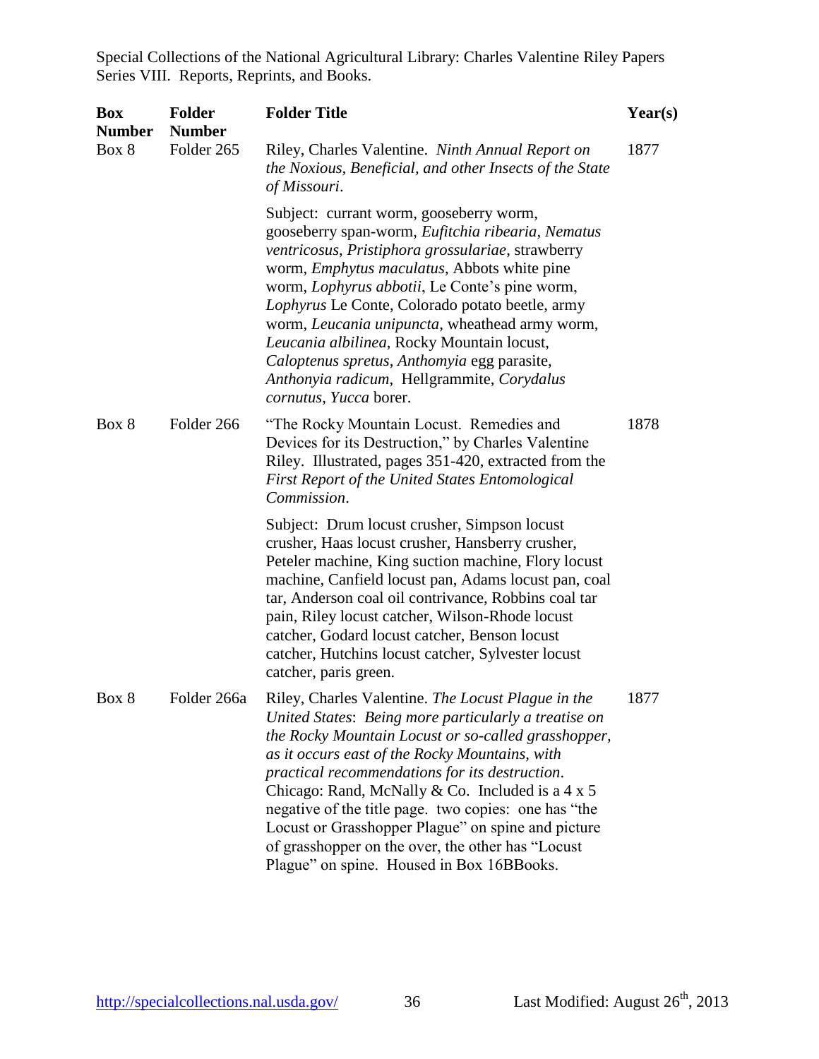| Box Number | Folder Number | Folder Title | Year(s) |
|---|---|---|---|
| Box 8 | Folder 265 | Riley, Charles Valentine. *Ninth Annual Report on the Noxious, Beneficial, and other Insects of the State of Missouri*.<br><br>Subject: currant worm, gooseberry worm, gooseberry span-worm, *Eufitchia ribearia*, *Nematus ventricosus*, *Pristiphora grossulariae*, strawberry worm, *Emphytus maculatus*, Abbots white pine worm, *Lophyrus abbotii*, Le Conte's pine worm, *Lophyrus* Le Conte, Colorado potato beetle, army worm, *Leucania unipuncta*, wheathead army worm, *Leucania albilinea*, Rocky Mountain locust, *Caloptenus spretus*, *Anthomyia* egg parasite, *Anthonyia radicum*, Hellgrammite, *Corydalus cornutus*, *Yucca* borer. | 1877 |
| Box 8 | Folder 266 | "The Rocky Mountain Locust. Remedies and Devices for its Destruction," by Charles Valentine Riley. Illustrated, pages 351-420, extracted from the *First Report of the United States Entomological Commission*.<br><br>Subject: Drum locust crusher, Simpson locust crusher, Haas locust crusher, Hansberry crusher, Peteler machine, King suction machine, Flory locust machine, Canfield locust pan, Adams locust pan, coal tar, Anderson coal oil contrivance, Robbins coal tar pain, Riley locust catcher, Wilson-Rhode locust catcher, Godard locust catcher, Benson locust catcher, Hutchins locust catcher, Sylvester locust catcher, paris green. | 1878 |
| Box 8 | Folder 266a | Riley, Charles Valentine. *The Locust Plague in the United States*: *Being more particularly a treatise on the Rocky Mountain Locust or so-called grasshopper, as it occurs east of the Rocky Mountains, with practical recommendations for its destruction*. Chicago: Rand, McNally & Co. Included is a 4 x 5 negative of the title page. two copies: one has "the Locust or Grasshopper Plague" on spine and picture of grasshopper on the over, the other has "Locust Plague" on spine. Housed in Box 16BBooks. | 1877 |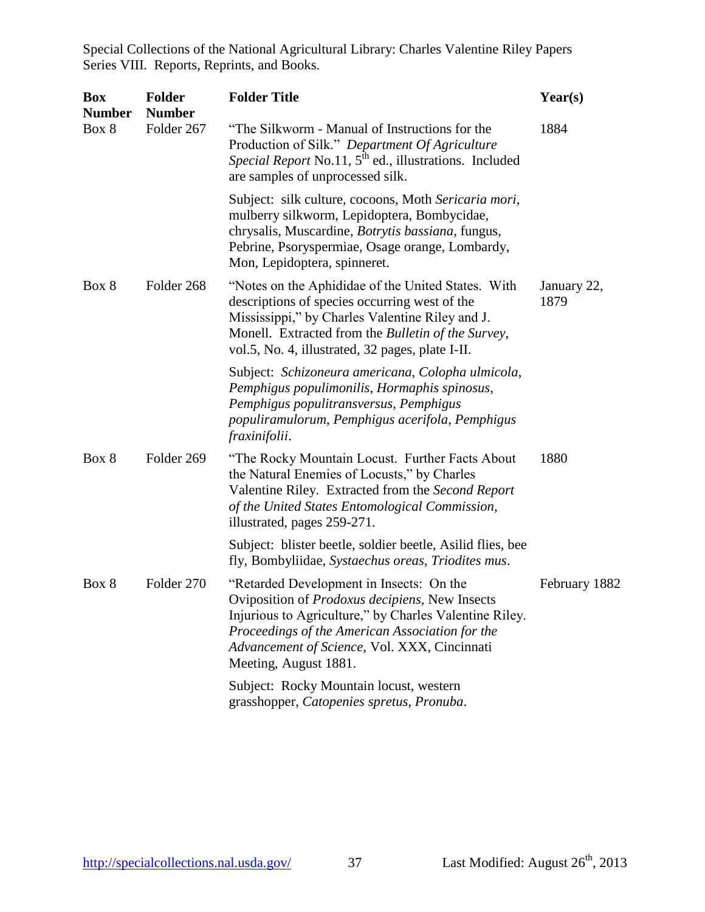Special Collections of the National Agricultural Library: Charles Valentine Riley Papers
Series VIII. Reports, Reprints, and Books.

| Box Number | Folder Number | Folder Title | Year(s) |
|---|---|---|---|
| Box 8 | Folder 267 | "The Silkworm - Manual of Instructions for the Production of Silk." *Department Of Agriculture Special Report* No.11, 5th ed., illustrations. Included are samples of unprocessed silk.<br><br>Subject: silk culture, cocoons, Moth *Sericaria mori*, mulberry silkworm, Lepidoptera, Bombycidae, chrysalis, Muscardine, *Botrytis bassiana*, fungus, Pebrine, Psoryspermiae, Osage orange, Lombardy, Mon, Lepidoptera, spinneret. | 1884 |
| Box 8 | Folder 268 | "Notes on the Aphididae of the United States. With descriptions of species occurring west of the Mississippi," by Charles Valentine Riley and J. Monell. Extracted from the *Bulletin of the Survey*, vol.5, No. 4, illustrated, 32 pages, plate I-II.<br><br>Subject: *Schizoneura americana*, *Colopha ulmicola*, *Pemphigus populimonilis*, *Hormaphis spinosus*, *Pemphigus populitransversus*, *Pemphigus populiramulorum*, *Pemphigus acerifola*, *Pemphigus fraxinifolii*. | January 22, 1879 |
| Box 8 | Folder 269 | "The Rocky Mountain Locust. Further Facts About the Natural Enemies of Locusts," by Charles Valentine Riley. Extracted from the *Second Report of the United States Entomological Commission*, illustrated, pages 259-271.<br><br>Subject: blister beetle, soldier beetle, Asilid flies, bee fly, Bombyliidae, *Systaechus oreas*, *Triodites mus*. | 1880 |
| Box 8 | Folder 270 | "Retarded Development in Insects: On the Oviposition of *Prodoxus decipiens*, New Insects Injurious to Agriculture," by Charles Valentine Riley. *Proceedings of the American Association for the Advancement of Science*, Vol. XXX, Cincinnati Meeting, August 1881.<br><br>Subject: Rocky Mountain locust, western grasshopper, *Catopenies spretus*, *Pronuba*. | February 1882 |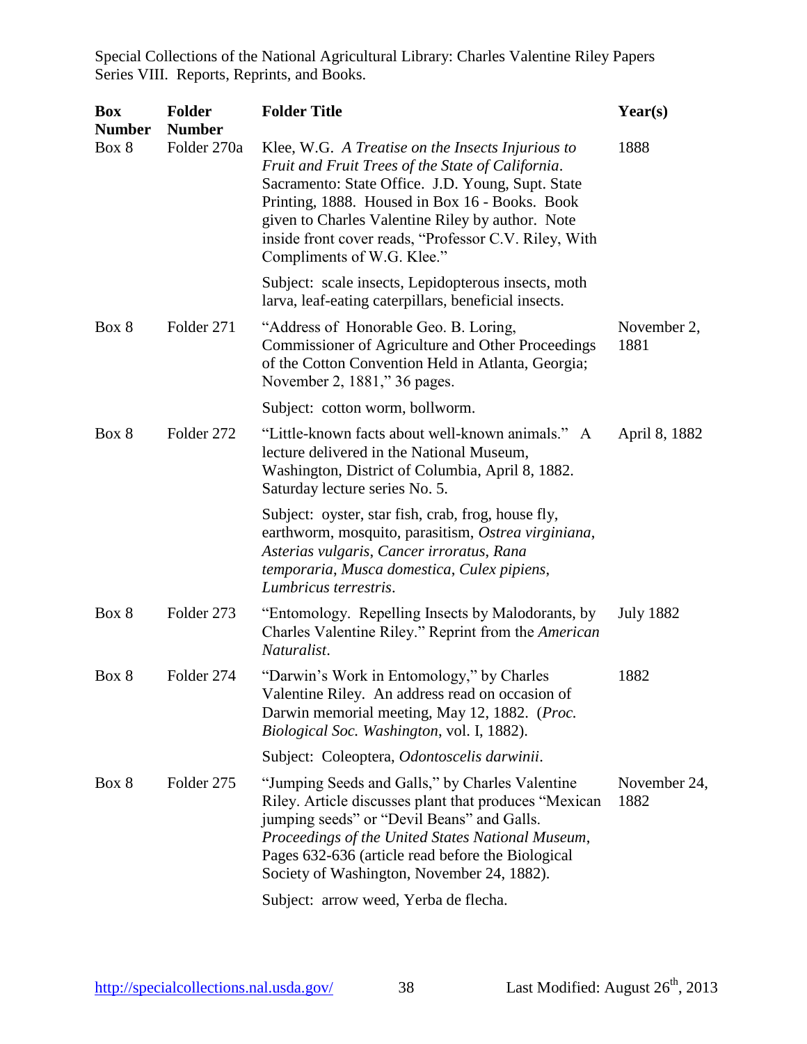Special Collections of the National Agricultural Library: Charles Valentine Riley Papers
Series VIII. Reports, Reprints, and Books.

| Box Number | Folder Number | Folder Title | Year(s) |
|---|---|---|---|
| Box 8 | Folder 270a | Klee, W.G. *A Treatise on the Insects Injurious to Fruit and Fruit Trees of the State of California*. Sacramento: State Office. J.D. Young, Supt. State Printing, 1888. Housed in Box 16 - Books. Book given to Charles Valentine Riley by author. Note inside front cover reads, "Professor C.V. Riley, With Compliments of W.G. Klee."<br><br>Subject: scale insects, Lepidopterous insects, moth larva, leaf-eating caterpillars, beneficial insects. | 1888 |
| Box 8 | Folder 271 | "Address of Honorable Geo. B. Loring, Commissioner of Agriculture and Other Proceedings of the Cotton Convention Held in Atlanta, Georgia; November 2, 1881," 36 pages.<br><br>Subject: cotton worm, bollworm. | November 2, 1881 |
| Box 8 | Folder 272 | "Little-known facts about well-known animals." A lecture delivered in the National Museum, Washington, District of Columbia, April 8, 1882. Saturday lecture series No. 5.<br><br>Subject: oyster, star fish, crab, frog, house fly, earthworm, mosquito, parasitism, *Ostrea virginiana*, *Asterias vulgaris*, *Cancer irroratus*, *Rana temporaria*, *Musca domestica*, *Culex pipiens*, *Lumbricus terrestris*. | April 8, 1882 |
| Box 8 | Folder 273 | "Entomology. Repelling Insects by Malodorants, by Charles Valentine Riley." Reprint from the *American Naturalist*. | July 1882 |
| Box 8 | Folder 274 | "Darwin's Work in Entomology," by Charles Valentine Riley. An address read on occasion of Darwin memorial meeting, May 12, 1882. (*Proc. Biological Soc. Washington*, vol. I, 1882).<br><br>Subject: Coleoptera, *Odontoscelis darwinii*. | 1882 |
| Box 8 | Folder 275 | "Jumping Seeds and Galls," by Charles Valentine Riley. Article discusses plant that produces "Mexican jumping seeds" or "Devil Beans" and Galls. *Proceedings of the United States National Museum*, Pages 632-636 (article read before the Biological Society of Washington, November 24, 1882).<br><br>Subject: arrow weed, Yerba de flecha. | November 24, 1882 |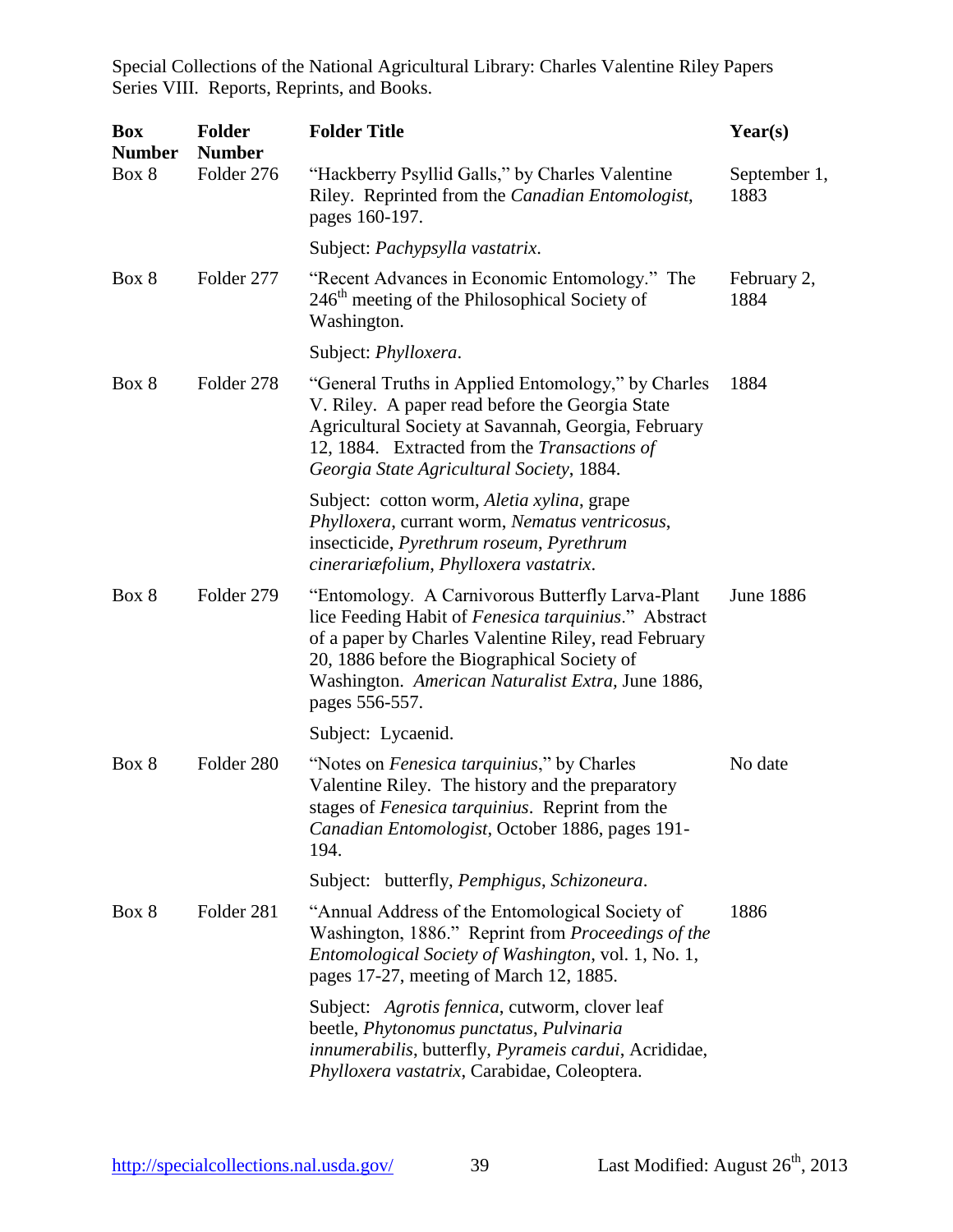Special Collections of the National Agricultural Library: Charles Valentine Riley Papers
Series VIII. Reports, Reprints, and Books.

| Box Number | Folder Number | Folder Title | Year(s) |
|---|---|---|---|
| Box 8 | Folder 276 | "Hackberry Psyllid Galls," by Charles Valentine Riley. Reprinted from the *Canadian Entomologist*, pages 160-197. | September 1, 1883 |
| | | Subject: *Pachypsylla vastatrix*. | |
| Box 8 | Folder 277 | "Recent Advances in Economic Entomology." The 246th meeting of the Philosophical Society of Washington. | February 2, 1884 |
| | | Subject: *Phylloxera*. | |
| Box 8 | Folder 278 | "General Truths in Applied Entomology," by Charles V. Riley. A paper read before the Georgia State Agricultural Society at Savannah, Georgia, February 12, 1884. Extracted from the *Transactions of Georgia State Agricultural Society*, 1884. | 1884 |
| | | Subject: cotton worm, *Aletia xylina*, grape *Phylloxera*, currant worm, *Nematus ventricosus*, insecticide, *Pyrethrum roseum*, *Pyrethrum cinerariæfolium*, *Phylloxera vastatrix*. | |
| Box 8 | Folder 279 | "Entomology. A Carnivorous Butterfly Larva-Plant lice Feeding Habit of *Fenesica tarquinius*." Abstract of a paper by Charles Valentine Riley, read February 20, 1886 before the Biographical Society of Washington. *American Naturalist Extra,* June 1886, pages 556-557. | June 1886 |
| | | Subject: Lycaenid. | |
| Box 8 | Folder 280 | "Notes on *Fenesica tarquinius*," by Charles Valentine Riley. The history and the preparatory stages of *Fenesica tarquinius*. Reprint from the *Canadian Entomologist*, October 1886, pages 191-194. | No date |
| | | Subject: butterfly, *Pemphigus*, *Schizoneura*. | |
| Box 8 | Folder 281 | "Annual Address of the Entomological Society of Washington, 1886." Reprint from *Proceedings of the Entomological Society of Washington*, vol. 1, No. 1, pages 17-27, meeting of March 12, 1885. | 1886 |
| | | Subject: *Agrotis fennica*, cutworm, clover leaf beetle, *Phytonomus punctatus*, *Pulvinaria innumerabilis*, butterfly, *Pyrameis cardui*, Acrididae, *Phylloxera vastatrix*, Carabidae, Coleoptera. | |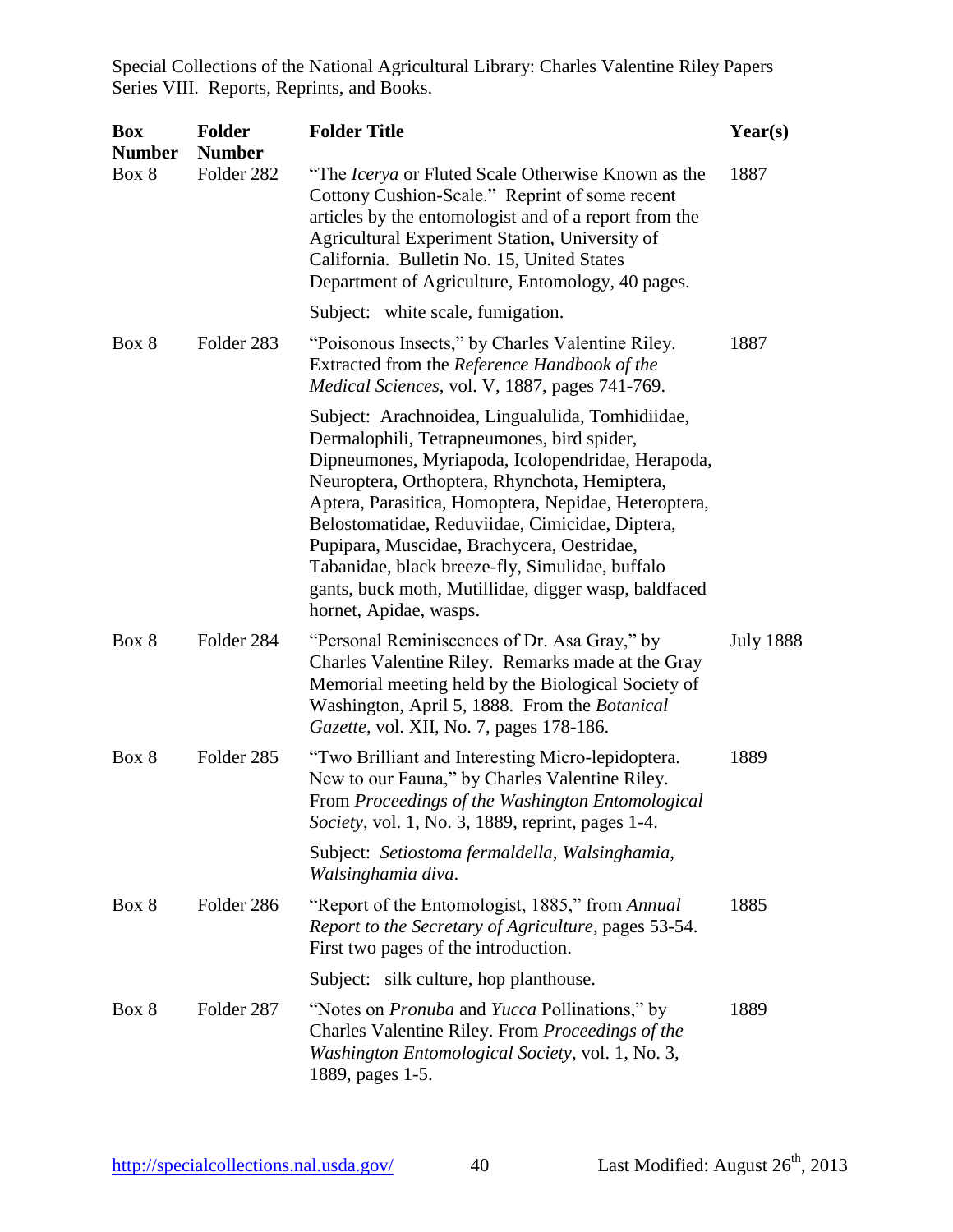| Box Number | Folder Number | Folder Title | Year(s) |
|---|---|---|---|
| Box 8 | Folder 282 | "The *Icerya* or Fluted Scale Otherwise Known as the Cottony Cushion-Scale." Reprint of some recent articles by the entomologist and of a report from the Agricultural Experiment Station, University of California. Bulletin No. 15, United States Department of Agriculture, Entomology, 40 pages.<br><br>Subject: white scale, fumigation. | 1887 |
| Box 8 | Folder 283 | "Poisonous Insects," by Charles Valentine Riley. Extracted from the *Reference Handbook of the Medical Sciences*, vol. V, 1887, pages 741-769.<br><br>Subject: Arachnoidea, Lingualulida, Tomhidiidae, Dermalophili, Tetrapneumones, bird spider, Dipneumones, Myriapoda, Icolopendridae, Herapoda, Neuroptera, Orthoptera, Rhynchota, Hemiptera, Aptera, Parasitica, Homoptera, Nepidae, Heteroptera, Belostomatidae, Reduviidae, Cimicidae, Diptera, Pupipara, Muscidae, Brachycera, Oestridae, Tabanidae, black breeze-fly, Simulidae, buffalo gants, buck moth, Mutillidae, digger wasp, baldfaced hornet, Apidae, wasps. | 1887 |
| Box 8 | Folder 284 | "Personal Reminiscences of Dr. Asa Gray," by Charles Valentine Riley. Remarks made at the Gray Memorial meeting held by the Biological Society of Washington, April 5, 1888. From the *Botanical Gazette*, vol. XII, No. 7, pages 178-186. | July 1888 |
| Box 8 | Folder 285 | "Two Brilliant and Interesting Micro-lepidoptera. New to our Fauna," by Charles Valentine Riley. From *Proceedings of the Washington Entomological Society*, vol. 1, No. 3, 1889, reprint, pages 1-4.<br><br>Subject: *Setiostoma fermaldella*, *Walsinghamia*, *Walsinghamia diva*. | 1889 |
| Box 8 | Folder 286 | "Report of the Entomologist, 1885," from *Annual Report to the Secretary of Agriculture*, pages 53-54. First two pages of the introduction.<br><br>Subject: silk culture, hop planthouse. | 1885 |
| Box 8 | Folder 287 | "Notes on *Pronuba* and *Yucca* Pollinations," by Charles Valentine Riley. From *Proceedings of the Washington Entomological Society*, vol. 1, No. 3, 1889, pages 1-5. | 1889 |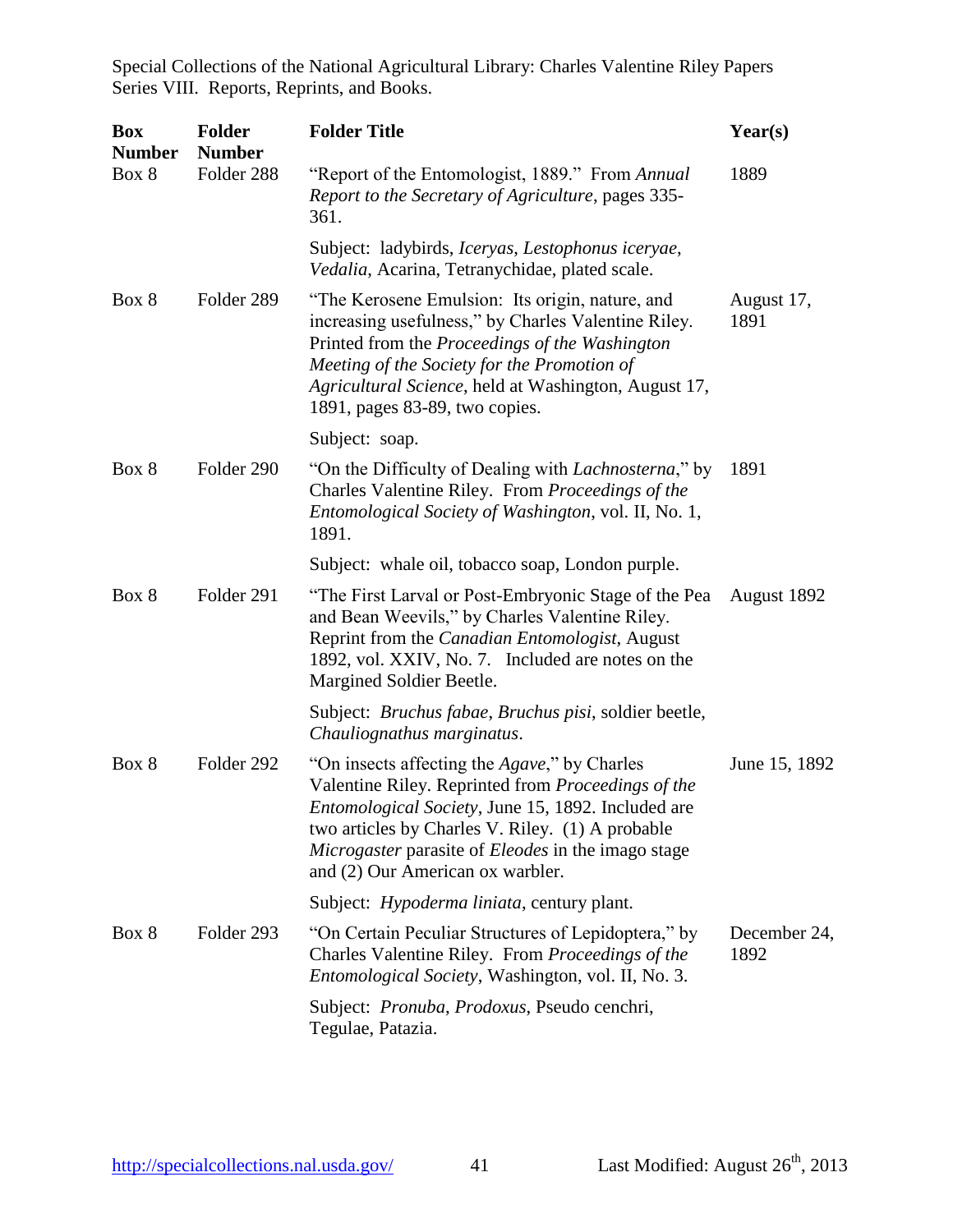Special Collections of the National Agricultural Library: Charles Valentine Riley Papers
Series VIII. Reports, Reprints, and Books.

| Box Number | Folder Number | Folder Title | Year(s) |
|---|---|---|---|
| Box 8 | Folder 288 | "Report of the Entomologist, 1889." From *Annual Report to the Secretary of Agriculture*, pages 335-361.<br><br>Subject: ladybirds, *Iceryas*, *Lestophonus iceryae*, *Vedalia*, Acarina, Tetranychidae, plated scale. | 1889 |
| Box 8 | Folder 289 | "The Kerosene Emulsion: Its origin, nature, and increasing usefulness," by Charles Valentine Riley. Printed from the *Proceedings of the Washington Meeting of the Society for the Promotion of Agricultural Science*, held at Washington, August 17, 1891, pages 83-89, two copies.<br><br>Subject: soap. | August 17, 1891 |
| Box 8 | Folder 290 | "On the Difficulty of Dealing with *Lachnosterna*," by Charles Valentine Riley. From *Proceedings of the Entomological Society of Washington*, vol. II, No. 1, 1891.<br><br>Subject: whale oil, tobacco soap, London purple. | 1891 |
| Box 8 | Folder 291 | "The First Larval or Post-Embryonic Stage of the Pea and Bean Weevils," by Charles Valentine Riley. Reprint from the *Canadian Entomologist*, August 1892, vol. XXIV, No. 7. Included are notes on the Margined Soldier Beetle.<br><br>Subject: *Bruchus fabae*, *Bruchus pisi*, soldier beetle, *Chauliognathus marginatus*. | August 1892 |
| Box 8 | Folder 292 | "On insects affecting the *Agave*," by Charles Valentine Riley. Reprinted from *Proceedings of the Entomological Society*, June 15, 1892. Included are two articles by Charles V. Riley. (1) A probable *Microgaster* parasite of *Eleodes* in the imago stage and (2) Our American ox warbler.<br><br>Subject: *Hypoderma liniata*, century plant. | June 15, 1892 |
| Box 8 | Folder 293 | "On Certain Peculiar Structures of Lepidoptera," by Charles Valentine Riley. From *Proceedings of the Entomological Society*, Washington, vol. II, No. 3.<br><br>Subject: *Pronuba*, *Prodoxus*, Pseudo cenchri, Tegulae, Patazia. | December 24, 1892 |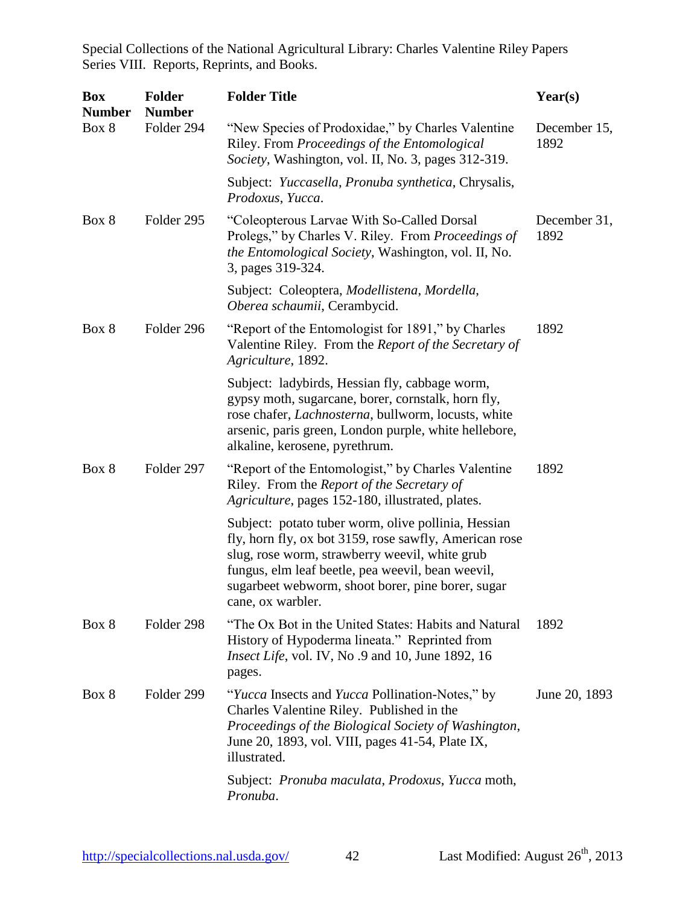Special Collections of the National Agricultural Library: Charles Valentine Riley Papers
Series VIII. Reports, Reprints, and Books.

| Box Number | Folder Number | Folder Title | Year(s) |
|---|---|---|---|
| Box 8 | Folder 294 | "New Species of Prodoxidae," by Charles Valentine Riley. From *Proceedings of the Entomological Society*, Washington, vol. II, No. 3, pages 312-319.<br><br>Subject: *Yuccasella*, *Pronuba synthetica*, Chrysalis, *Prodoxus*, *Yucca*. | December 15, 1892 |
| Box 8 | Folder 295 | "Coleopterous Larvae With So-Called Dorsal Prolegs," by Charles V. Riley. From *Proceedings of the Entomological Society*, Washington, vol. II, No. 3, pages 319-324.<br><br>Subject: Coleoptera, *Modellistena*, *Mordella*, *Oberea schaumii*, Cerambycid. | December 31, 1892 |
| Box 8 | Folder 296 | "Report of the Entomologist for 1891," by Charles Valentine Riley. From the *Report of the Secretary of Agriculture*, 1892.<br><br>Subject: ladybirds, Hessian fly, cabbage worm, gypsy moth, sugarcane, borer, cornstalk, horn fly, rose chafer, *Lachnosterna*, bullworm, locusts, white arsenic, paris green, London purple, white hellebore, alkaline, kerosene, pyrethrum. | 1892 |
| Box 8 | Folder 297 | "Report of the Entomologist," by Charles Valentine Riley. From the *Report of the Secretary of Agriculture*, pages 152-180, illustrated, plates.<br><br>Subject: potato tuber worm, olive pollinia, Hessian fly, horn fly, ox bot 3159, rose sawfly, American rose slug, rose worm, strawberry weevil, white grub fungus, elm leaf beetle, pea weevil, bean weevil, sugarbeet webworm, shoot borer, pine borer, sugar cane, ox warbler. | 1892 |
| Box 8 | Folder 298 | "The Ox Bot in the United States: Habits and Natural History of Hypoderma lineata." Reprinted from *Insect Life*, vol. IV, No .9 and 10, June 1892, 16 pages. | 1892 |
| Box 8 | Folder 299 | "*Yucca* Insects and *Yucca* Pollination-Notes," by Charles Valentine Riley. Published in the *Proceedings of the Biological Society of Washington*, June 20, 1893, vol. VIII, pages 41-54, Plate IX, illustrated.<br><br>Subject: *Pronuba maculata*, *Prodoxus*, *Yucca* moth, *Pronuba*. | June 20, 1893 |

http://specialcollections.nal.usda.gov/ Last Modified: August 26th, 2013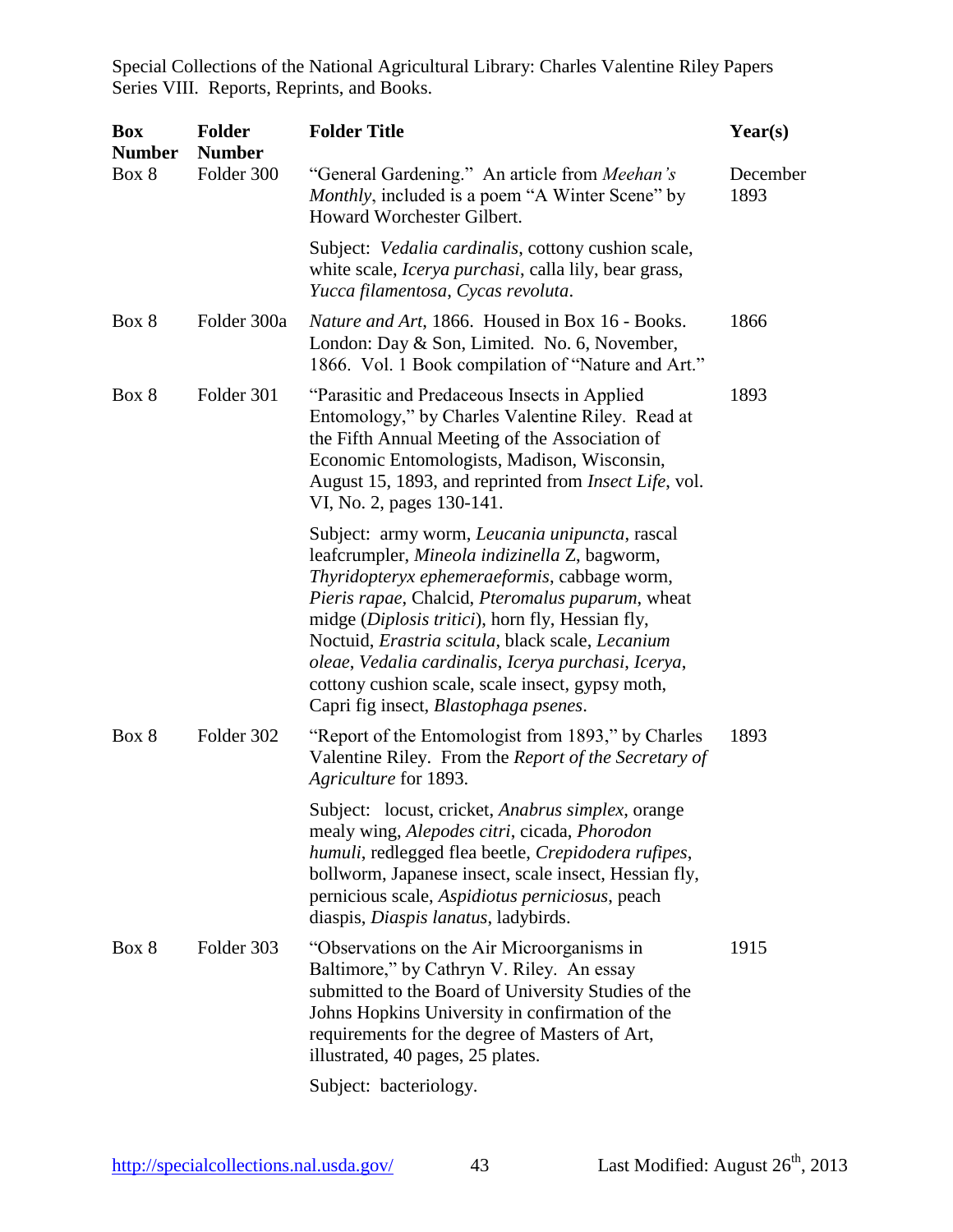Special Collections of the National Agricultural Library: Charles Valentine Riley Papers
Series VIII. Reports, Reprints, and Books.

| Box Number | Folder Number | Folder Title | Year(s) |
|---|---|---|---|
| Box 8 | Folder 300 | "General Gardening." An article from *Meehan's Monthly*, included is a poem "A Winter Scene" by Howard Worchester Gilbert.<br><br>Subject: *Vedalia cardinalis*, cottony cushion scale, white scale, *Icerya purchasi*, calla lily, bear grass, *Yucca filamentosa*, *Cycas revoluta*. | December 1893 |
| Box 8 | Folder 300a | *Nature and Art*, 1866. Housed in Box 16 - Books. London: Day & Son, Limited. No. 6, November, 1866. Vol. 1 Book compilation of "Nature and Art." | 1866 |
| Box 8 | Folder 301 | "Parasitic and Predaceous Insects in Applied Entomology," by Charles Valentine Riley. Read at the Fifth Annual Meeting of the Association of Economic Entomologists, Madison, Wisconsin, August 15, 1893, and reprinted from *Insect Life*, vol. VI, No. 2, pages 130-141.<br><br>Subject: army worm, *Leucania unipuncta*, rascal leafcrumpler, *Mineola indizinella* Z, bagworm, *Thyridopteryx ephemeraeformis*, cabbage worm, *Pieris rapae*, Chalcid, *Pteromalus puparum*, wheat midge (*Diplosis tritici*), horn fly, Hessian fly, Noctuid, *Erastria scitula*, black scale, *Lecanium oleae*, *Vedalia cardinalis*, *Icerya purchasi*, *Icerya*, cottony cushion scale, scale insect, gypsy moth, Capri fig insect, *Blastophaga psenes*. | 1893 |
| Box 8 | Folder 302 | "Report of the Entomologist from 1893," by Charles Valentine Riley. From the *Report of the Secretary of Agriculture* for 1893.<br><br>Subject: locust, cricket, *Anabrus simplex*, orange mealy wing, *Alepodes citri*, cicada, *Phorodon humuli*, redlegged flea beetle, *Crepidodera rufipes*, bollworm, Japanese insect, scale insect, Hessian fly, pernicious scale, *Aspidiotus perniciosus*, peach diaspis, *Diaspis lanatus*, ladybirds. | 1893 |
| Box 8 | Folder 303 | "Observations on the Air Microorganisms in Baltimore," by Cathryn V. Riley. An essay submitted to the Board of University Studies of the Johns Hopkins University in confirmation of the requirements for the degree of Masters of Art, illustrated, 40 pages, 25 plates.<br><br>Subject: bacteriology. | 1915 |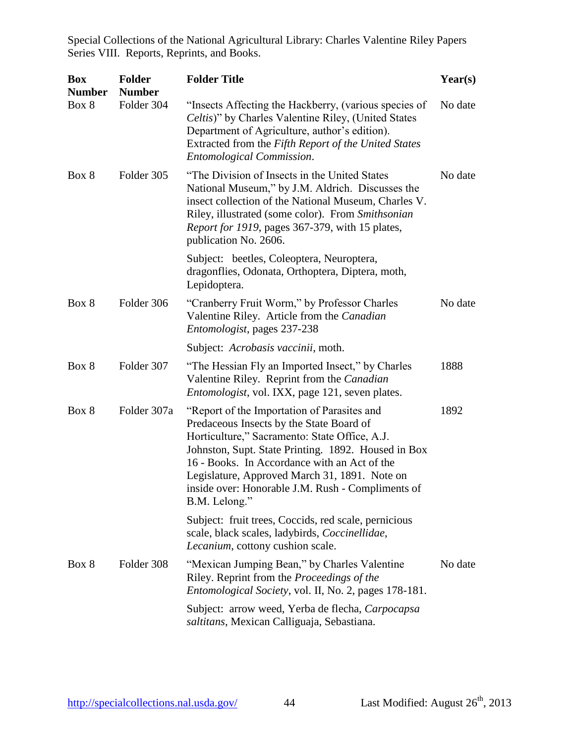Special Collections of the National Agricultural Library: Charles Valentine Riley Papers
Series VIII. Reports, Reprints, and Books.

| Box Number | Folder Number | Folder Title | Year(s) |
|---|---|---|---|
| Box 8 | Folder 304 | "Insects Affecting the Hackberry, (various species of *Celtis*)" by Charles Valentine Riley, (United States Department of Agriculture, author's edition). Extracted from the *Fifth Report of the United States Entomological Commission*. | No date |
| Box 8 | Folder 305 | "The Division of Insects in the United States National Museum," by J.M. Aldrich. Discusses the insect collection of the National Museum, Charles V. Riley, illustrated (some color). From *Smithsonian Report for 1919*, pages 367-379, with 15 plates, publication No. 2606.<br><br>Subject: beetles, Coleoptera, Neuroptera, dragonflies, Odonata, Orthoptera, Diptera, moth, Lepidoptera. | No date |
| Box 8 | Folder 306 | "Cranberry Fruit Worm," by Professor Charles Valentine Riley. Article from the *Canadian Entomologist*, pages 237-238<br><br>Subject: *Acrobasis vaccinii*, moth. | No date |
| Box 8 | Folder 307 | "The Hessian Fly an Imported Insect," by Charles Valentine Riley. Reprint from the *Canadian Entomologist*, vol. IXX, page 121, seven plates. | 1888 |
| Box 8 | Folder 307a | "Report of the Importation of Parasites and Predaceous Insects by the State Board of Horticulture," Sacramento: State Office, A.J. Johnston, Supt. State Printing. 1892. Housed in Box 16 - Books. In Accordance with an Act of the Legislature, Approved March 31, 1891. Note on inside over: Honorable J.M. Rush - Compliments of B.M. Lelong."<br><br>Subject: fruit trees, Coccids, red scale, pernicious scale, black scales, ladybirds, *Coccinellidae*, *Lecanium*, cottony cushion scale. | 1892 |
| Box 8 | Folder 308 | "Mexican Jumping Bean," by Charles Valentine Riley. Reprint from the *Proceedings of the Entomological Society*, vol. II, No. 2, pages 178-181.<br><br>Subject: arrow weed, Yerba de flecha, *Carpocapsa saltitans*, Mexican Calliguaja, Sebastiana. | No date |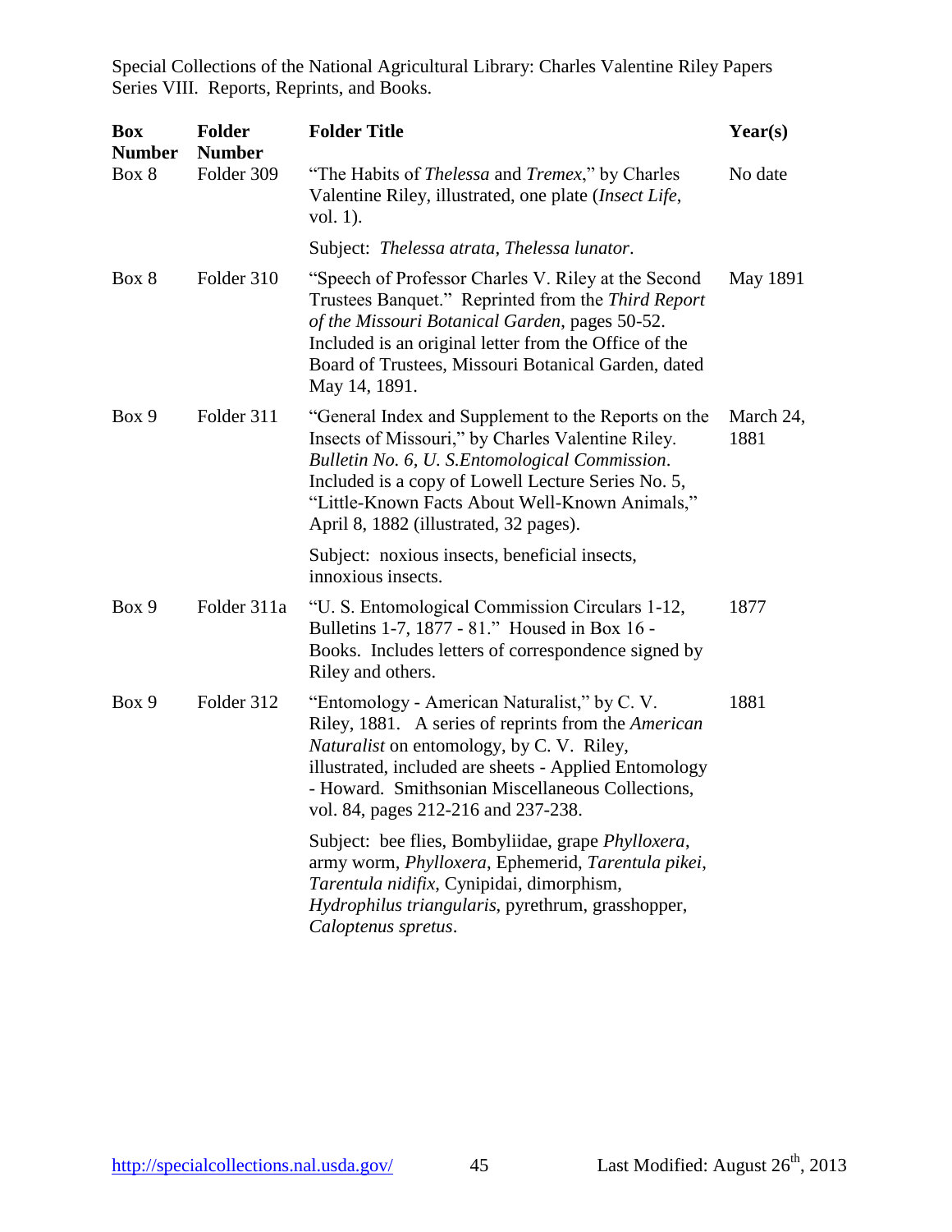| Box Number | Folder Number | Folder Title | Year(s) |
|---|---|---|---|
| Box 8 | Folder 309 | "The Habits of *Thelessa* and *Tremex*," by Charles Valentine Riley, illustrated, one plate (*Insect Life*, vol. 1).<br><br>Subject: *Thelessa atrata*, *Thelessa lunator*. | No date |
| Box 8 | Folder 310 | "Speech of Professor Charles V. Riley at the Second Trustees Banquet." Reprinted from the *Third Report of the Missouri Botanical Garden*, pages 50-52. Included is an original letter from the Office of the Board of Trustees, Missouri Botanical Garden, dated May 14, 1891. | May 1891 |
| Box 9 | Folder 311 | "General Index and Supplement to the Reports on the Insects of Missouri," by Charles Valentine Riley. *Bulletin No. 6, U. S.Entomological Commission*. Included is a copy of Lowell Lecture Series No. 5, "Little-Known Facts About Well-Known Animals," April 8, 1882 (illustrated, 32 pages).<br><br>Subject: noxious insects, beneficial insects, innoxious insects. | March 24, 1881 |
| Box 9 | Folder 311a | "U. S. Entomological Commission Circulars 1-12, Bulletins 1-7, 1877 - 81." Housed in Box 16 - Books. Includes letters of correspondence signed by Riley and others. | 1877 |
| Box 9 | Folder 312 | "Entomology - American Naturalist," by C. V. Riley, 1881. A series of reprints from the *American Naturalist* on entomology, by C. V. Riley, illustrated, included are sheets - Applied Entomology - Howard. Smithsonian Miscellaneous Collections, vol. 84, pages 212-216 and 237-238.<br><br>Subject: bee flies, Bombyliidae, grape *Phylloxera*, army worm, *Phylloxera*, Ephemerid, *Tarentula pikei*, *Tarentula nidifix*, Cynipidai, dimorphism, *Hydrophilus triangularis*, pyrethrum, grasshopper, *Caloptenus spretus*. | 1881 |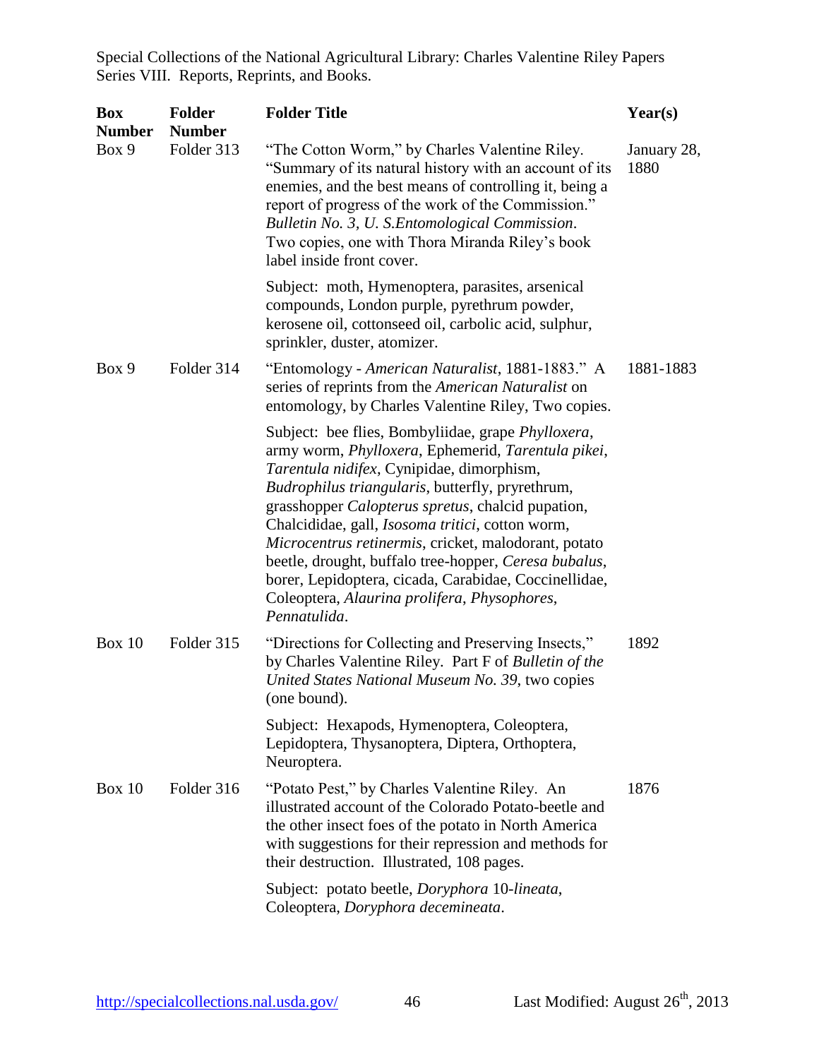| Box Number | Folder Number | Folder Title | Year(s) |
|---|---|---|---|
| Box 9 | Folder 313 | "The Cotton Worm," by Charles Valentine Riley. "Summary of its natural history with an account of its enemies, and the best means of controlling it, being a report of progress of the work of the Commission." *Bulletin No. 3, U. S.Entomological Commission*. Two copies, one with Thora Miranda Riley's book label inside front cover.<br><br>Subject: moth, Hymenoptera, parasites, arsenical compounds, London purple, pyrethrum powder, kerosene oil, cottonseed oil, carbolic acid, sulphur, sprinkler, duster, atomizer. | January 28, 1880 |
| Box 9 | Folder 314 | "Entomology - *American Naturalist*, 1881-1883." A series of reprints from the *American Naturalist* on entomology, by Charles Valentine Riley, Two copies.<br><br>Subject: bee flies, Bombyliidae, grape *Phylloxera*, army worm, *Phylloxera*, Ephemerid, *Tarentula pikei*, *Tarentula nidifex*, Cynipidae, dimorphism, *Budrophilus triangularis*, butterfly, pryrethrum, grasshopper *Calopterus spretus*, chalcid pupation, Chalcididae, gall, *Isosoma tritici*, cotton worm, *Microcentrus retinermis*, cricket, malodorant, potato beetle, drought, buffalo tree-hopper, *Ceresa bubalus*, borer, Lepidoptera, cicada, Carabidae, Coccinellidae, Coleoptera, *Alaurina prolifera*, *Physophores*, *Pennatulida*. | 1881-1883 |
| Box 10 | Folder 315 | "Directions for Collecting and Preserving Insects," by Charles Valentine Riley. Part F of *Bulletin of the United States National Museum No. 39*, two copies (one bound).<br><br>Subject: Hexapods, Hymenoptera, Coleoptera, Lepidoptera, Thysanoptera, Diptera, Orthoptera, Neuroptera. | 1892 |
| Box 10 | Folder 316 | "Potato Pest," by Charles Valentine Riley. An illustrated account of the Colorado Potato-beetle and the other insect foes of the potato in North America with suggestions for their repression and methods for their destruction. Illustrated, 108 pages.<br><br>Subject: potato beetle, *Doryphora* 10-*lineata*, Coleoptera, *Doryphora decemineata*. | 1876 |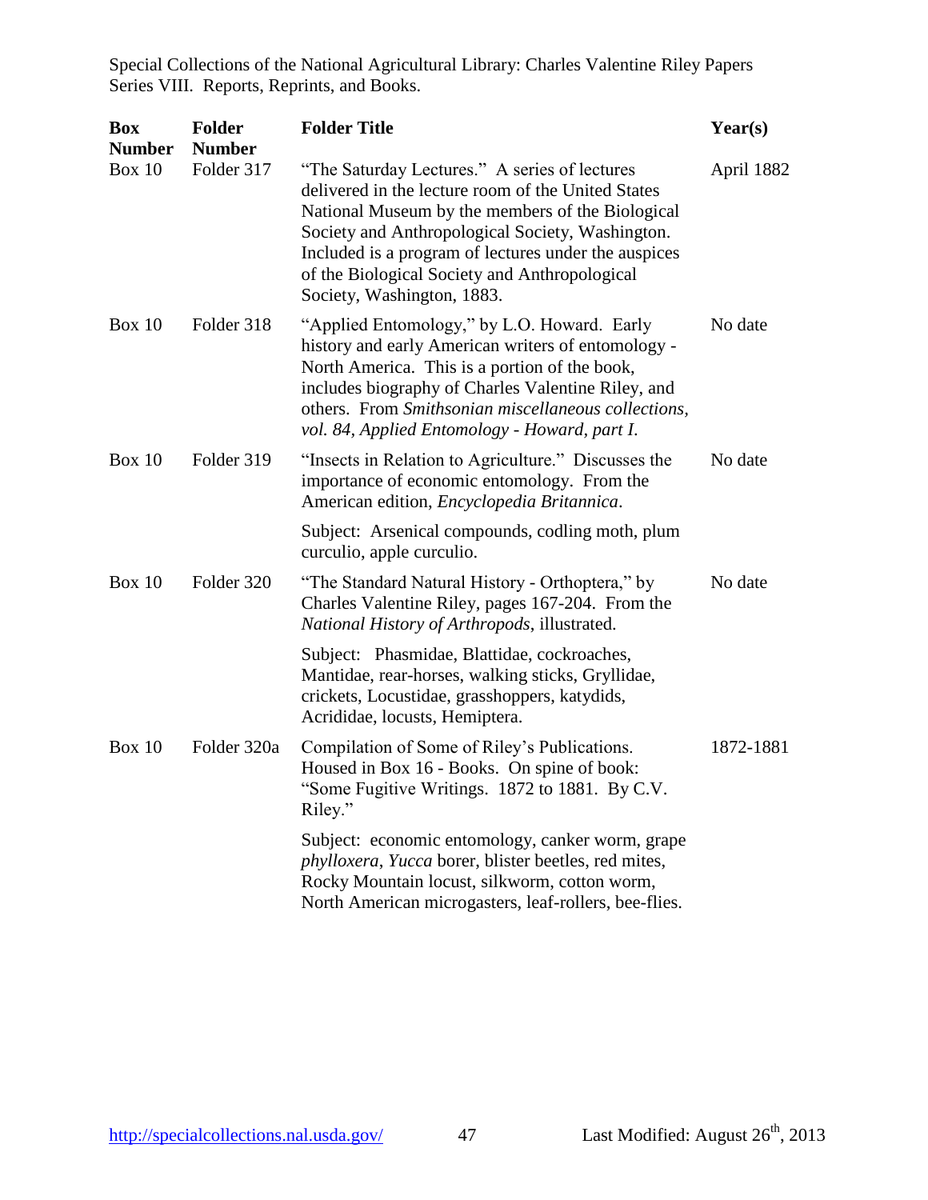| Box Number | Folder Number | Folder Title | Year(s) |
|---|---|---|---|
| Box 10 | Folder 317 | "The Saturday Lectures." A series of lectures delivered in the lecture room of the United States National Museum by the members of the Biological Society and Anthropological Society, Washington. Included is a program of lectures under the auspices of the Biological Society and Anthropological Society, Washington, 1883. | April 1882 |
| Box 10 | Folder 318 | "Applied Entomology," by L.O. Howard. Early history and early American writers of entomology - North America. This is a portion of the book, includes biography of Charles Valentine Riley, and others. From *Smithsonian miscellaneous collections, vol. 84, Applied Entomology - Howard, part I.* | No date |
| Box 10 | Folder 319 | "Insects in Relation to Agriculture." Discusses the importance of economic entomology. From the American edition, *Encyclopedia Britannica*.<br><br>Subject: Arsenical compounds, codling moth, plum curculio, apple curculio. | No date |
| Box 10 | Folder 320 | "The Standard Natural History - Orthoptera," by Charles Valentine Riley, pages 167-204. From the *National History of Arthropods*, illustrated.<br><br>Subject: Phasmidae, Blattidae, cockroaches, Mantidae, rear-horses, walking sticks, Gryllidae, crickets, Locustidae, grasshoppers, katydids, Acrididae, locusts, Hemiptera. | No date |
| Box 10 | Folder 320a | Compilation of Some of Riley's Publications. Housed in Box 16 - Books. On spine of book: "Some Fugitive Writings. 1872 to 1881. By C.V. Riley."<br><br>Subject: economic entomology, canker worm, grape *phylloxera*, *Yucca* borer, blister beetles, red mites, Rocky Mountain locust, silkworm, cotton worm, North American microgasters, leaf-rollers, bee-flies. | 1872-1881 |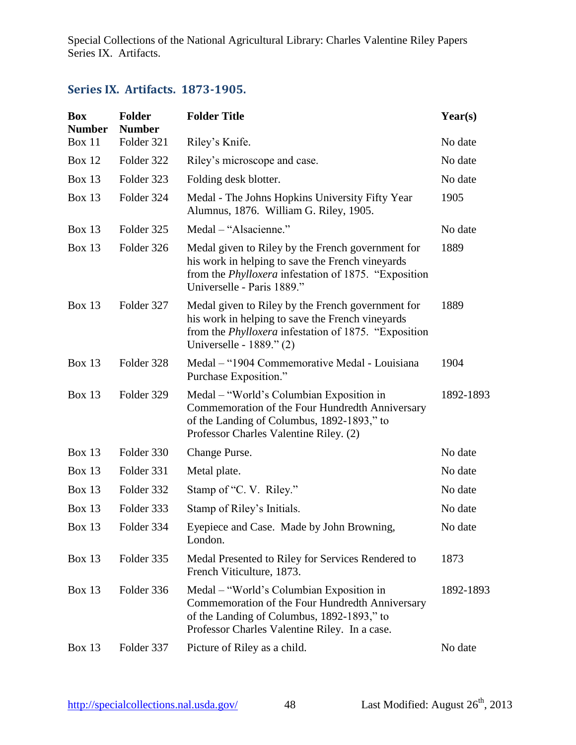## Series IX. Artifacts. 1873-1905.

| Box Number | Folder Number | Folder Title | Year(s) |
|---|---|---|---|
| Box 11 | Folder 321 | Riley's Knife. | No date |
| Box 12 | Folder 322 | Riley's microscope and case. | No date |
| Box 13 | Folder 323 | Folding desk blotter. | No date |
| Box 13 | Folder 324 | Medal - The Johns Hopkins University Fifty Year Alumnus, 1876. William G. Riley, 1905. | 1905 |
| Box 13 | Folder 325 | Medal – "Alsacienne." | No date |
| Box 13 | Folder 326 | Medal given to Riley by the French government for his work in helping to save the French vineyards from the *Phylloxera* infestation of 1875. "Exposition Universelle - Paris 1889." | 1889 |
| Box 13 | Folder 327 | Medal given to Riley by the French government for his work in helping to save the French vineyards from the *Phylloxera* infestation of 1875. "Exposition Universelle - 1889." (2) | 1889 |
| Box 13 | Folder 328 | Medal – "1904 Commemorative Medal - Louisiana Purchase Exposition." | 1904 |
| Box 13 | Folder 329 | Medal – "World's Columbian Exposition in Commemoration of the Four Hundredth Anniversary of the Landing of Columbus, 1892-1893," to Professor Charles Valentine Riley. (2) | 1892-1893 |
| Box 13 | Folder 330 | Change Purse. | No date |
| Box 13 | Folder 331 | Metal plate. | No date |
| Box 13 | Folder 332 | Stamp of "C. V. Riley." | No date |
| Box 13 | Folder 333 | Stamp of Riley's Initials. | No date |
| Box 13 | Folder 334 | Eyepiece and Case. Made by John Browning, London. | No date |
| Box 13 | Folder 335 | Medal Presented to Riley for Services Rendered to French Viticulture, 1873. | 1873 |
| Box 13 | Folder 336 | Medal – "World's Columbian Exposition in Commemoration of the Four Hundredth Anniversary of the Landing of Columbus, 1892-1893," to Professor Charles Valentine Riley. In a case. | 1892-1893 |
| Box 13 | Folder 337 | Picture of Riley as a child. | No date |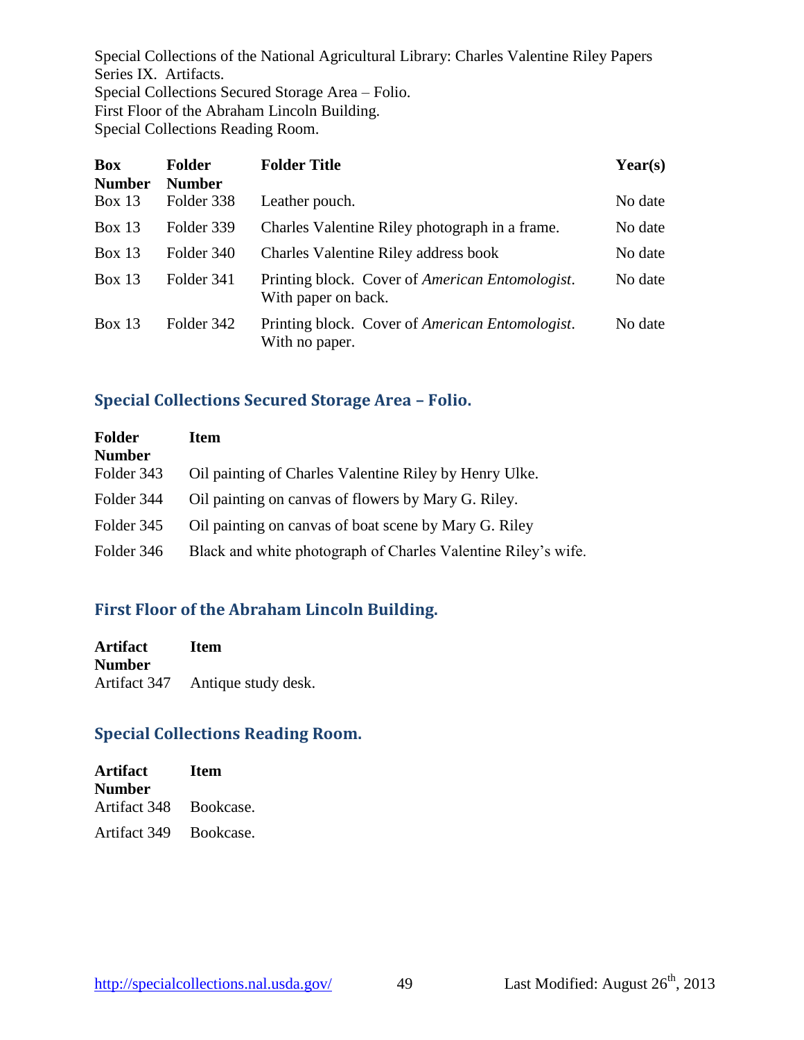Special Collections of the National Agricultural Library: Charles Valentine Riley Papers
Series IX. Artifacts.
Special Collections Secured Storage Area – Folio.
First Floor of the Abraham Lincoln Building.
Special Collections Reading Room.

| Box Number | Folder Number | Folder Title | Year(s) |
|---|---|---|---|
| Box 13 | Folder 338 | Leather pouch. | No date |
| Box 13 | Folder 339 | Charles Valentine Riley photograph in a frame. | No date |
| Box 13 | Folder 340 | Charles Valentine Riley address book | No date |
| Box 13 | Folder 341 | Printing block. Cover of *American Entomologist*. With paper on back. | No date |
| Box 13 | Folder 342 | Printing block. Cover of *American Entomologist*. With no paper. | No date |

## Special Collections Secured Storage Area – Folio.

| Folder Number | Item |
|---|---|
| Folder 343 | Oil painting of Charles Valentine Riley by Henry Ulke. |
| Folder 344 | Oil painting on canvas of flowers by Mary G. Riley. |
| Folder 345 | Oil painting on canvas of boat scene by Mary G. Riley |
| Folder 346 | Black and white photograph of Charles Valentine Riley's wife. |

## First Floor of the Abraham Lincoln Building.

| Artifact Number | Item |
|---|---|
| Artifact 347 | Antique study desk. |

## Special Collections Reading Room.

| Artifact Number | Item |
|---|---|
| Artifact 348 | Bookcase. |
| Artifact 349 | Bookcase. |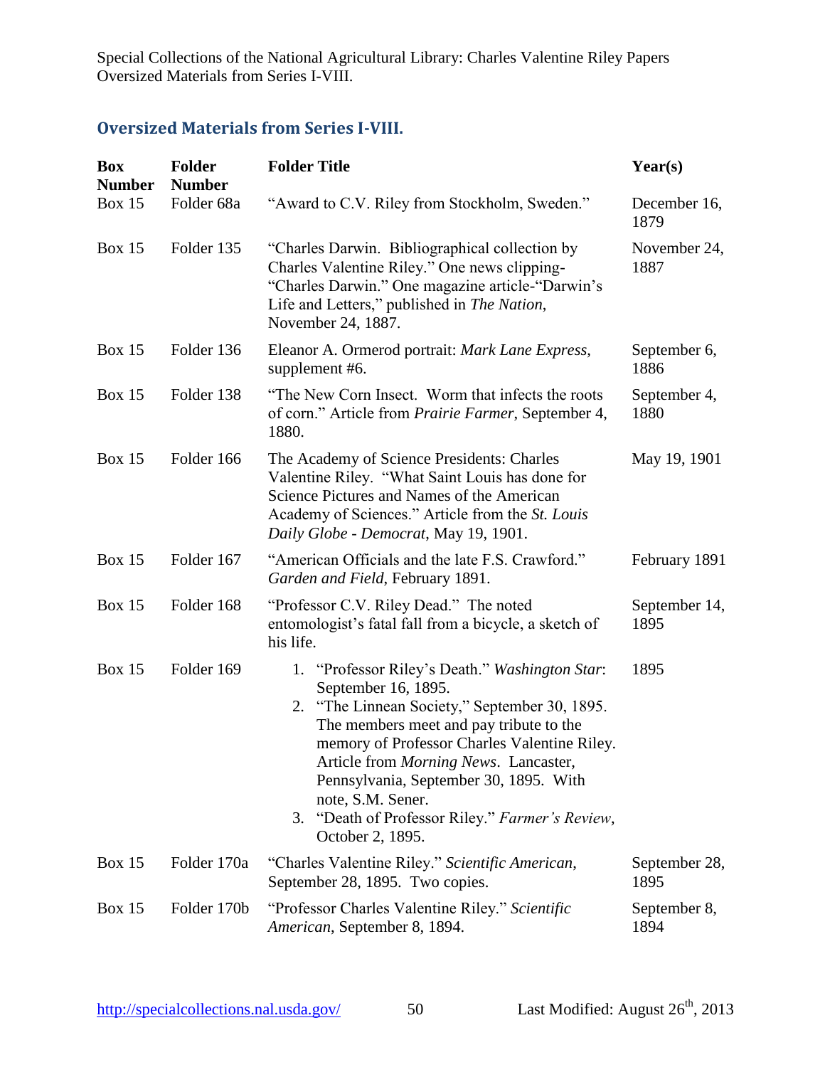## Oversized Materials from Series I-VIII.

| Box Number | Folder Number | Folder Title | Year(s) |
|---|---|---|---|
| Box 15 | Folder 68a | "Award to C.V. Riley from Stockholm, Sweden." | December 16, 1879 |
| Box 15 | Folder 135 | "Charles Darwin. Bibliographical collection by Charles Valentine Riley." One news clipping-"Charles Darwin." One magazine article-"Darwin's Life and Letters," published in *The Nation*, November 24, 1887. | November 24, 1887 |
| Box 15 | Folder 136 | Eleanor A. Ormerod portrait: *Mark Lane Express*, supplement #6. | September 6, 1886 |
| Box 15 | Folder 138 | "The New Corn Insect. Worm that infects the roots of corn." Article from *Prairie Farmer*, September 4, 1880. | September 4, 1880 |
| Box 15 | Folder 166 | The Academy of Science Presidents: Charles Valentine Riley. "What Saint Louis has done for Science Pictures and Names of the American Academy of Sciences." Article from the *St. Louis Daily Globe - Democrat*, May 19, 1901. | May 19, 1901 |
| Box 15 | Folder 167 | "American Officials and the late F.S. Crawford." *Garden and Field*, February 1891. | February 1891 |
| Box 15 | Folder 168 | "Professor C.V. Riley Dead." The noted entomologist's fatal fall from a bicycle, a sketch of his life. | September 14, 1895 |
| Box 15 | Folder 169 | 1. "Professor Riley's Death." *Washington Star*: September 16, 1895. 2. "The Linnean Society," September 30, 1895. The members meet and pay tribute to the memory of Professor Charles Valentine Riley. Article from *Morning News*. Lancaster, Pennsylvania, September 30, 1895. With note, S.M. Sener. 3. "Death of Professor Riley." *Farmer's Review*, October 2, 1895. | 1895 |
| Box 15 | Folder 170a | "Charles Valentine Riley." *Scientific American*, September 28, 1895. Two copies. | September 28, 1895 |
| Box 15 | Folder 170b | "Professor Charles Valentine Riley." *Scientific American*, September 8, 1894. | September 8, 1894 |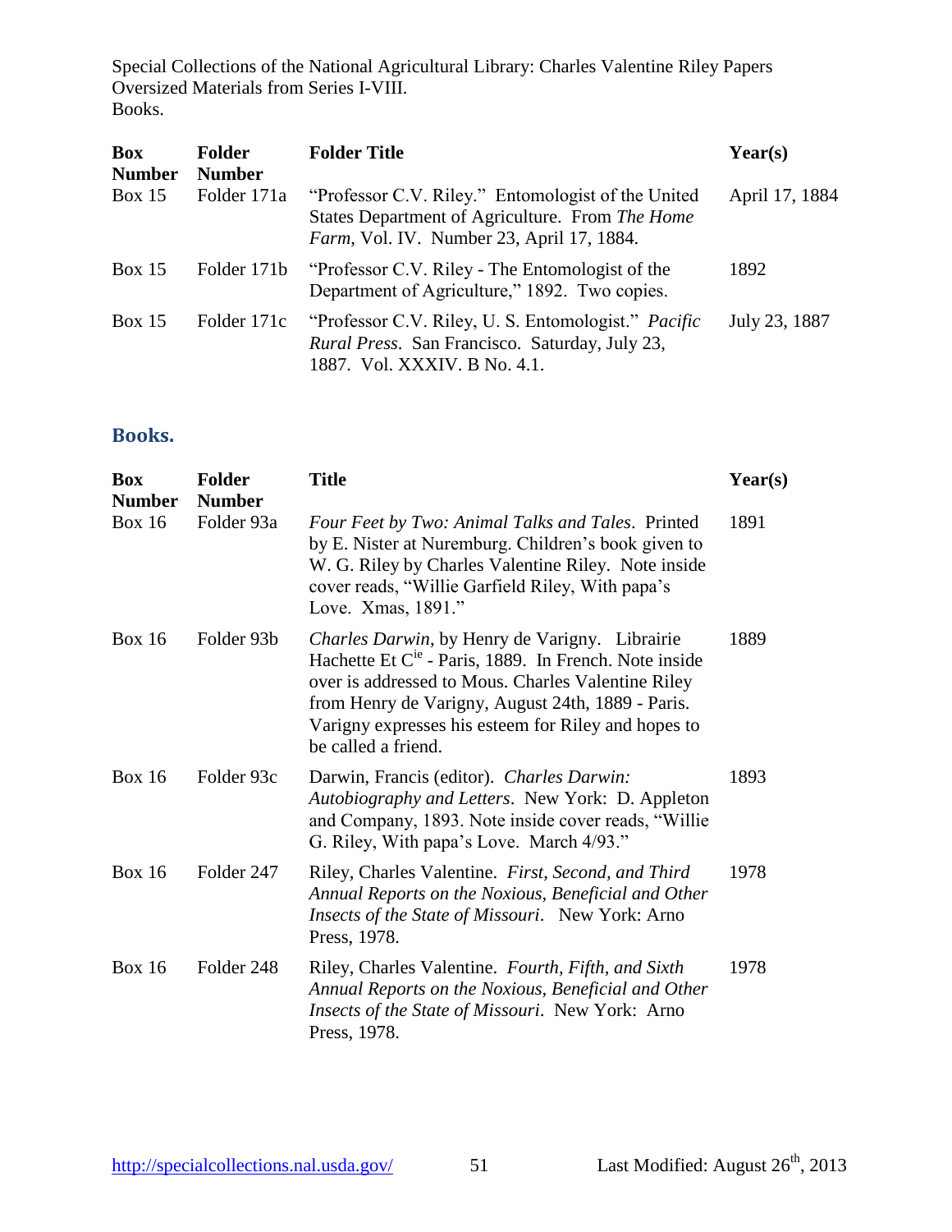| Box Number | Folder Number | Folder Title | Year(s) |
|---|---|---|---|
| Box 15 | Folder 171a | "Professor C.V. Riley." Entomologist of the United States Department of Agriculture. From *The Home Farm*, Vol. IV. Number 23, April 17, 1884. | April 17, 1884 |
| Box 15 | Folder 171b | "Professor C.V. Riley - The Entomologist of the Department of Agriculture," 1892. Two copies. | 1892 |
| Box 15 | Folder 171c | "Professor C.V. Riley, U. S. Entomologist." *Pacific Rural Press*. San Francisco. Saturday, July 23, 1887. Vol. XXXIV. B No. 4.1. | July 23, 1887 |

## Books.

| Box Number | Folder Number | Title | Year(s) |
|---|---|---|---|
| Box 16 | Folder 93a | *Four Feet by Two: Animal Talks and Tales*. Printed by E. Nister at Nuremburg. Children's book given to W. G. Riley by Charles Valentine Riley. Note inside cover reads, "Willie Garfield Riley, With papa's Love. Xmas, 1891." | 1891 |
| Box 16 | Folder 93b | *Charles Darwin*, by Henry de Varigny. Librairie Hachette Et C[ie] - Paris, 1889. In French. Note inside over is addressed to Mous. Charles Valentine Riley from Henry de Varigny, August 24th, 1889 - Paris. Varigny expresses his esteem for Riley and hopes to be called a friend. | 1889 |
| Box 16 | Folder 93c | Darwin, Francis (editor). *Charles Darwin: Autobiography and Letters*. New York: D. Appleton and Company, 1893. Note inside cover reads, "Willie G. Riley, With papa's Love. March 4/93." | 1893 |
| Box 16 | Folder 247 | Riley, Charles Valentine. *First, Second, and Third Annual Reports on the Noxious, Beneficial and Other Insects of the State of Missouri*. New York: Arno Press, 1978. | 1978 |
| Box 16 | Folder 248 | Riley, Charles Valentine. *Fourth, Fifth, and Sixth Annual Reports on the Noxious, Beneficial and Other Insects of the State of Missouri*. New York: Arno Press, 1978. | 1978 |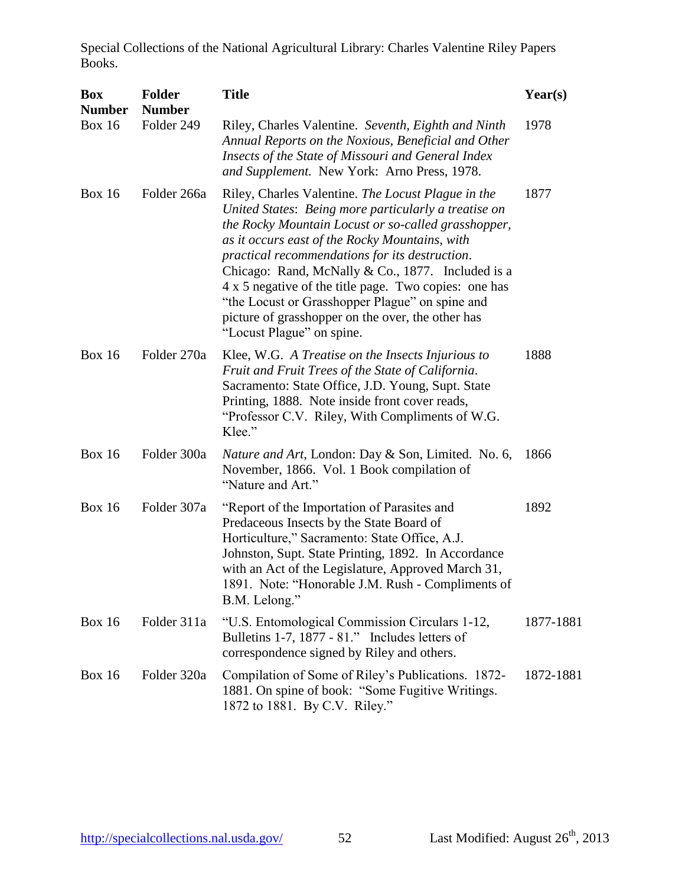Special Collections of the National Agricultural Library: Charles Valentine Riley Papers Books.

| Box Number | Folder Number | Title | Year(s) |
| --- | --- | --- | --- |
| Box 16 | Folder 249 | Riley, Charles Valentine. *Seventh, Eighth and Ninth Annual Reports on the Noxious, Beneficial and Other Insects of the State of Missouri and General Index and Supplement.* New York: Arno Press, 1978. | 1978 |
| Box 16 | Folder 266a | Riley, Charles Valentine. *The Locust Plague in the United States*: *Being more particularly a treatise on the Rocky Mountain Locust or so-called grasshopper, as it occurs east of the Rocky Mountains, with practical recommendations for its destruction*. Chicago: Rand, McNally & Co., 1877. Included is a 4 x 5 negative of the title page. Two copies: one has "the Locust or Grasshopper Plague" on spine and picture of grasshopper on the over, the other has "Locust Plague" on spine. | 1877 |
| Box 16 | Folder 270a | Klee, W.G. *A Treatise on the Insects Injurious to Fruit and Fruit Trees of the State of California*. Sacramento: State Office, J.D. Young, Supt. State Printing, 1888. Note inside front cover reads, "Professor C.V. Riley, With Compliments of W.G. Klee." | 1888 |
| Box 16 | Folder 300a | *Nature and Art*, London: Day & Son, Limited. No. 6, November, 1866. Vol. 1 Book compilation of "Nature and Art." | 1866 |
| Box 16 | Folder 307a | "Report of the Importation of Parasites and Predaceous Insects by the State Board of Horticulture," Sacramento: State Office, A.J. Johnston, Supt. State Printing, 1892. In Accordance with an Act of the Legislature, Approved March 31, 1891. Note: "Honorable J.M. Rush - Compliments of B.M. Lelong." | 1892 |
| Box 16 | Folder 311a | "U.S. Entomological Commission Circulars 1-12, Bulletins 1-7, 1877 - 81." Includes letters of correspondence signed by Riley and others. | 1877-1881 |
| Box 16 | Folder 320a | Compilation of Some of Riley's Publications. 1872-1881. On spine of book: "Some Fugitive Writings. 1872 to 1881. By C.V. Riley." | 1872-1881 |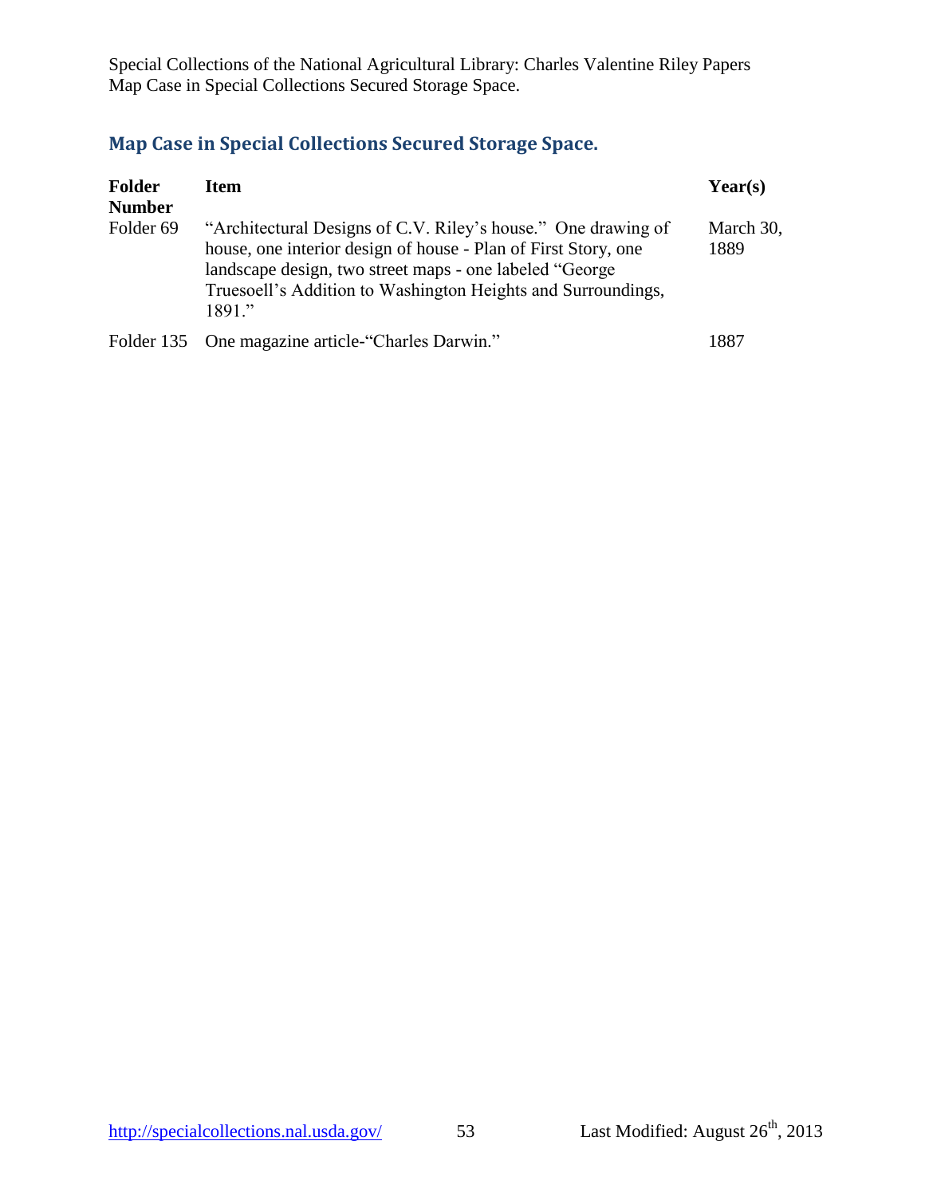## Map Case in Special Collections Secured Storage Space.

| Folder Number | Item | Year(s) |
|---|---|---|
| Folder 69 | "Architectural Designs of C.V. Riley's house." One drawing of house, one interior design of house - Plan of First Story, one landscape design, two street maps - one labeled "George Truesoell's Addition to Washington Heights and Surroundings, 1891." | March 30, 1889 |
| Folder 135 | One magazine article-"Charles Darwin." | 1887 |